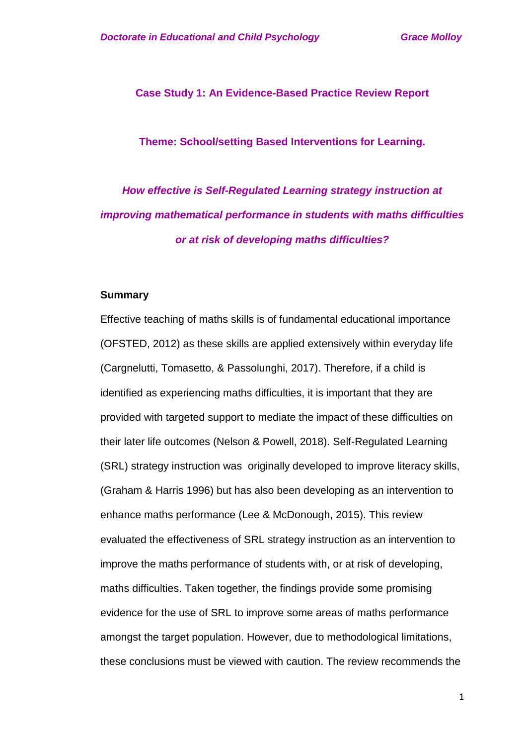## Case Study 1: An Evidence-Based Practice Review Report

### Theme: School/setting Based Interventions for Learning.

***How effective is Self-Regulated Learning strategy instruction at improving mathematical performance in students with maths difficulties or at risk of developing maths difficulties?***

### Summary

Effective teaching of maths skills is of fundamental educational importance (OFSTED, 2012) as these skills are applied extensively within everyday life (Cargnelutti, Tomasetto, & Passolunghi, 2017). Therefore, if a child is identified as experiencing maths difficulties, it is important that they are provided with targeted support to mediate the impact of these difficulties on their later life outcomes (Nelson & Powell, 2018). Self-Regulated Learning (SRL) strategy instruction was originally developed to improve literacy skills, (Graham & Harris 1996) but has also been developing as an intervention to enhance maths performance (Lee & McDonough, 2015). This review evaluated the effectiveness of SRL strategy instruction as an intervention to improve the maths performance of students with, or at risk of developing, maths difficulties. Taken together, the findings provide some promising evidence for the use of SRL to improve some areas of maths performance amongst the target population. However, due to methodological limitations, these conclusions must be viewed with caution. The review recommends the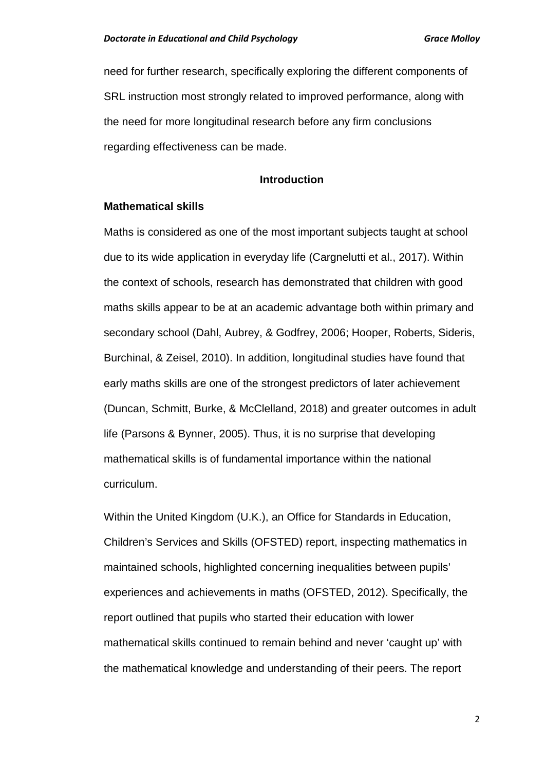need for further research, specifically exploring the different components of SRL instruction most strongly related to improved performance, along with the need for more longitudinal research before any firm conclusions regarding effectiveness can be made.

## Introduction

### Mathematical skills

Maths is considered as one of the most important subjects taught at school due to its wide application in everyday life (Cargnelutti et al., 2017). Within the context of schools, research has demonstrated that children with good maths skills appear to be at an academic advantage both within primary and secondary school (Dahl, Aubrey, & Godfrey, 2006; Hooper, Roberts, Sideris, Burchinal, & Zeisel, 2010). In addition, longitudinal studies have found that early maths skills are one of the strongest predictors of later achievement (Duncan, Schmitt, Burke, & McClelland, 2018) and greater outcomes in adult life (Parsons & Bynner, 2005). Thus, it is no surprise that developing mathematical skills is of fundamental importance within the national curriculum.

Within the United Kingdom (U.K.), an Office for Standards in Education, Children's Services and Skills (OFSTED) report, inspecting mathematics in maintained schools, highlighted concerning inequalities between pupils' experiences and achievements in maths (OFSTED, 2012). Specifically, the report outlined that pupils who started their education with lower mathematical skills continued to remain behind and never 'caught up' with the mathematical knowledge and understanding of their peers. The report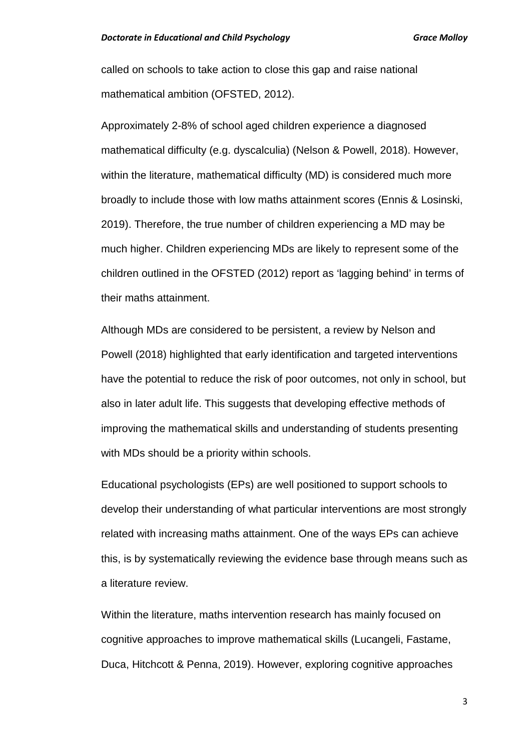called on schools to take action to close this gap and raise national mathematical ambition (OFSTED, 2012).

Approximately 2-8% of school aged children experience a diagnosed mathematical difficulty (e.g. dyscalculia) (Nelson & Powell, 2018). However, within the literature, mathematical difficulty (MD) is considered much more broadly to include those with low maths attainment scores (Ennis & Losinski, 2019). Therefore, the true number of children experiencing a MD may be much higher. Children experiencing MDs are likely to represent some of the children outlined in the OFSTED (2012) report as 'lagging behind' in terms of their maths attainment.

Although MDs are considered to be persistent, a review by Nelson and Powell (2018) highlighted that early identification and targeted interventions have the potential to reduce the risk of poor outcomes, not only in school, but also in later adult life. This suggests that developing effective methods of improving the mathematical skills and understanding of students presenting with MDs should be a priority within schools.

Educational psychologists (EPs) are well positioned to support schools to develop their understanding of what particular interventions are most strongly related with increasing maths attainment. One of the ways EPs can achieve this, is by systematically reviewing the evidence base through means such as a literature review.

Within the literature, maths intervention research has mainly focused on cognitive approaches to improve mathematical skills (Lucangeli, Fastame, Duca, Hitchcott & Penna, 2019). However, exploring cognitive approaches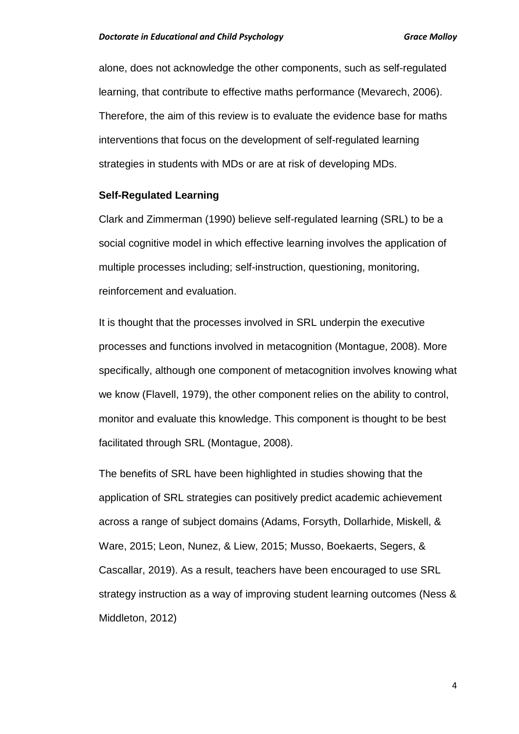alone, does not acknowledge the other components, such as self-regulated learning, that contribute to effective maths performance (Mevarech, 2006). Therefore, the aim of this review is to evaluate the evidence base for maths interventions that focus on the development of self-regulated learning strategies in students with MDs or are at risk of developing MDs.

**Self-Regulated Learning**

Clark and Zimmerman (1990) believe self-regulated learning (SRL) to be a social cognitive model in which effective learning involves the application of multiple processes including; self-instruction, questioning, monitoring, reinforcement and evaluation.

It is thought that the processes involved in SRL underpin the executive processes and functions involved in metacognition (Montague, 2008). More specifically, although one component of metacognition involves knowing what we know (Flavell, 1979), the other component relies on the ability to control, monitor and evaluate this knowledge. This component is thought to be best facilitated through SRL (Montague, 2008).

The benefits of SRL have been highlighted in studies showing that the application of SRL strategies can positively predict academic achievement across a range of subject domains (Adams, Forsyth, Dollarhide, Miskell, & Ware, 2015; Leon, Nunez, & Liew, 2015; Musso, Boekaerts, Segers, & Cascallar, 2019). As a result, teachers have been encouraged to use SRL strategy instruction as a way of improving student learning outcomes (Ness & Middleton, 2012)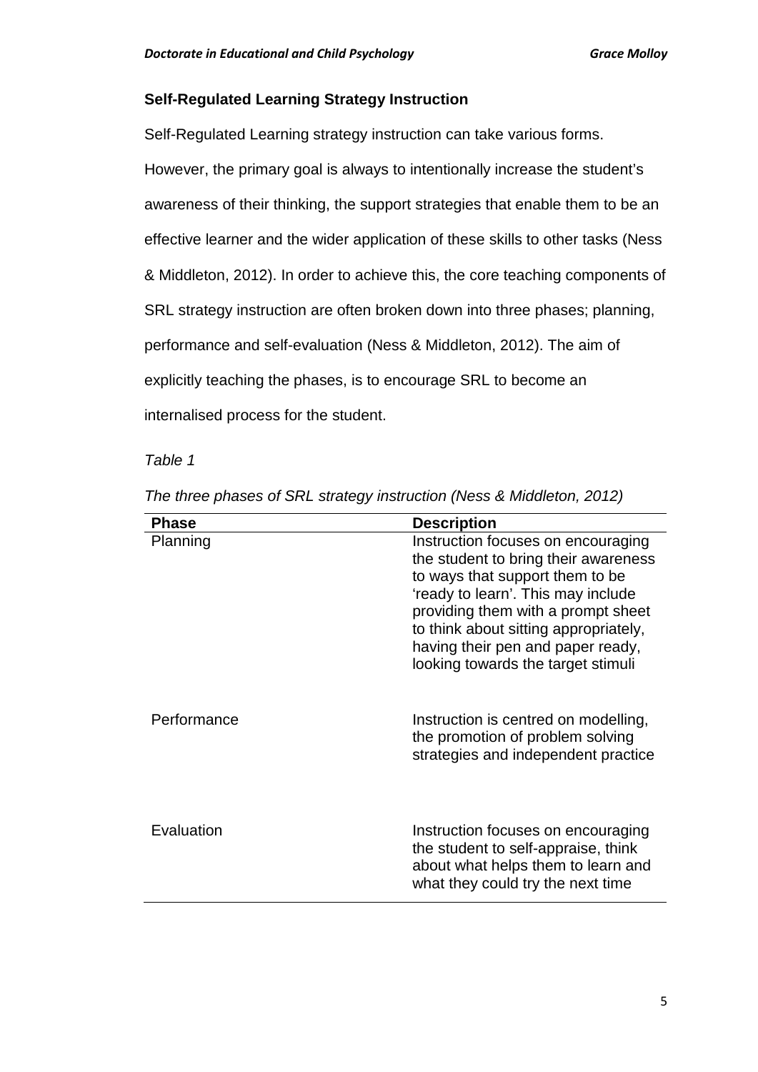**Self-Regulated Learning Strategy Instruction**

Self-Regulated Learning strategy instruction can take various forms. However, the primary goal is always to intentionally increase the student's awareness of their thinking, the support strategies that enable them to be an effective learner and the wider application of these skills to other tasks (Ness & Middleton, 2012). In order to achieve this, the core teaching components of SRL strategy instruction are often broken down into three phases; planning, performance and self-evaluation (Ness & Middleton, 2012). The aim of explicitly teaching the phases, is to encourage SRL to become an internalised process for the student.

*Table 1*

*The three phases of SRL strategy instruction (Ness & Middleton, 2012)*

| Phase | Description |
|---|---|
| Planning | Instruction focuses on encouraging the student to bring their awareness to ways that support them to be 'ready to learn'. This may include providing them with a prompt sheet to think about sitting appropriately, having their pen and paper ready, looking towards the target stimuli |
| Performance | Instruction is centred on modelling, the promotion of problem solving strategies and independent practice |
| Evaluation | Instruction focuses on encouraging the student to self-appraise, think about what helps them to learn and what they could try the next time |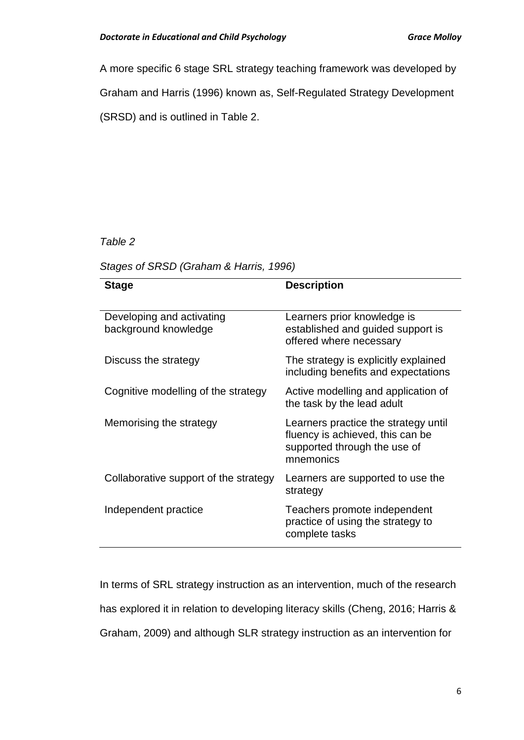A more specific 6 stage SRL strategy teaching framework was developed by Graham and Harris (1996) known as, Self-Regulated Strategy Development (SRSD) and is outlined in Table 2.

*Table 2*

*Stages of SRSD (Graham & Harris, 1996)*

| Stage | Description |
|---|---|
| Developing and activating background knowledge | Learners prior knowledge is established and guided support is offered where necessary |
| Discuss the strategy | The strategy is explicitly explained including benefits and expectations |
| Cognitive modelling of the strategy | Active modelling and application of the task by the lead adult |
| Memorising the strategy | Learners practice the strategy until fluency is achieved, this can be supported through the use of mnemonics |
| Collaborative support of the strategy | Learners are supported to use the strategy |
| Independent practice | Teachers promote independent practice of using the strategy to complete tasks |

In terms of SRL strategy instruction as an intervention, much of the research has explored it in relation to developing literacy skills (Cheng, 2016; Harris & Graham, 2009) and although SLR strategy instruction as an intervention for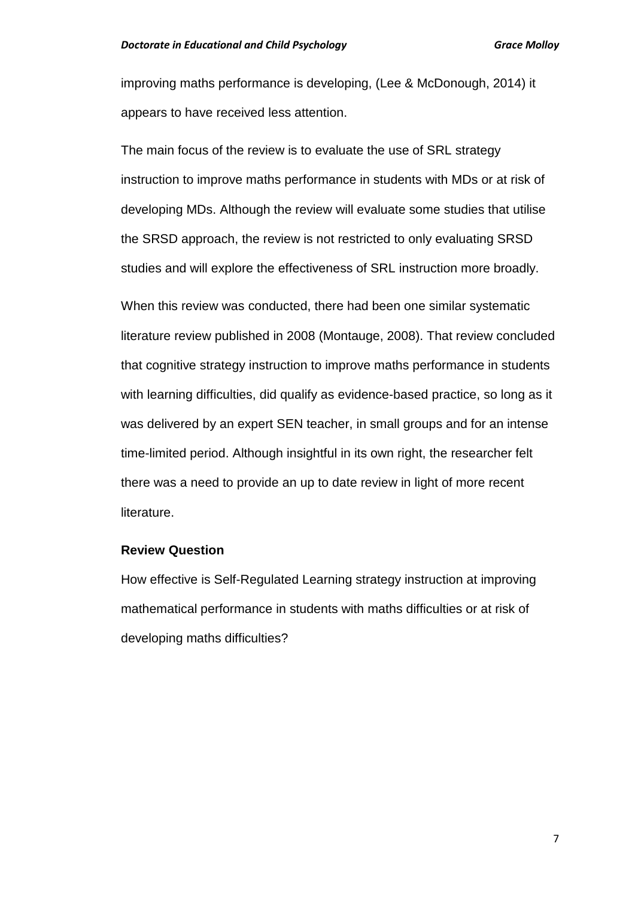improving maths performance is developing, (Lee & McDonough, 2014) it appears to have received less attention.

The main focus of the review is to evaluate the use of SRL strategy instruction to improve maths performance in students with MDs or at risk of developing MDs. Although the review will evaluate some studies that utilise the SRSD approach, the review is not restricted to only evaluating SRSD studies and will explore the effectiveness of SRL instruction more broadly.

When this review was conducted, there had been one similar systematic literature review published in 2008 (Montauge, 2008). That review concluded that cognitive strategy instruction to improve maths performance in students with learning difficulties, did qualify as evidence-based practice, so long as it was delivered by an expert SEN teacher, in small groups and for an intense time-limited period. Although insightful in its own right, the researcher felt there was a need to provide an up to date review in light of more recent literature.

### Review Question

How effective is Self-Regulated Learning strategy instruction at improving mathematical performance in students with maths difficulties or at risk of developing maths difficulties?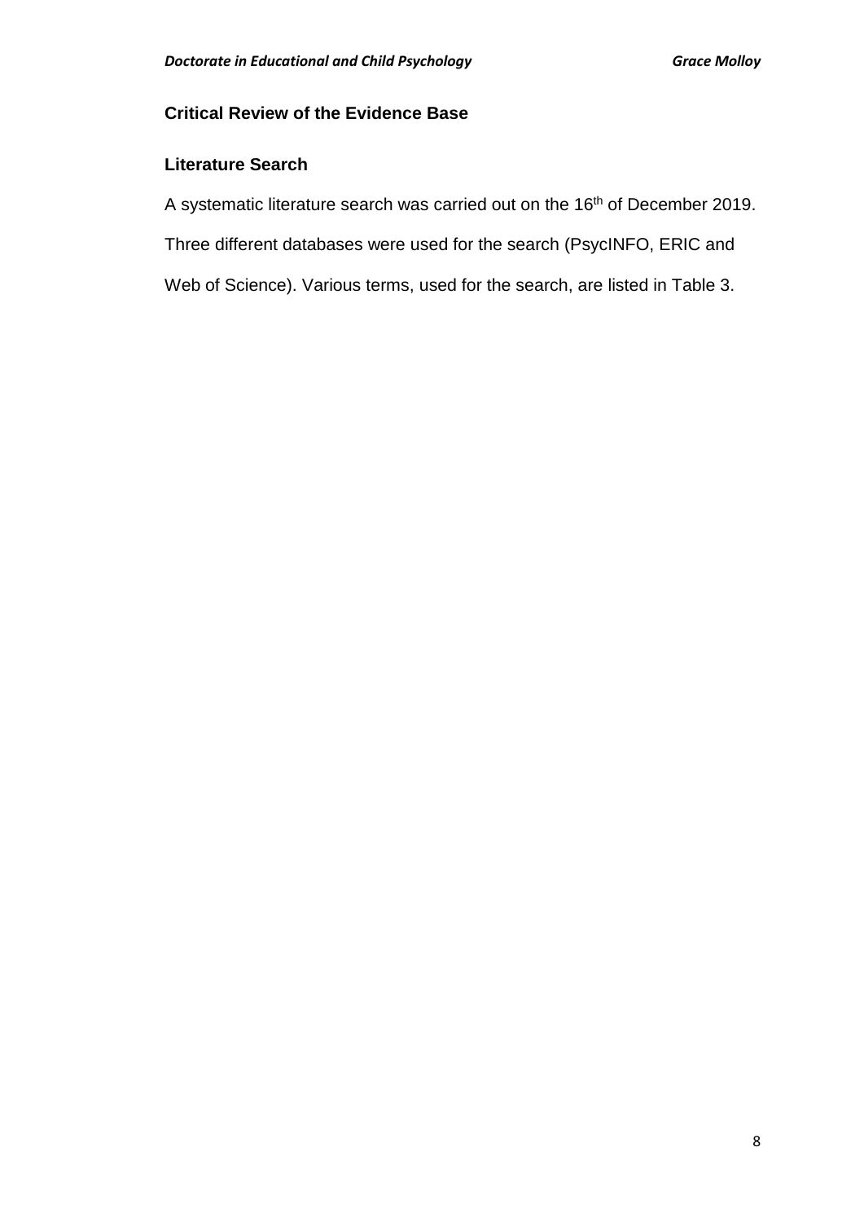## Critical Review of the Evidence Base

### Literature Search

A systematic literature search was carried out on the 16th of December 2019. Three different databases were used for the search (PsycINFO, ERIC and Web of Science). Various terms, used for the search, are listed in Table 3.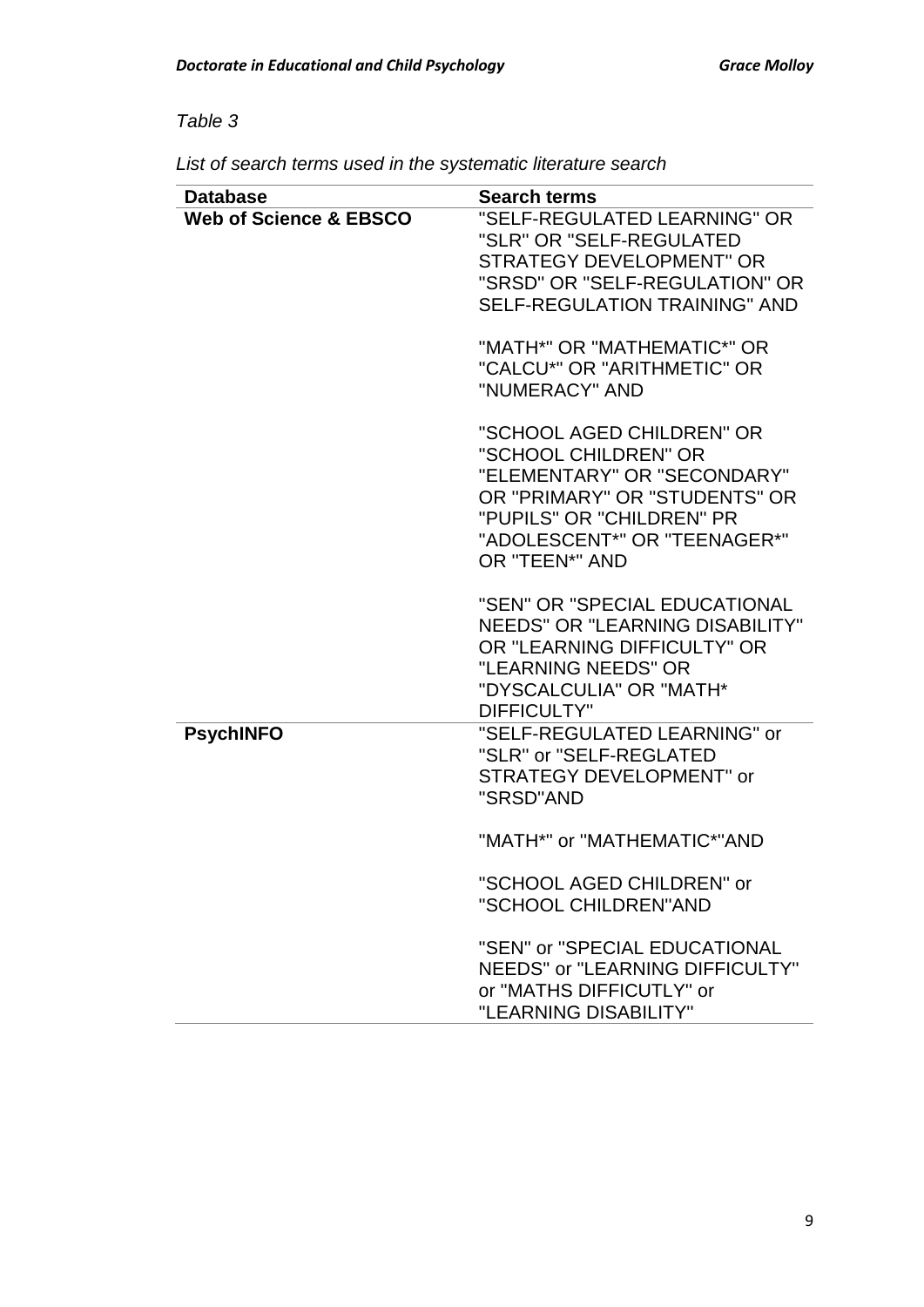*Table 3*

*List of search terms used in the systematic literature search*

| Database | Search terms |
|---|---|
| **Web of Science & EBSCO** | "SELF-REGULATED LEARNING" OR "SLR" OR "SELF-REGULATED STRATEGY DEVELOPMENT" OR "SRSD" OR "SELF-REGULATION" OR SELF-REGULATION TRAINING" AND<br><br>"MATH*" OR "MATHEMATIC*" OR "CALCU*" OR "ARITHMETIC" OR "NUMERACY" AND<br><br>"SCHOOL AGED CHILDREN" OR "SCHOOL CHILDREN" OR "ELEMENTARY" OR "SECONDARY" OR "PRIMARY" OR "STUDENTS" OR "PUPILS" OR "CHILDREN" PR "ADOLESCENT*" OR "TEENAGER*" OR "TEEN*" AND<br><br>"SEN" OR "SPECIAL EDUCATIONAL NEEDS" OR "LEARNING DISABILITY" OR "LEARNING DIFFICULTY" OR "LEARNING NEEDS" OR "DYSCALCULIA" OR "MATH* DIFFICULTY" |
| **PsychINFO** | "SELF-REGULATED LEARNING" or "SLR" or "SELF-REGLATED STRATEGY DEVELOPMENT" or "SRSD"AND<br><br>"MATH*" or "MATHEMATIC*"AND<br><br>"SCHOOL AGED CHILDREN" or "SCHOOL CHILDREN"AND<br><br>"SEN" or "SPECIAL EDUCATIONAL NEEDS" or "LEARNING DIFFICULTY" or "MATHS DIFFICUTLY" or "LEARNING DISABILITY" |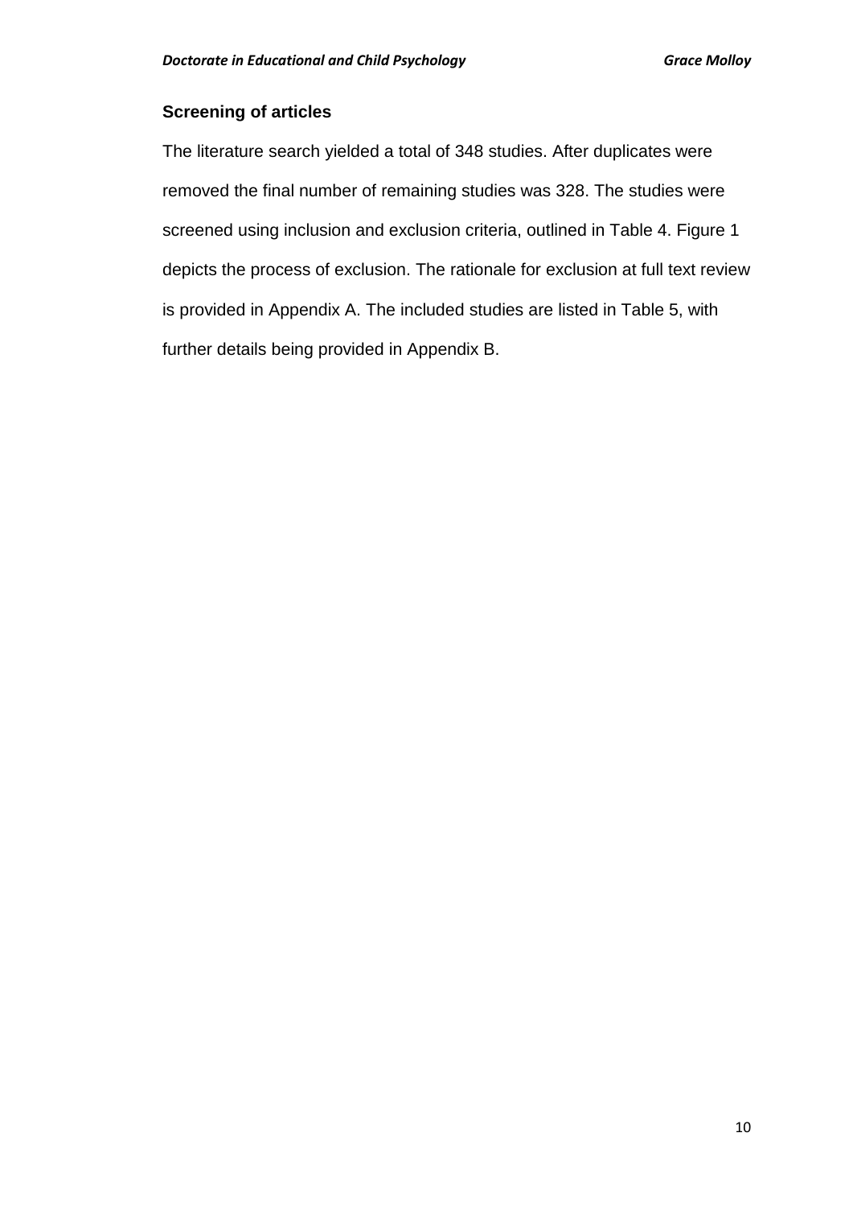### Screening of articles

The literature search yielded a total of 348 studies. After duplicates were removed the final number of remaining studies was 328. The studies were screened using inclusion and exclusion criteria, outlined in Table 4. Figure 1 depicts the process of exclusion. The rationale for exclusion at full text review is provided in Appendix A. The included studies are listed in Table 5, with further details being provided in Appendix B.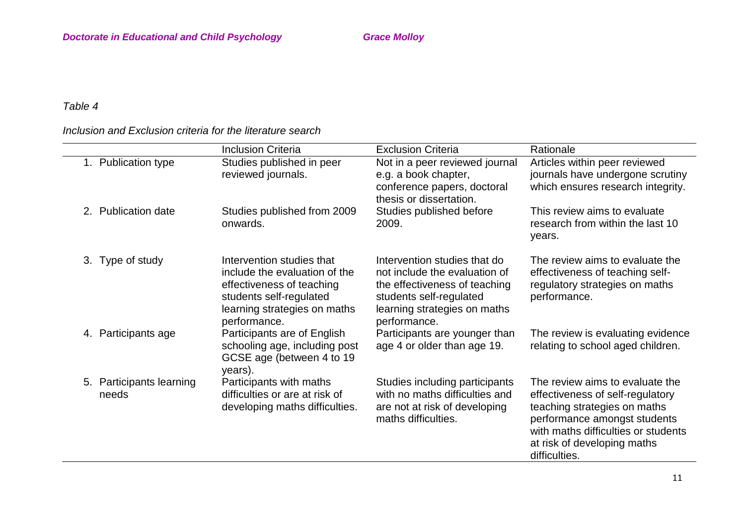*Table 4*

*Inclusion and Exclusion criteria for the literature search*

| | Inclusion Criteria | Exclusion Criteria | Rationale |
|---|---|---|---|
| 1. Publication type | Studies published in peer reviewed journals. | Not in a peer reviewed journal e.g. a book chapter, conference papers, doctoral thesis or dissertation. | Articles within peer reviewed journals have undergone scrutiny which ensures research integrity. |
| 2. Publication date | Studies published from 2009 onwards. | Studies published before 2009. | This review aims to evaluate research from within the last 10 years. |
| 3. Type of study | Intervention studies that include the evaluation of the effectiveness of teaching students self-regulated learning strategies on maths performance. | Intervention studies that do not include the evaluation of the effectiveness of teaching students self-regulated learning strategies on maths performance. | The review aims to evaluate the effectiveness of teaching self-regulatory strategies on maths performance. |
| 4. Participants age | Participants are of English schooling age, including post GCSE age (between 4 to 19 years). | Participants are younger than age 4 or older than age 19. | The review is evaluating evidence relating to school aged children. |
| 5. Participants learning needs | Participants with maths difficulties or are at risk of developing maths difficulties. | Studies including participants with no maths difficulties and are not at risk of developing maths difficulties. | The review aims to evaluate the effectiveness of self-regulatory teaching strategies on maths performance amongst students with maths difficulties or students at risk of developing maths difficulties. |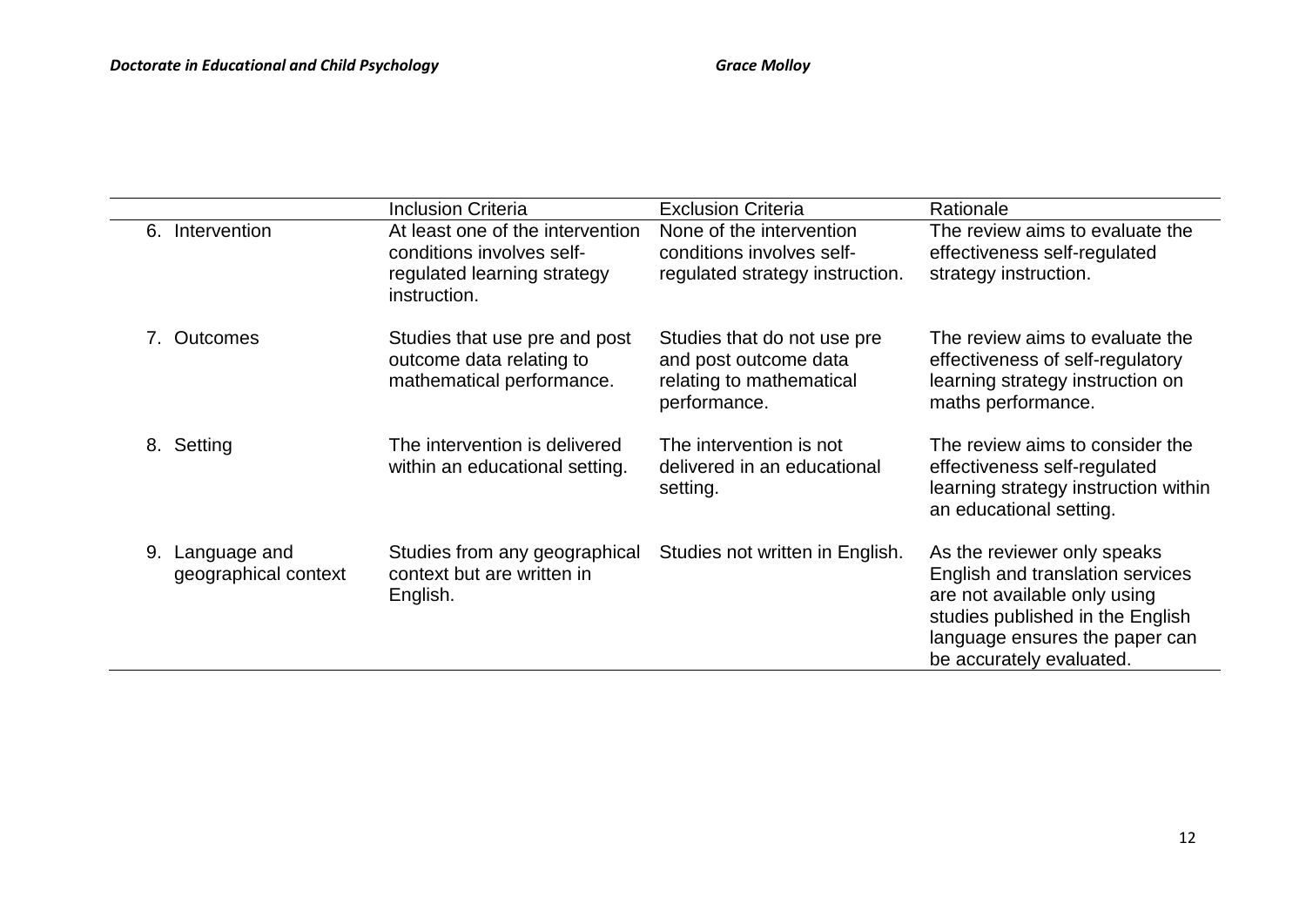| | Inclusion Criteria | Exclusion Criteria | Rationale |
|---|---|---|---|
| 6. Intervention | At least one of the intervention conditions involves self-regulated learning strategy instruction. | None of the intervention conditions involves self-regulated strategy instruction. | The review aims to evaluate the effectiveness self-regulated strategy instruction. |
| 7. Outcomes | Studies that use pre and post outcome data relating to mathematical performance. | Studies that do not use pre and post outcome data relating to mathematical performance. | The review aims to evaluate the effectiveness of self-regulatory learning strategy instruction on maths performance. |
| 8. Setting | The intervention is delivered within an educational setting. | The intervention is not delivered in an educational setting. | The review aims to consider the effectiveness self-regulated learning strategy instruction within an educational setting. |
| 9. Language and geographical context | Studies from any geographical context but are written in English. | Studies not written in English. | As the reviewer only speaks English and translation services are not available only using studies published in the English language ensures the paper can be accurately evaluated. |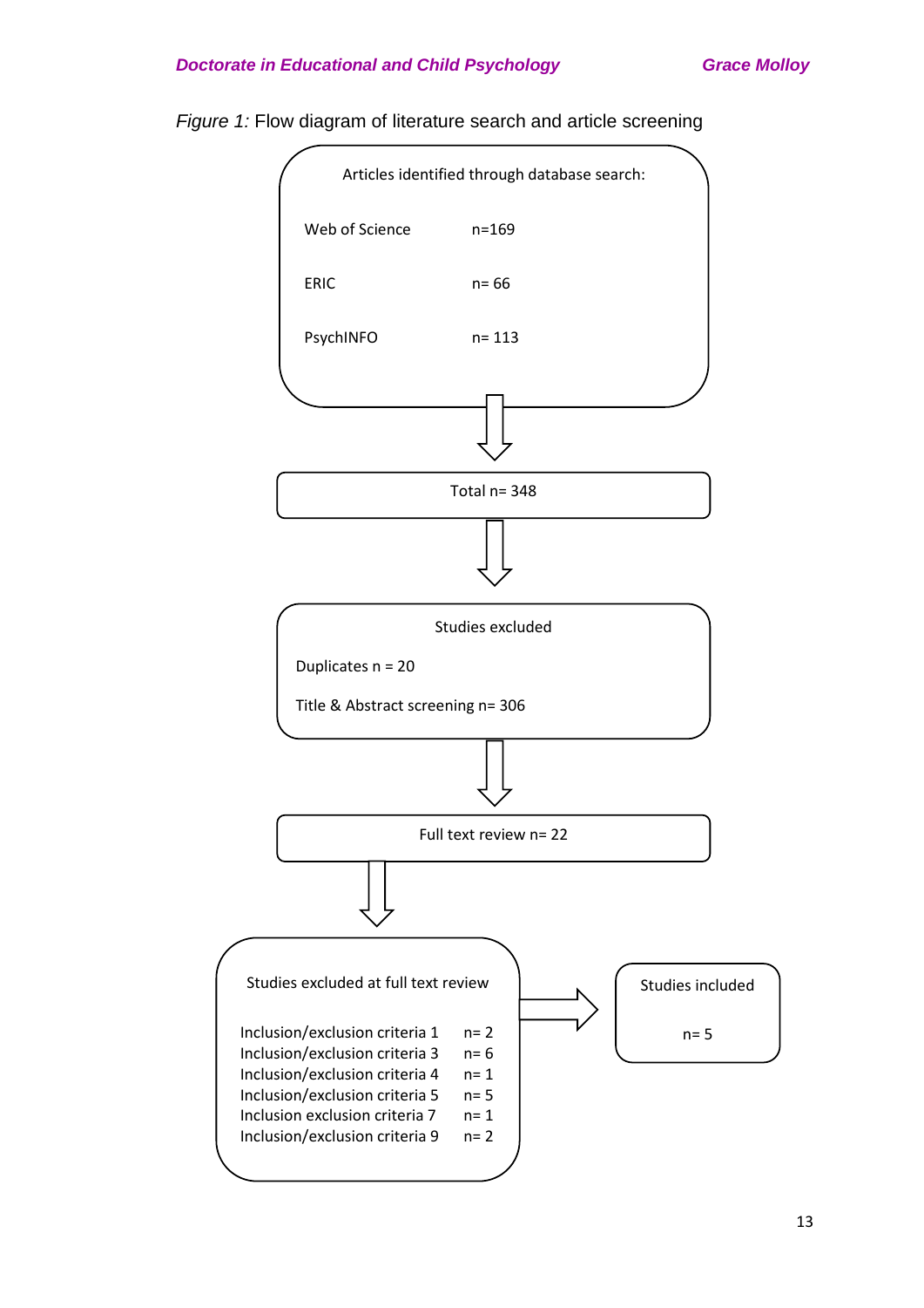*Figure 1:* Flow diagram of literature search and article screening

Articles identified through database search:

| Database | n |
|---|---|
| Web of Science | n=169 |
| ERIC | n= 66 |
| PsychINFO | n= 113 |

↓

Total n= 348

↓

Studies excluded

Duplicates n = 20

Title & Abstract screening n= 306

↓

Full text review n= 22

↓

Studies excluded at full text review

| Criteria | n |
|---|---|
| Inclusion/exclusion criteria 1 | n= 2 |
| Inclusion/exclusion criteria 3 | n= 6 |
| Inclusion/exclusion criteria 4 | n= 1 |
| Inclusion/exclusion criteria 5 | n= 5 |
| Inclusion exclusion criteria 7 | n= 1 |
| Inclusion/exclusion criteria 9 | n= 2 |

→

Studies included

n= 5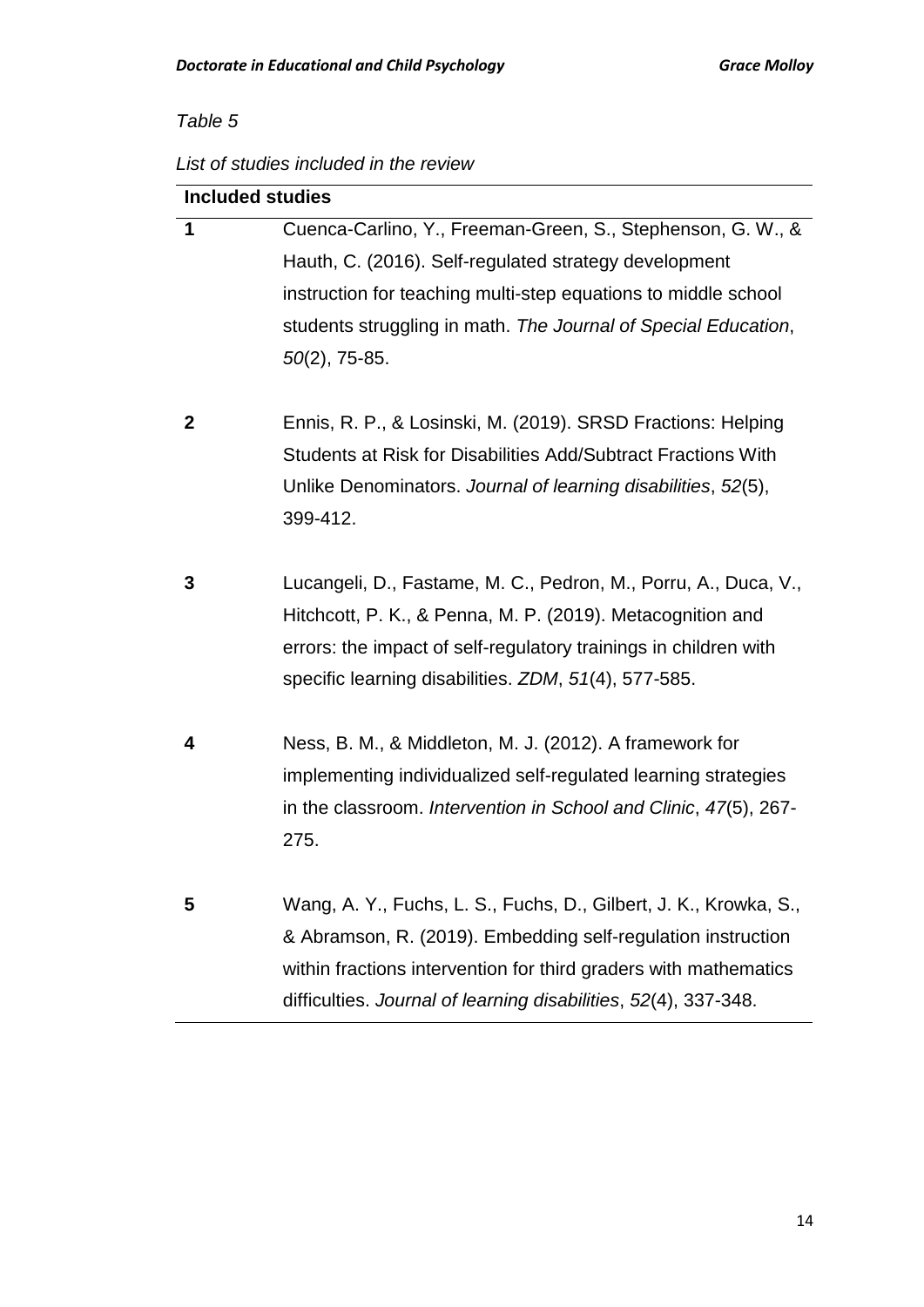*Table 5*

*List of studies included in the review*

| Included studies | |
|---|---|
| **1** | Cuenca-Carlino, Y., Freeman-Green, S., Stephenson, G. W., & Hauth, C. (2016). Self-regulated strategy development instruction for teaching multi-step equations to middle school students struggling in math. *The Journal of Special Education*, *50*(2), 75-85. |
| **2** | Ennis, R. P., & Losinski, M. (2019). SRSD Fractions: Helping Students at Risk for Disabilities Add/Subtract Fractions With Unlike Denominators. *Journal of learning disabilities*, *52*(5), 399-412. |
| **3** | Lucangeli, D., Fastame, M. C., Pedron, M., Porru, A., Duca, V., Hitchcott, P. K., & Penna, M. P. (2019). Metacognition and errors: the impact of self-regulatory trainings in children with specific learning disabilities. *ZDM*, *51*(4), 577-585. |
| **4** | Ness, B. M., & Middleton, M. J. (2012). A framework for implementing individualized self-regulated learning strategies in the classroom. *Intervention in School and Clinic*, *47*(5), 267-275. |
| **5** | Wang, A. Y., Fuchs, L. S., Fuchs, D., Gilbert, J. K., Krowka, S., & Abramson, R. (2019). Embedding self-regulation instruction within fractions intervention for third graders with mathematics difficulties. *Journal of learning disabilities*, *52*(4), 337-348. |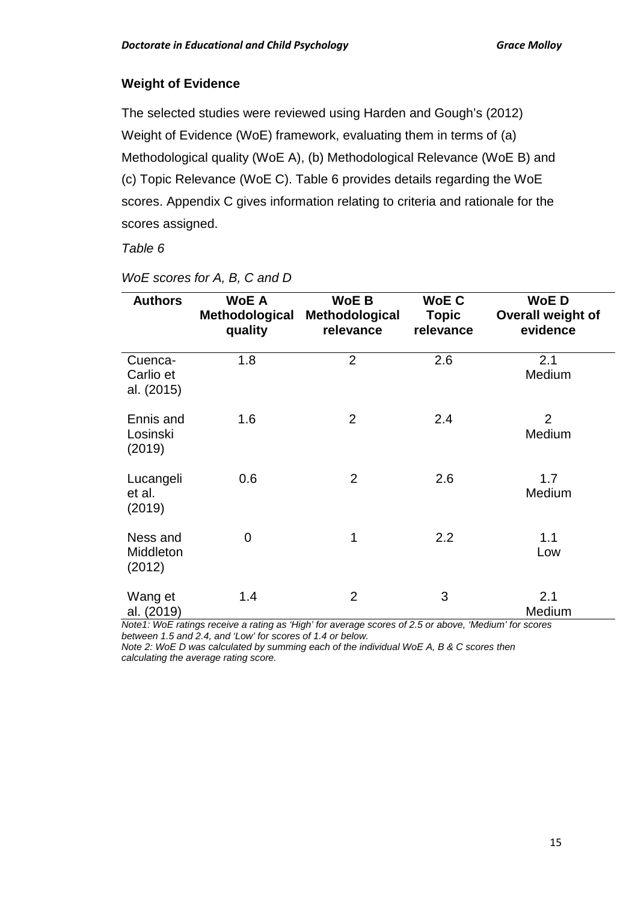### Weight of Evidence

The selected studies were reviewed using Harden and Gough's (2012) Weight of Evidence (WoE) framework, evaluating them in terms of (a) Methodological quality (WoE A), (b) Methodological Relevance (WoE B) and (c) Topic Relevance (WoE C). Table 6 provides details regarding the WoE scores. Appendix C gives information relating to criteria and rationale for the scores assigned.

*Table 6*

*WoE scores for A, B, C and D*

| Authors | WoE A Methodological quality | WoE B Methodological relevance | WoE C Topic relevance | WoE D Overall weight of evidence |
|---|---|---|---|---|
| Cuenca-Carlio et al. (2015) | 1.8 | 2 | 2.6 | 2.1 Medium |
| Ennis and Losinski (2019) | 1.6 | 2 | 2.4 | 2 Medium |
| Lucangeli et al. (2019) | 0.6 | 2 | 2.6 | 1.7 Medium |
| Ness and Middleton (2012) | 0 | 1 | 2.2 | 1.1 Low |
| Wang et al. (2019) | 1.4 | 2 | 3 | 2.1 Medium |

*Note1: WoE ratings receive a rating as 'High' for average scores of 2.5 or above, 'Medium' for scores between 1.5 and 2.4, and 'Low' for scores of 1.4 or below.*
*Note 2: WoE D was calculated by summing each of the individual WoE A, B & C scores then calculating the average rating score.*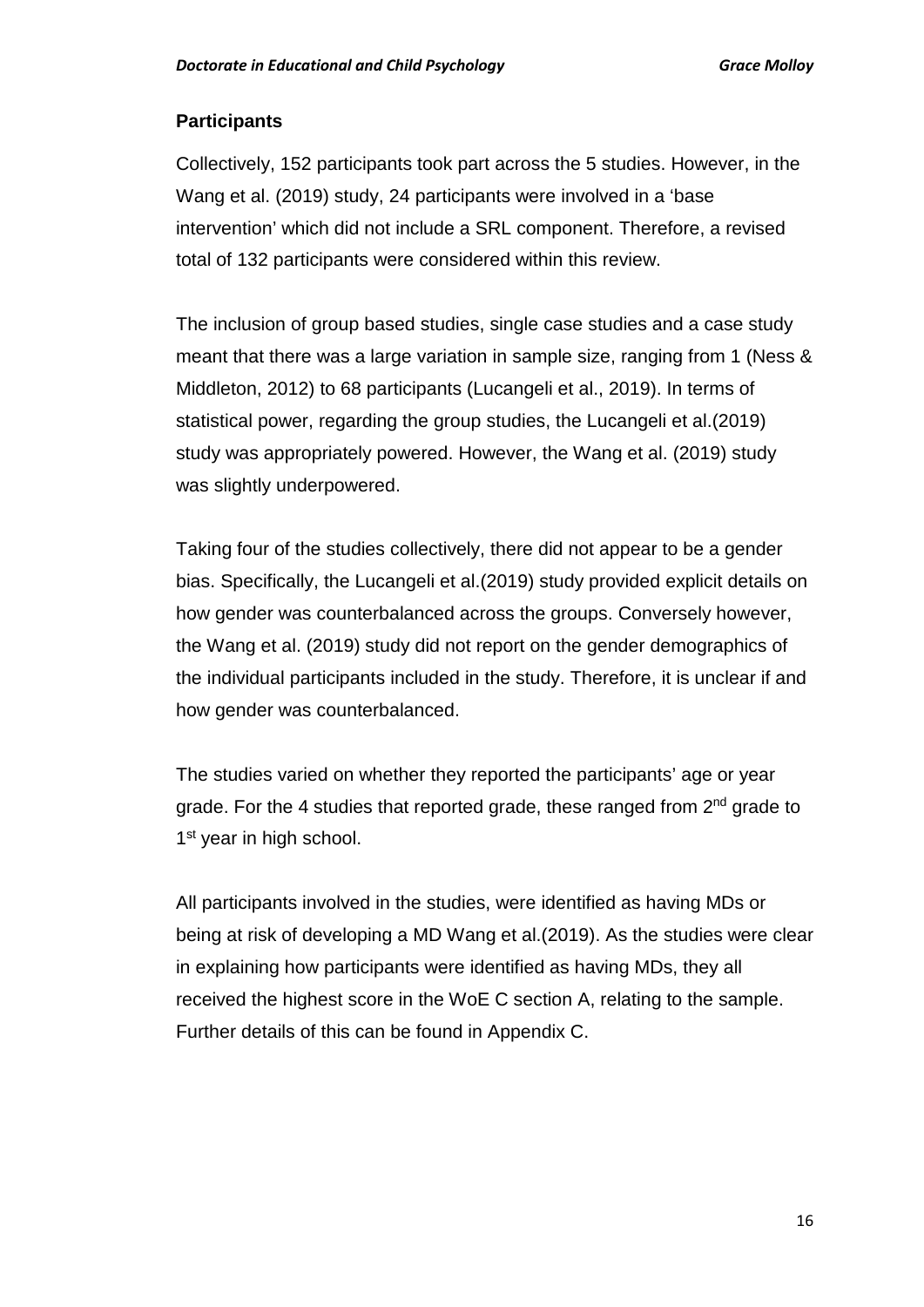## Participants

Collectively, 152 participants took part across the 5 studies. However, in the Wang et al. (2019) study, 24 participants were involved in a 'base intervention' which did not include a SRL component. Therefore, a revised total of 132 participants were considered within this review.

The inclusion of group based studies, single case studies and a case study meant that there was a large variation in sample size, ranging from 1 (Ness & Middleton, 2012) to 68 participants (Lucangeli et al., 2019). In terms of statistical power, regarding the group studies, the Lucangeli et al.(2019) study was appropriately powered. However, the Wang et al. (2019) study was slightly underpowered.

Taking four of the studies collectively, there did not appear to be a gender bias. Specifically, the Lucangeli et al.(2019) study provided explicit details on how gender was counterbalanced across the groups. Conversely however, the Wang et al. (2019) study did not report on the gender demographics of the individual participants included in the study. Therefore, it is unclear if and how gender was counterbalanced.

The studies varied on whether they reported the participants' age or year grade. For the 4 studies that reported grade, these ranged from 2nd grade to 1st year in high school.

All participants involved in the studies, were identified as having MDs or being at risk of developing a MD Wang et al.(2019). As the studies were clear in explaining how participants were identified as having MDs, they all received the highest score in the WoE C section A, relating to the sample. Further details of this can be found in Appendix C.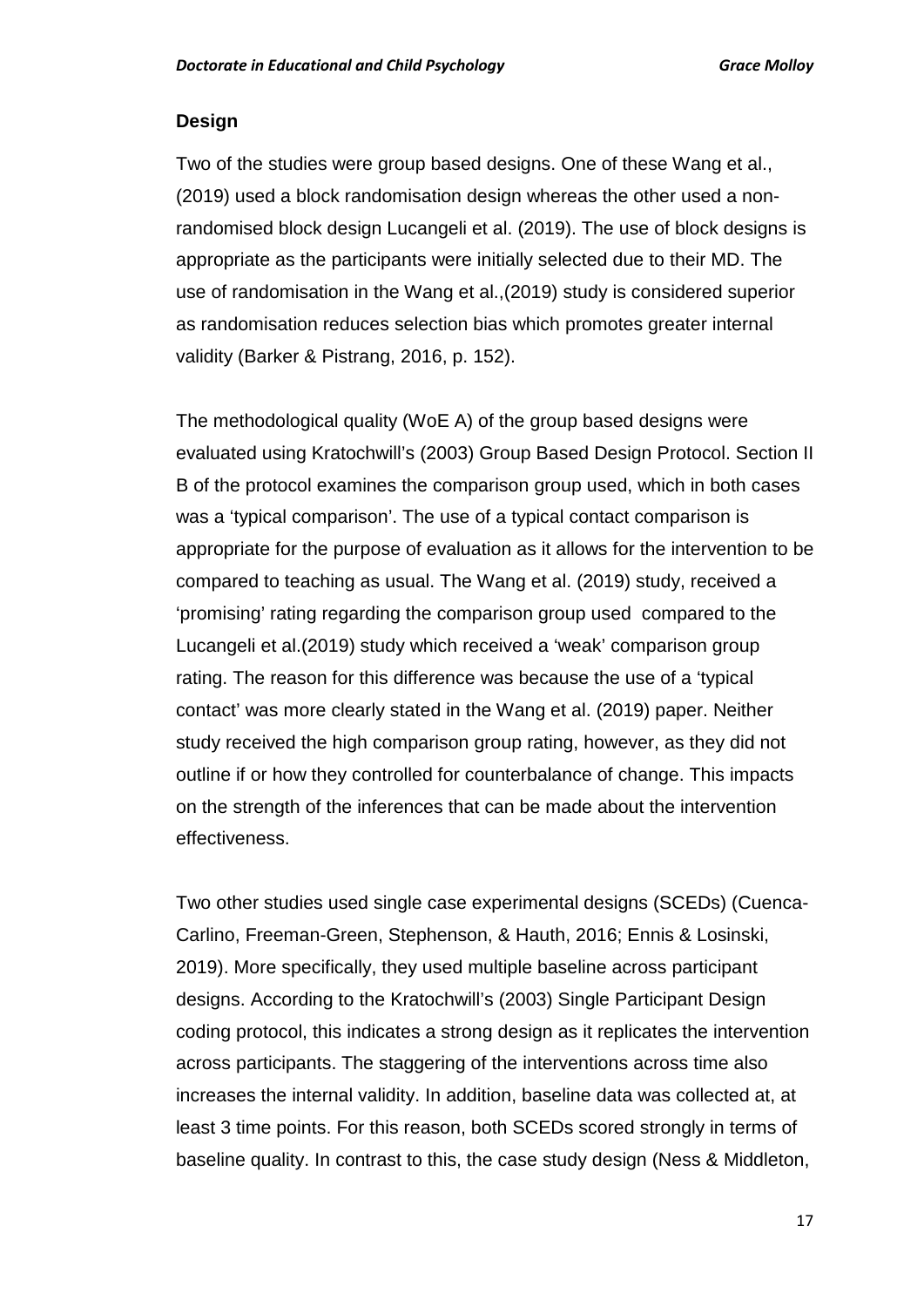## Design

Two of the studies were group based designs. One of these Wang et al., (2019) used a block randomisation design whereas the other used a non-randomised block design Lucangeli et al. (2019). The use of block designs is appropriate as the participants were initially selected due to their MD. The use of randomisation in the Wang et al.,(2019) study is considered superior as randomisation reduces selection bias which promotes greater internal validity (Barker & Pistrang, 2016, p. 152).

The methodological quality (WoE A) of the group based designs were evaluated using Kratochwill's (2003) Group Based Design Protocol. Section II B of the protocol examines the comparison group used, which in both cases was a 'typical comparison'. The use of a typical contact comparison is appropriate for the purpose of evaluation as it allows for the intervention to be compared to teaching as usual. The Wang et al. (2019) study, received a 'promising' rating regarding the comparison group used compared to the Lucangeli et al.(2019) study which received a 'weak' comparison group rating. The reason for this difference was because the use of a 'typical contact' was more clearly stated in the Wang et al. (2019) paper. Neither study received the high comparison group rating, however, as they did not outline if or how they controlled for counterbalance of change. This impacts on the strength of the inferences that can be made about the intervention effectiveness.

Two other studies used single case experimental designs (SCEDs) (Cuenca-Carlino, Freeman-Green, Stephenson, & Hauth, 2016; Ennis & Losinski, 2019). More specifically, they used multiple baseline across participant designs. According to the Kratochwill's (2003) Single Participant Design coding protocol, this indicates a strong design as it replicates the intervention across participants. The staggering of the interventions across time also increases the internal validity. In addition, baseline data was collected at, at least 3 time points. For this reason, both SCEDs scored strongly in terms of baseline quality. In contrast to this, the case study design (Ness & Middleton,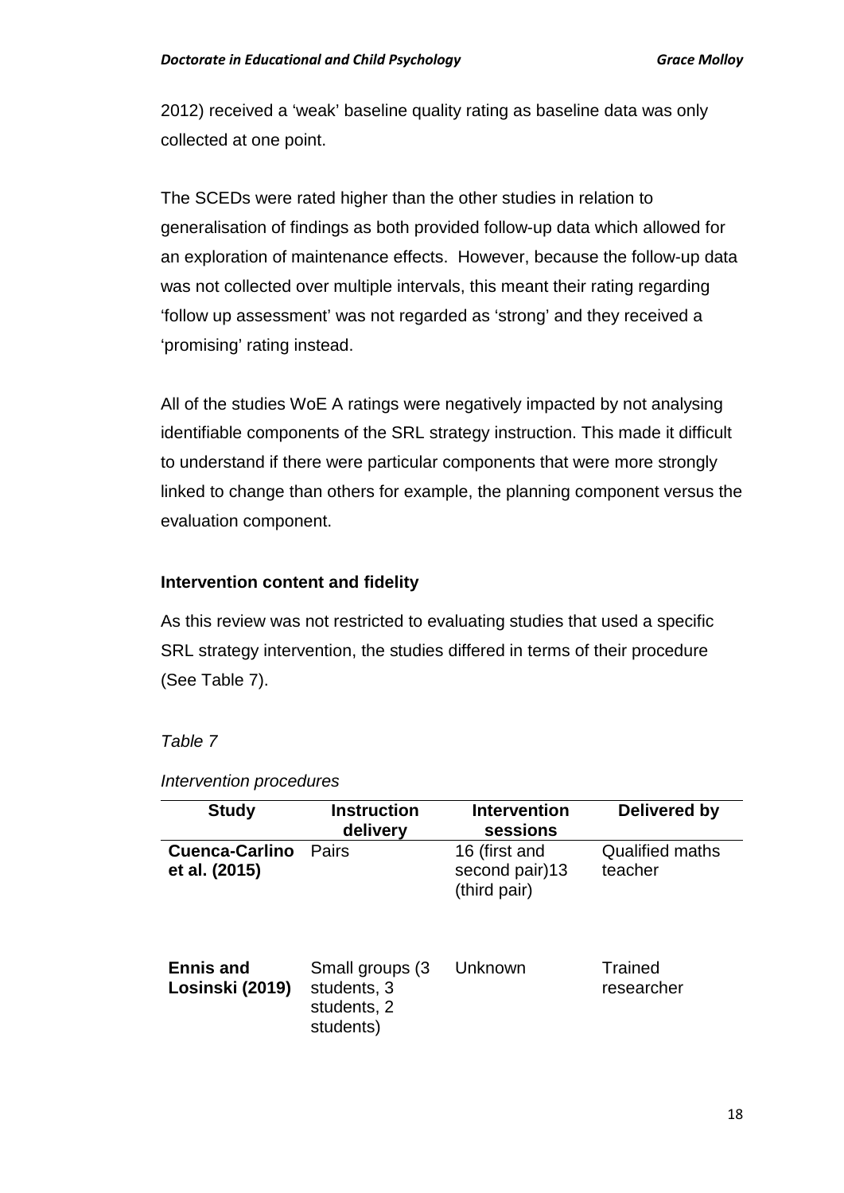2012) received a 'weak' baseline quality rating as baseline data was only collected at one point.

The SCEDs were rated higher than the other studies in relation to generalisation of findings as both provided follow-up data which allowed for an exploration of maintenance effects. However, because the follow-up data was not collected over multiple intervals, this meant their rating regarding 'follow up assessment' was not regarded as 'strong' and they received a 'promising' rating instead.

All of the studies WoE A ratings were negatively impacted by not analysing identifiable components of the SRL strategy instruction. This made it difficult to understand if there were particular components that were more strongly linked to change than others for example, the planning component versus the evaluation component.

**Intervention content and fidelity**

As this review was not restricted to evaluating studies that used a specific SRL strategy intervention, the studies differed in terms of their procedure (See Table 7).

*Table 7*

*Intervention procedures*

| Study | Instruction delivery | Intervention sessions | Delivered by |
|---|---|---|---|
| **Cuenca-Carlino et al. (2015)** | Pairs | 16 (first and second pair)13 (third pair) | Qualified maths teacher |
| **Ennis and Losinski (2019)** | Small groups (3 students, 3 students, 2 students) | Unknown | Trained researcher |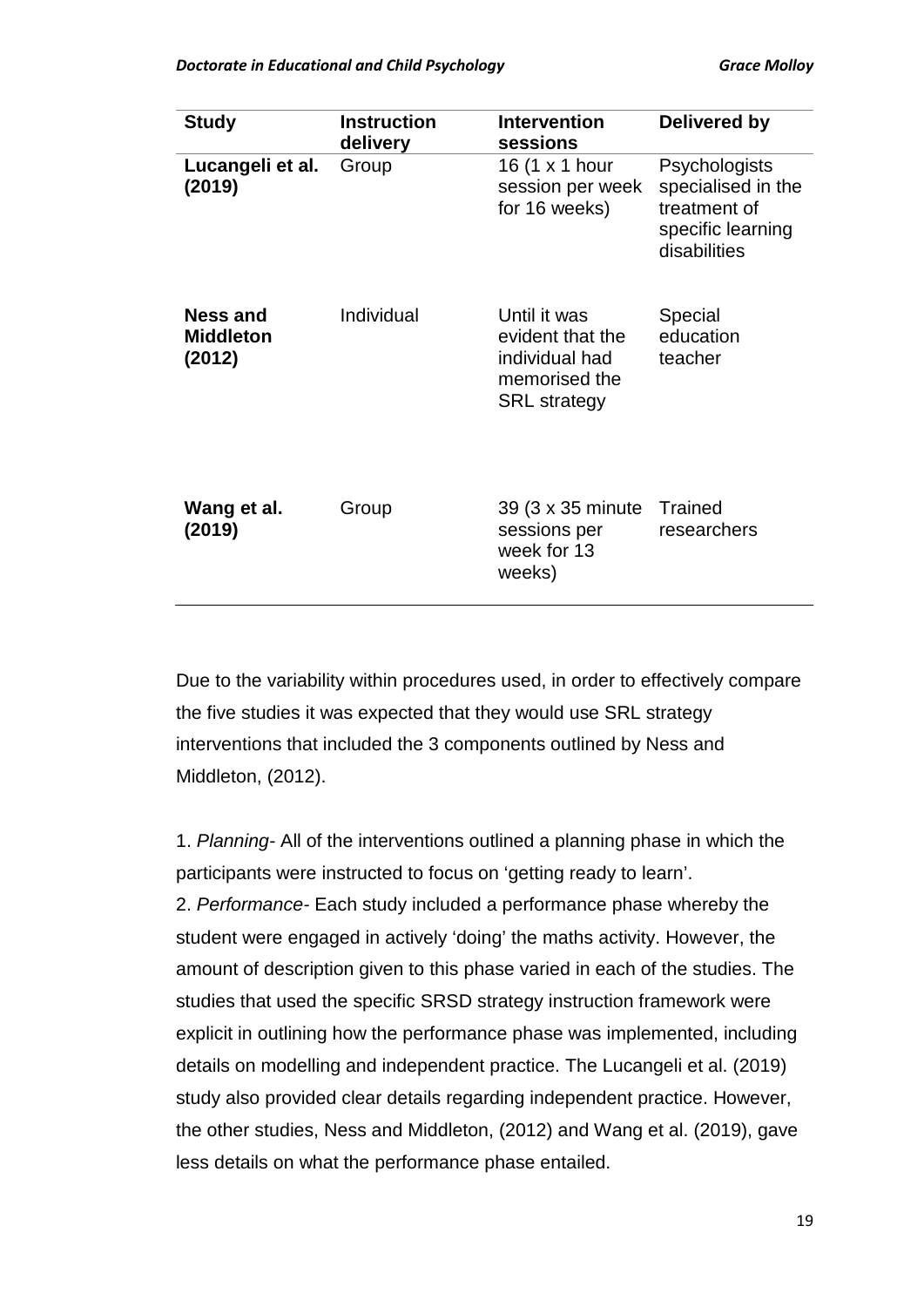| Study | Instruction delivery | Intervention sessions | Delivered by |
|---|---|---|---|
| **Lucangeli et al. (2019)** | Group | 16 (1 x 1 hour session per week for 16 weeks) | Psychologists specialised in the treatment of specific learning disabilities |
| **Ness and Middleton (2012)** | Individual | Until it was evident that the individual had memorised the SRL strategy | Special education teacher |
| **Wang et al. (2019)** | Group | 39 (3 x 35 minute sessions per week for 13 weeks) | Trained researchers |

Due to the variability within procedures used, in order to effectively compare the five studies it was expected that they would use SRL strategy interventions that included the 3 components outlined by Ness and Middleton, (2012).

1. *Planning-* All of the interventions outlined a planning phase in which the participants were instructed to focus on 'getting ready to learn'.
2. *Performance-* Each study included a performance phase whereby the student were engaged in actively 'doing' the maths activity. However, the amount of description given to this phase varied in each of the studies. The studies that used the specific SRSD strategy instruction framework were explicit in outlining how the performance phase was implemented, including details on modelling and independent practice. The Lucangeli et al. (2019) study also provided clear details regarding independent practice. However, the other studies, Ness and Middleton, (2012) and Wang et al. (2019), gave less details on what the performance phase entailed.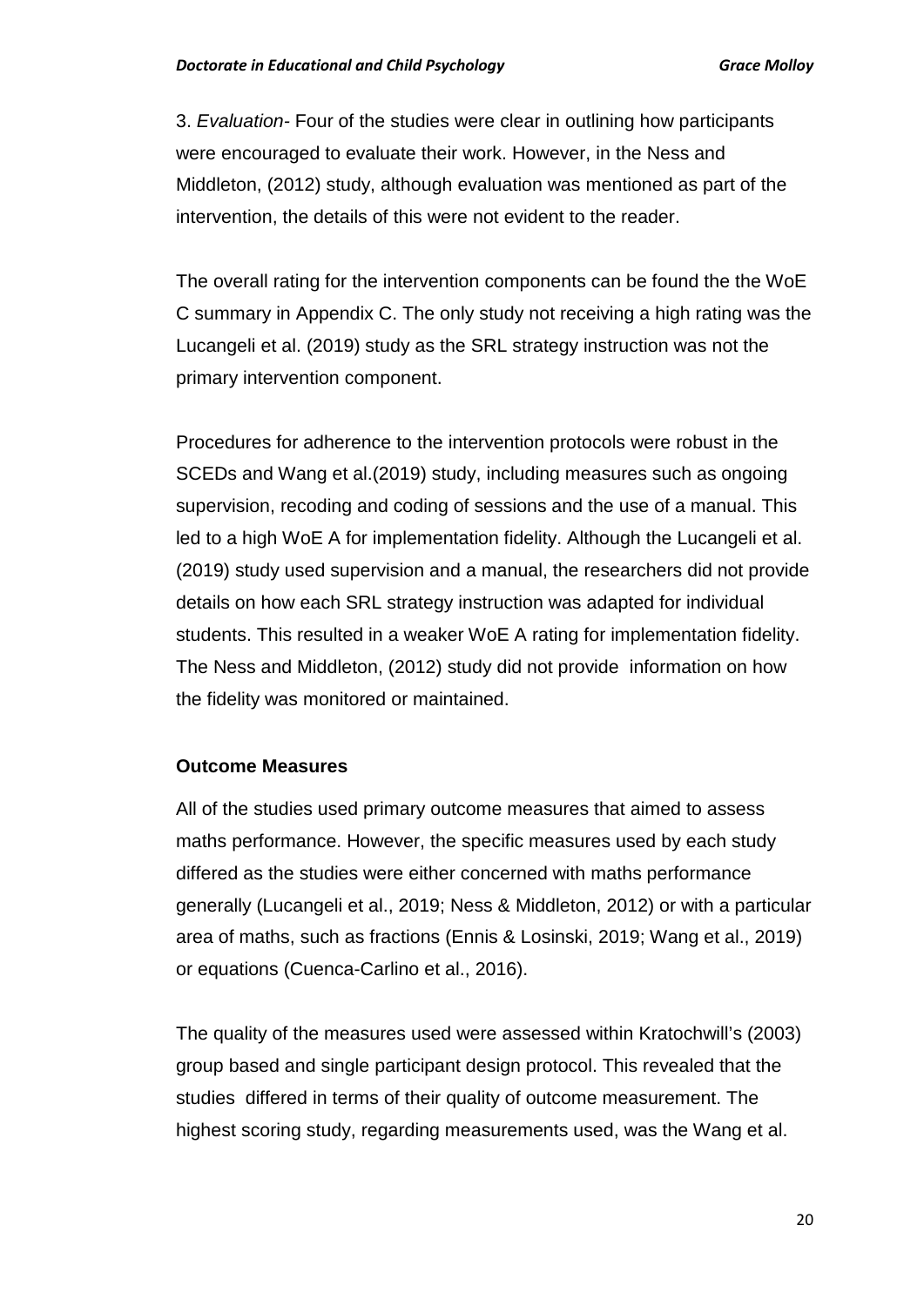3. *Evaluation*- Four of the studies were clear in outlining how participants were encouraged to evaluate their work. However, in the Ness and Middleton, (2012) study, although evaluation was mentioned as part of the intervention, the details of this were not evident to the reader.

The overall rating for the intervention components can be found the the WoE C summary in Appendix C. The only study not receiving a high rating was the Lucangeli et al. (2019) study as the SRL strategy instruction was not the primary intervention component.

Procedures for adherence to the intervention protocols were robust in the SCEDs and Wang et al.(2019) study, including measures such as ongoing supervision, recoding and coding of sessions and the use of a manual. This led to a high WoE A for implementation fidelity. Although the Lucangeli et al. (2019) study used supervision and a manual, the researchers did not provide details on how each SRL strategy instruction was adapted for individual students. This resulted in a weaker WoE A rating for implementation fidelity. The Ness and Middleton, (2012) study did not provide information on how the fidelity was monitored or maintained.

**Outcome Measures**

All of the studies used primary outcome measures that aimed to assess maths performance. However, the specific measures used by each study differed as the studies were either concerned with maths performance generally (Lucangeli et al., 2019; Ness & Middleton, 2012) or with a particular area of maths, such as fractions (Ennis & Losinski, 2019; Wang et al., 2019) or equations (Cuenca-Carlino et al., 2016).

The quality of the measures used were assessed within Kratochwill's (2003) group based and single participant design protocol. This revealed that the studies differed in terms of their quality of outcome measurement. The highest scoring study, regarding measurements used, was the Wang et al.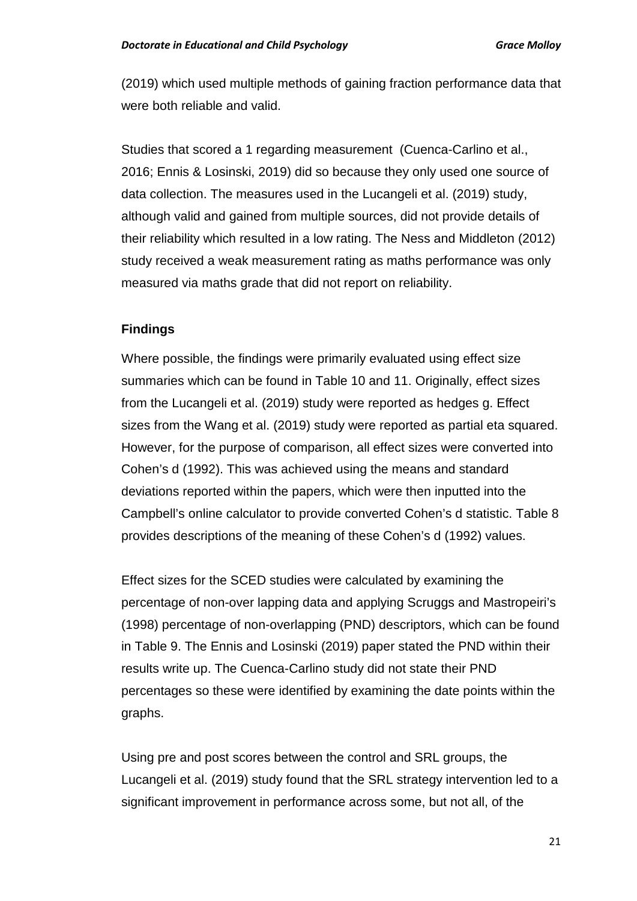(2019) which used multiple methods of gaining fraction performance data that were both reliable and valid.

Studies that scored a 1 regarding measurement (Cuenca-Carlino et al., 2016; Ennis & Losinski, 2019) did so because they only used one source of data collection. The measures used in the Lucangeli et al. (2019) study, although valid and gained from multiple sources, did not provide details of their reliability which resulted in a low rating. The Ness and Middleton (2012) study received a weak measurement rating as maths performance was only measured via maths grade that did not report on reliability.

### Findings

Where possible, the findings were primarily evaluated using effect size summaries which can be found in Table 10 and 11. Originally, effect sizes from the Lucangeli et al. (2019) study were reported as hedges g. Effect sizes from the Wang et al. (2019) study were reported as partial eta squared. However, for the purpose of comparison, all effect sizes were converted into Cohen's d (1992). This was achieved using the means and standard deviations reported within the papers, which were then inputted into the Campbell's online calculator to provide converted Cohen's d statistic. Table 8 provides descriptions of the meaning of these Cohen's d (1992) values.

Effect sizes for the SCED studies were calculated by examining the percentage of non-over lapping data and applying Scruggs and Mastropeiri's (1998) percentage of non-overlapping (PND) descriptors, which can be found in Table 9. The Ennis and Losinski (2019) paper stated the PND within their results write up. The Cuenca-Carlino study did not state their PND percentages so these were identified by examining the date points within the graphs.

Using pre and post scores between the control and SRL groups, the Lucangeli et al. (2019) study found that the SRL strategy intervention led to a significant improvement in performance across some, but not all, of the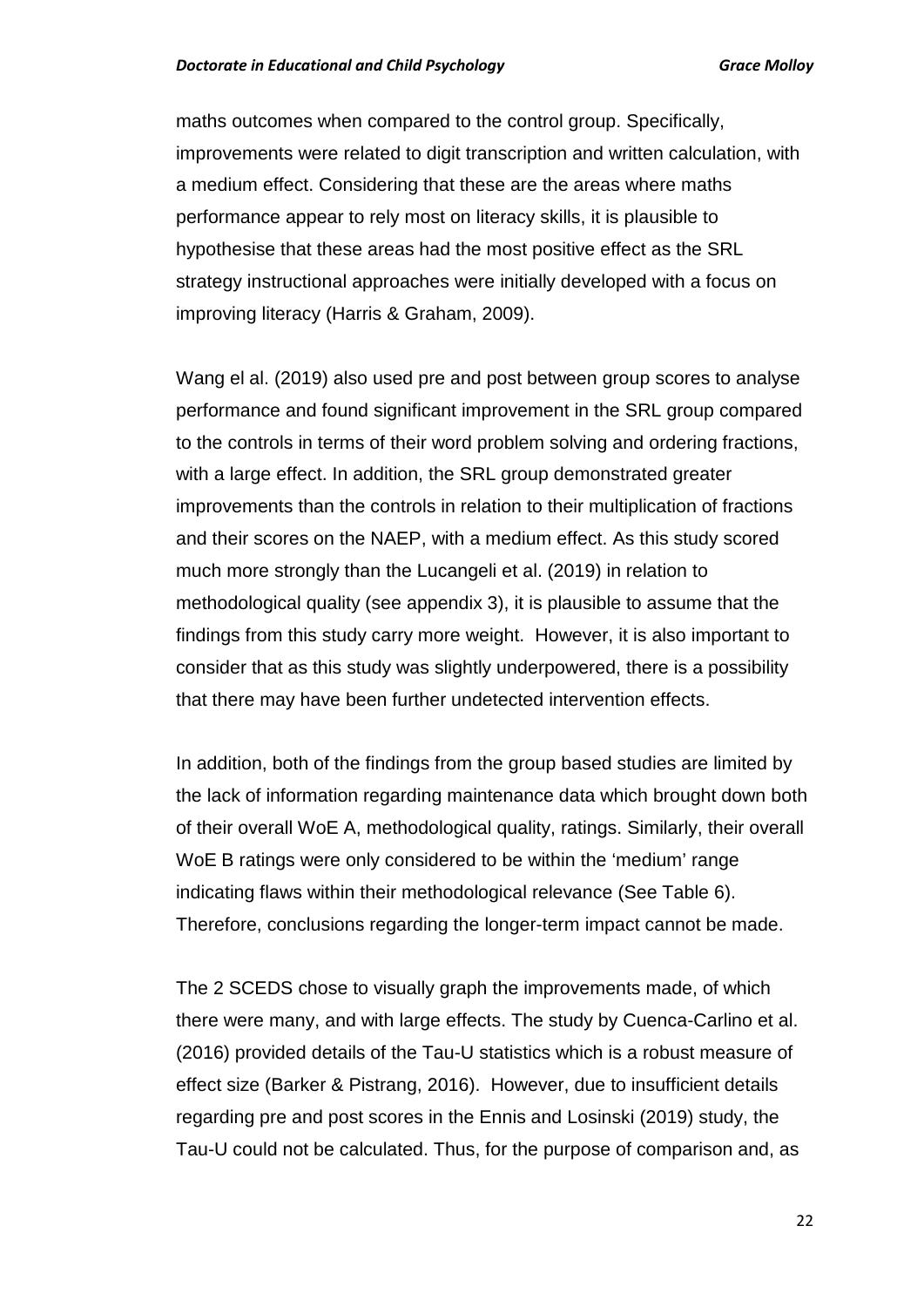maths outcomes when compared to the control group. Specifically, improvements were related to digit transcription and written calculation, with a medium effect. Considering that these are the areas where maths performance appear to rely most on literacy skills, it is plausible to hypothesise that these areas had the most positive effect as the SRL strategy instructional approaches were initially developed with a focus on improving literacy (Harris & Graham, 2009).

Wang el al. (2019) also used pre and post between group scores to analyse performance and found significant improvement in the SRL group compared to the controls in terms of their word problem solving and ordering fractions, with a large effect. In addition, the SRL group demonstrated greater improvements than the controls in relation to their multiplication of fractions and their scores on the NAEP, with a medium effect. As this study scored much more strongly than the Lucangeli et al. (2019) in relation to methodological quality (see appendix 3), it is plausible to assume that the findings from this study carry more weight. However, it is also important to consider that as this study was slightly underpowered, there is a possibility that there may have been further undetected intervention effects.

In addition, both of the findings from the group based studies are limited by the lack of information regarding maintenance data which brought down both of their overall WoE A, methodological quality, ratings. Similarly, their overall WoE B ratings were only considered to be within the 'medium' range indicating flaws within their methodological relevance (See Table 6). Therefore, conclusions regarding the longer-term impact cannot be made.

The 2 SCEDS chose to visually graph the improvements made, of which there were many, and with large effects. The study by Cuenca-Carlino et al. (2016) provided details of the Tau-U statistics which is a robust measure of effect size (Barker & Pistrang, 2016). However, due to insufficient details regarding pre and post scores in the Ennis and Losinski (2019) study, the Tau-U could not be calculated. Thus, for the purpose of comparison and, as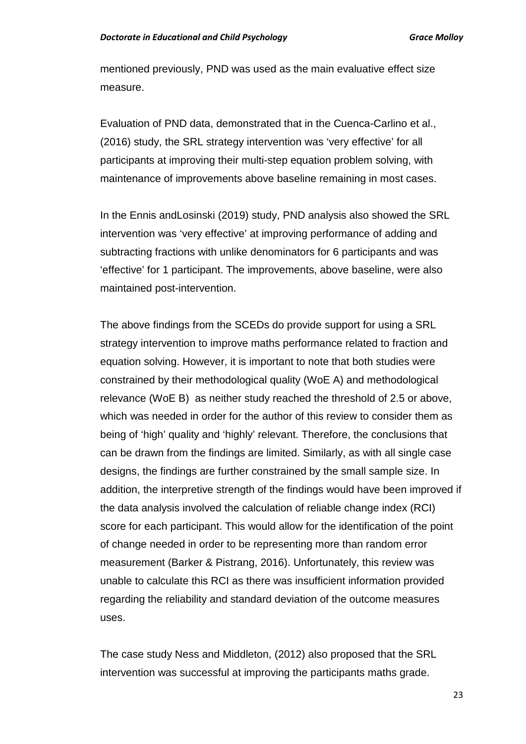mentioned previously, PND was used as the main evaluative effect size measure.

Evaluation of PND data, demonstrated that in the Cuenca-Carlino et al., (2016) study, the SRL strategy intervention was 'very effective' for all participants at improving their multi-step equation problem solving, with maintenance of improvements above baseline remaining in most cases.

In the Ennis andLosinski (2019) study, PND analysis also showed the SRL intervention was 'very effective' at improving performance of adding and subtracting fractions with unlike denominators for 6 participants and was 'effective' for 1 participant. The improvements, above baseline, were also maintained post-intervention.

The above findings from the SCEDs do provide support for using a SRL strategy intervention to improve maths performance related to fraction and equation solving. However, it is important to note that both studies were constrained by their methodological quality (WoE A) and methodological relevance (WoE B) as neither study reached the threshold of 2.5 or above, which was needed in order for the author of this review to consider them as being of 'high' quality and 'highly' relevant. Therefore, the conclusions that can be drawn from the findings are limited. Similarly, as with all single case designs, the findings are further constrained by the small sample size. In addition, the interpretive strength of the findings would have been improved if the data analysis involved the calculation of reliable change index (RCI) score for each participant. This would allow for the identification of the point of change needed in order to be representing more than random error measurement (Barker & Pistrang, 2016). Unfortunately, this review was unable to calculate this RCI as there was insufficient information provided regarding the reliability and standard deviation of the outcome measures uses.

The case study Ness and Middleton, (2012) also proposed that the SRL intervention was successful at improving the participants maths grade.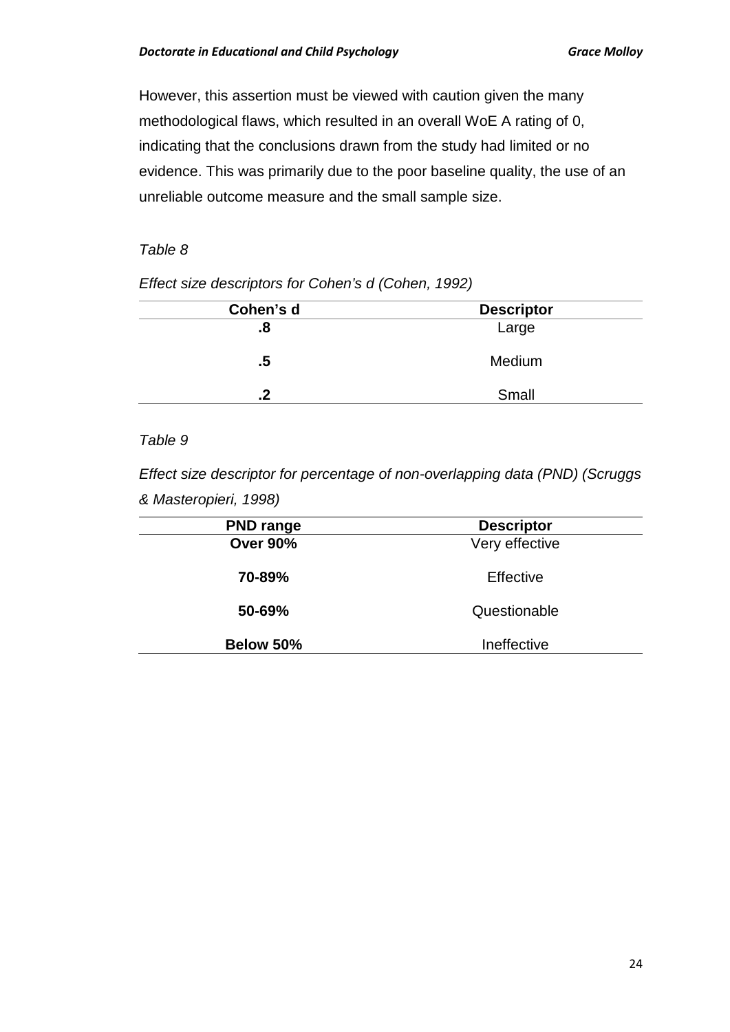However, this assertion must be viewed with caution given the many methodological flaws, which resulted in an overall WoE A rating of 0, indicating that the conclusions drawn from the study had limited or no evidence. This was primarily due to the poor baseline quality, the use of an unreliable outcome measure and the small sample size.

*Table 8*

*Effect size descriptors for Cohen's d (Cohen, 1992)*

| Cohen's d | Descriptor |
|---|---|
| **.8** | Large |
| **.5** | Medium |
| **.2** | Small |

*Table 9*

*Effect size descriptor for percentage of non-overlapping data (PND) (Scruggs & Masteropieri, 1998)*

| PND range | Descriptor |
|---|---|
| **Over 90%** | Very effective |
| **70-89%** | Effective |
| **50-69%** | Questionable |
| **Below 50%** | Ineffective |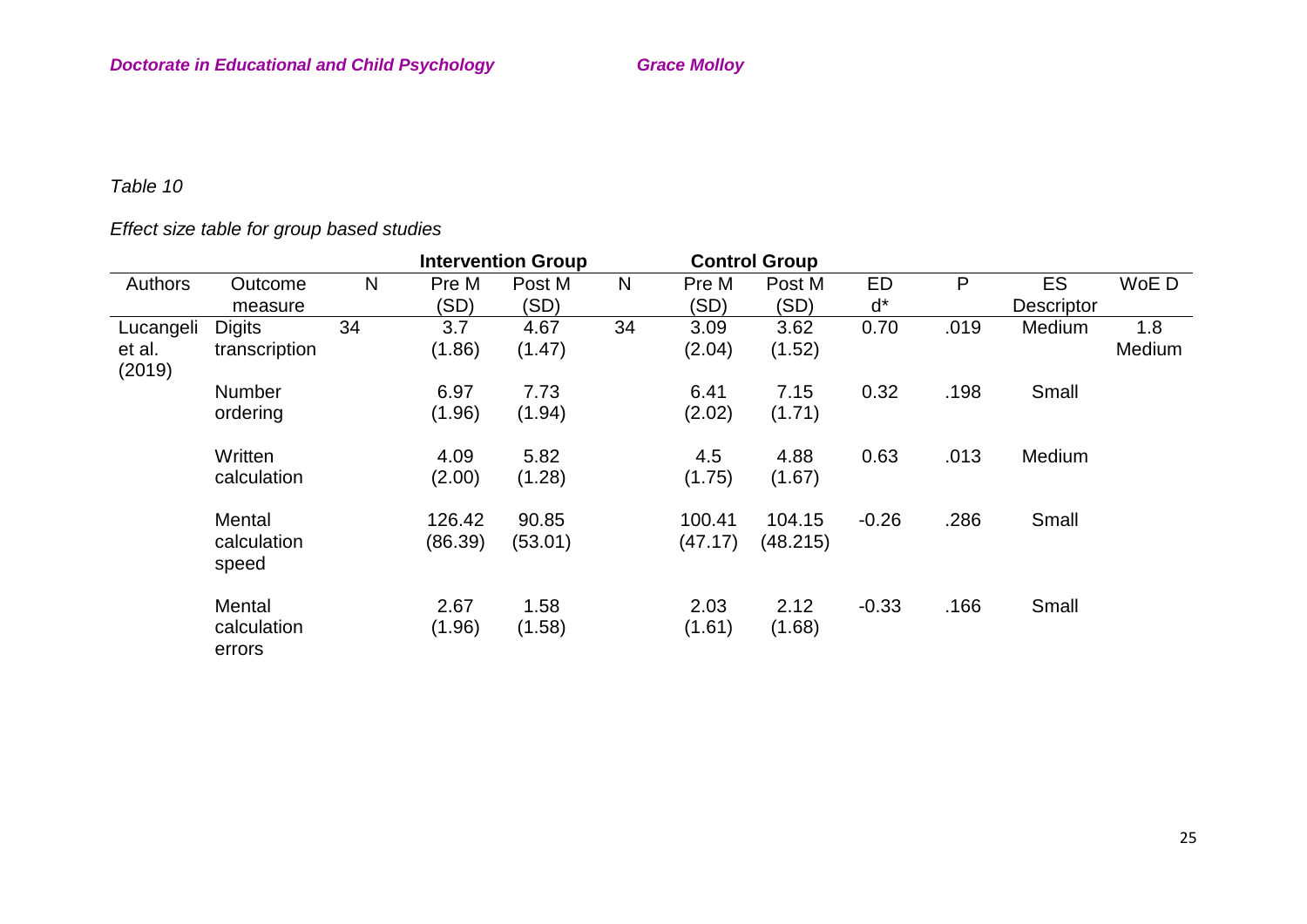*Table 10*

*Effect size table for group based studies*

| | | Intervention Group | | | Control Group | | | | | | |
|---|---|---|---|---|---|---|---|---|---|---|---|
| Authors | Outcome measure | N | Pre M (SD) | Post M (SD) | N | Pre M (SD) | Post M (SD) | ED d* | P | ES Descriptor | WoE D |
| Lucangeli et al. (2019) | Digits transcription | 34 | 3.7 (1.86) | 4.67 (1.47) | 34 | 3.09 (2.04) | 3.62 (1.52) | 0.70 | .019 | Medium | 1.8 Medium |
| | Number ordering | | 6.97 (1.96) | 7.73 (1.94) | | 6.41 (2.02) | 7.15 (1.71) | 0.32 | .198 | Small | |
| | Written calculation | | 4.09 (2.00) | 5.82 (1.28) | | 4.5 (1.75) | 4.88 (1.67) | 0.63 | .013 | Medium | |
| | Mental calculation speed | | 126.42 (86.39) | 90.85 (53.01) | | 100.41 (47.17) | 104.15 (48.215) | -0.26 | .286 | Small | |
| | Mental calculation errors | | 2.67 (1.96) | 1.58 (1.58) | | 2.03 (1.61) | 2.12 (1.68) | -0.33 | .166 | Small | |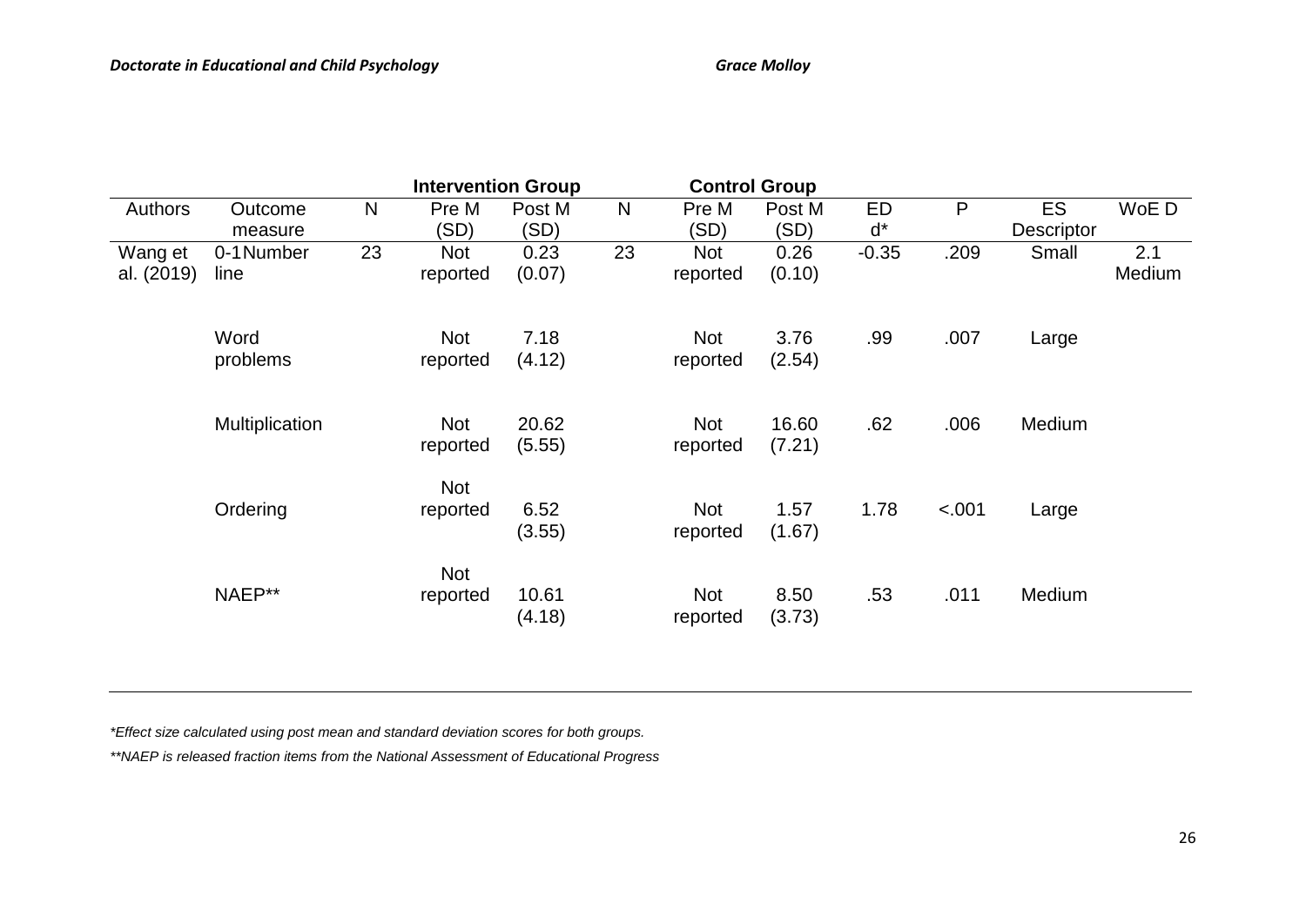| | | Intervention Group | | | Control Group | | | | | | |
|---|---|---|---|---|---|---|---|---|---|---|---|
| Authors | Outcome measure | N | Pre M (SD) | Post M (SD) | N | Pre M (SD) | Post M (SD) | ED d* | P | ES Descriptor | WoE D |
| Wang et al. (2019) | 0-1 Number line | 23 | Not reported | 0.23 (0.07) | 23 | Not reported | 0.26 (0.10) | -0.35 | .209 | Small | 2.1 Medium |
| | Word problems | | Not reported | 7.18 (4.12) | | Not reported | 3.76 (2.54) | .99 | .007 | Large | |
| | Multiplication | | Not reported | 20.62 (5.55) | | Not reported | 16.60 (7.21) | .62 | .006 | Medium | |
| | Ordering | | Not reported | 6.52 (3.55) | | Not reported | 1.57 (1.67) | 1.78 | <.001 | Large | |
| | NAEP** | | Not reported | 10.61 (4.18) | | Not reported | 8.50 (3.73) | .53 | .011 | Medium | |

*\*Effect size calculated using post mean and standard deviation scores for both groups.*

*\*\*NAEP is released fraction items from the National Assessment of Educational Progress*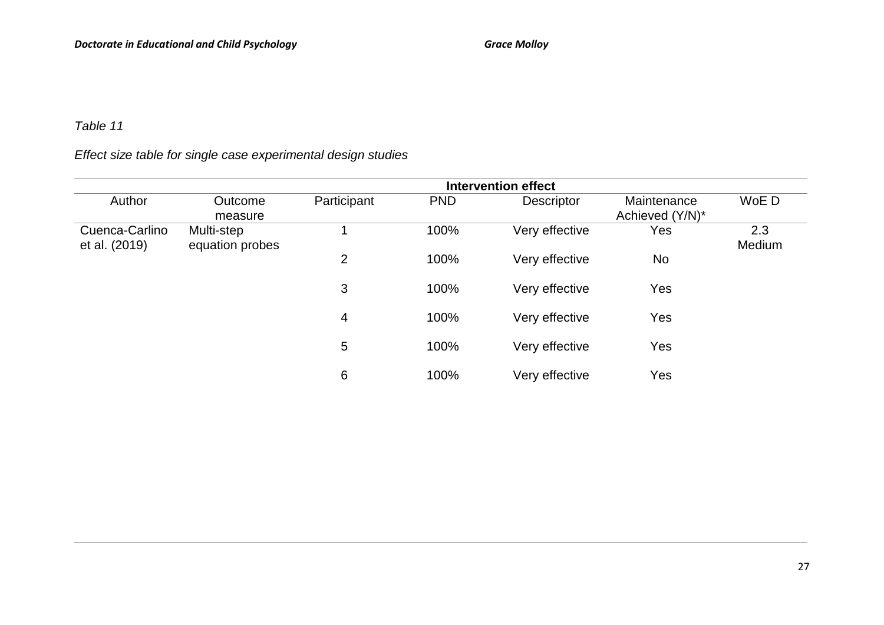*Table 11*

*Effect size table for single case experimental design studies*

| | | | **Intervention effect** | | | |
|---|---|---|---|---|---|---|
| Author | Outcome measure | Participant | PND | Descriptor | Maintenance Achieved (Y/N)* | WoE D |
| Cuenca-Carlino et al. (2019) | Multi-step equation probes | 1 | 100% | Very effective | Yes | 2.3 Medium |
| | | 2 | 100% | Very effective | No | |
| | | 3 | 100% | Very effective | Yes | |
| | | 4 | 100% | Very effective | Yes | |
| | | 5 | 100% | Very effective | Yes | |
| | | 6 | 100% | Very effective | Yes | |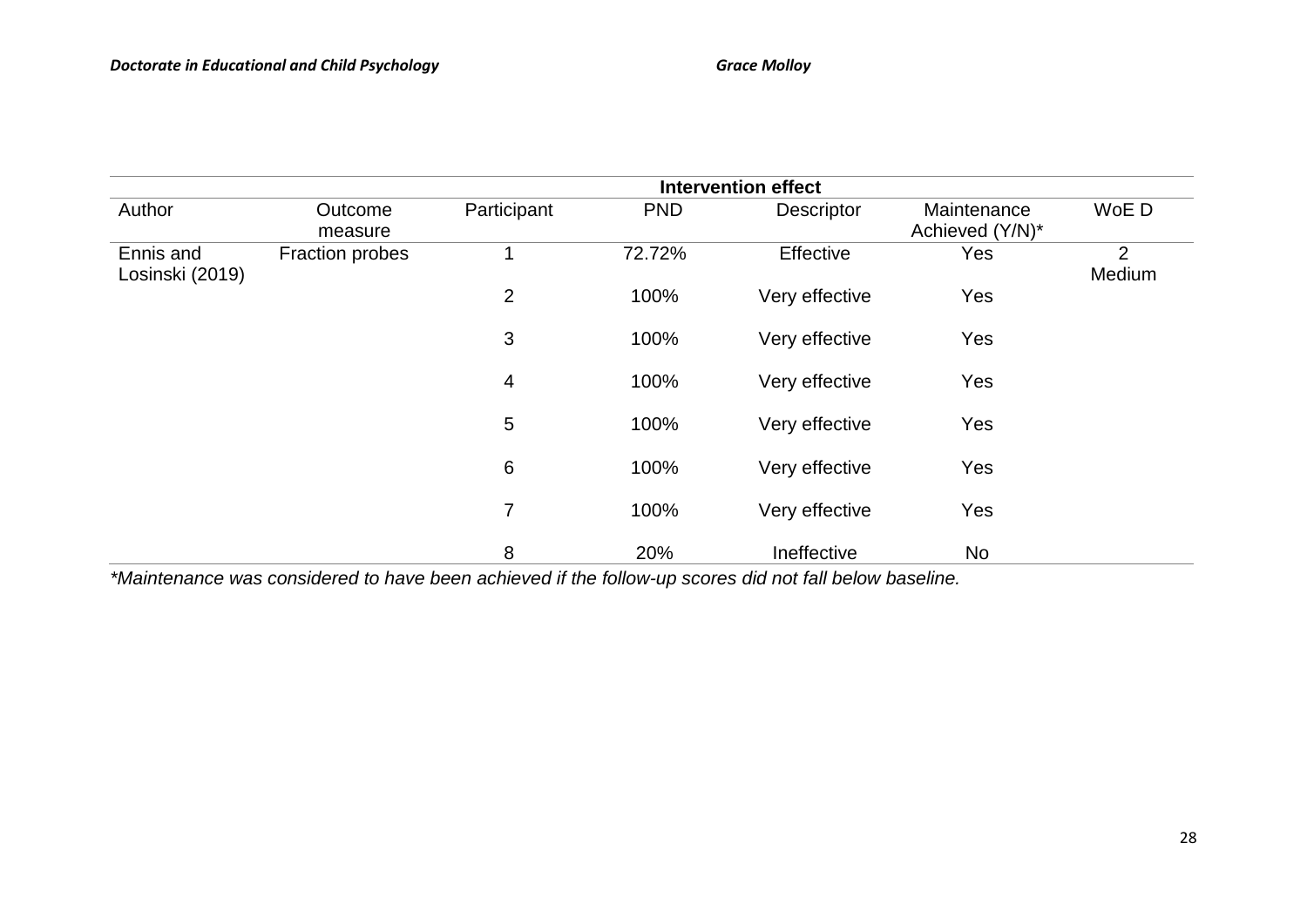| | | | Intervention effect | | | |
|---|---|---|---|---|---|---|
| Author | Outcome measure | Participant | PND | Descriptor | Maintenance Achieved (Y/N)* | WoE D |
| Ennis and Losinski (2019) | Fraction probes | 1 | 72.72% | Effective | Yes | 2 Medium |
| | | 2 | 100% | Very effective | Yes | |
| | | 3 | 100% | Very effective | Yes | |
| | | 4 | 100% | Very effective | Yes | |
| | | 5 | 100% | Very effective | Yes | |
| | | 6 | 100% | Very effective | Yes | |
| | | 7 | 100% | Very effective | Yes | |
| | | 8 | 20% | Ineffective | No | |

*\*Maintenance was considered to have been achieved if the follow-up scores did not fall below baseline.*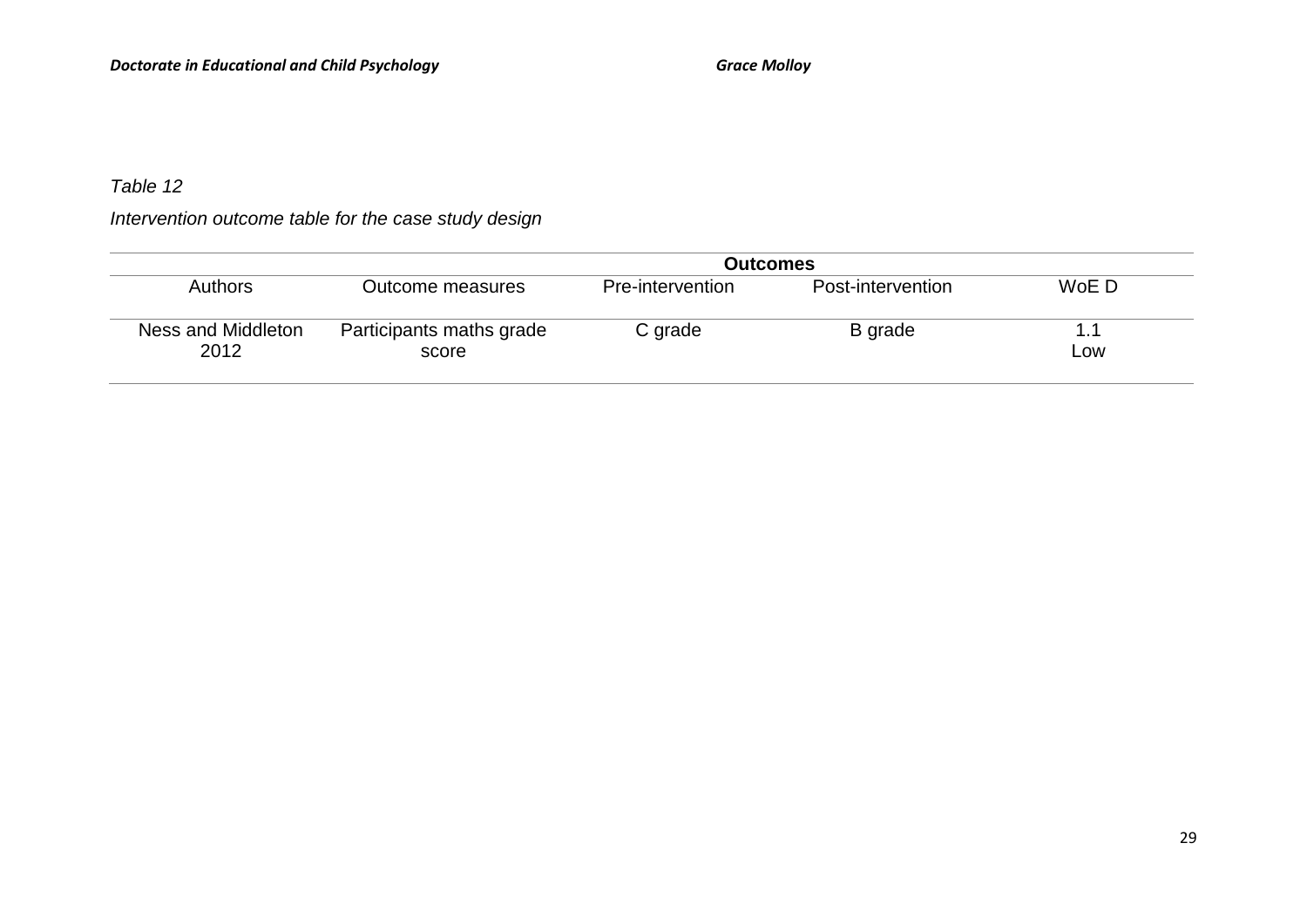*Table 12*

*Intervention outcome table for the case study design*

| | | **Outcomes** | | |
|---|---|---|---|---|
| Authors | Outcome measures | Pre-intervention | Post-intervention | WoE D |
| Ness and Middleton 2012 | Participants maths grade score | C grade | B grade | 1.1 Low |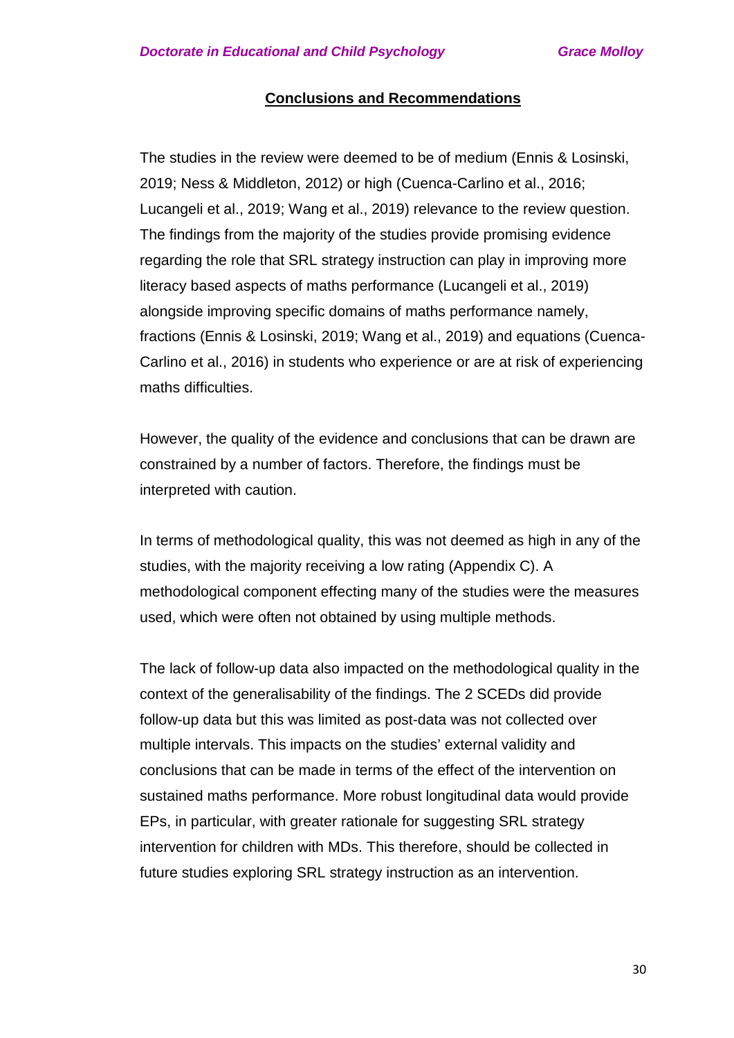## Conclusions and Recommendations

The studies in the review were deemed to be of medium (Ennis & Losinski, 2019; Ness & Middleton, 2012) or high (Cuenca-Carlino et al., 2016; Lucangeli et al., 2019; Wang et al., 2019) relevance to the review question. The findings from the majority of the studies provide promising evidence regarding the role that SRL strategy instruction can play in improving more literacy based aspects of maths performance (Lucangeli et al., 2019) alongside improving specific domains of maths performance namely, fractions (Ennis & Losinski, 2019; Wang et al., 2019) and equations (Cuenca-Carlino et al., 2016) in students who experience or are at risk of experiencing maths difficulties.

However, the quality of the evidence and conclusions that can be drawn are constrained by a number of factors. Therefore, the findings must be interpreted with caution.

In terms of methodological quality, this was not deemed as high in any of the studies, with the majority receiving a low rating (Appendix C). A methodological component effecting many of the studies were the measures used, which were often not obtained by using multiple methods.

The lack of follow-up data also impacted on the methodological quality in the context of the generalisability of the findings. The 2 SCEDs did provide follow-up data but this was limited as post-data was not collected over multiple intervals. This impacts on the studies' external validity and conclusions that can be made in terms of the effect of the intervention on sustained maths performance. More robust longitudinal data would provide EPs, in particular, with greater rationale for suggesting SRL strategy intervention for children with MDs. This therefore, should be collected in future studies exploring SRL strategy instruction as an intervention.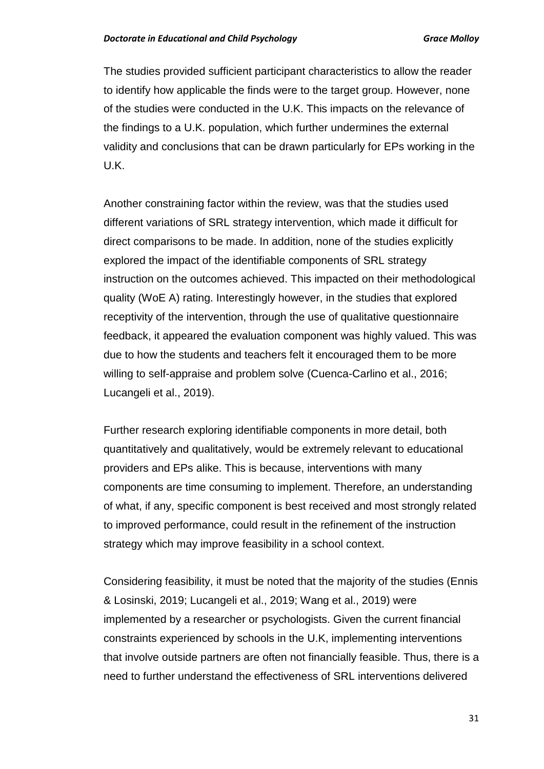The studies provided sufficient participant characteristics to allow the reader to identify how applicable the finds were to the target group. However, none of the studies were conducted in the U.K. This impacts on the relevance of the findings to a U.K. population, which further undermines the external validity and conclusions that can be drawn particularly for EPs working in the U.K.

Another constraining factor within the review, was that the studies used different variations of SRL strategy intervention, which made it difficult for direct comparisons to be made. In addition, none of the studies explicitly explored the impact of the identifiable components of SRL strategy instruction on the outcomes achieved. This impacted on their methodological quality (WoE A) rating. Interestingly however, in the studies that explored receptivity of the intervention, through the use of qualitative questionnaire feedback, it appeared the evaluation component was highly valued. This was due to how the students and teachers felt it encouraged them to be more willing to self-appraise and problem solve (Cuenca-Carlino et al., 2016; Lucangeli et al., 2019).

Further research exploring identifiable components in more detail, both quantitatively and qualitatively, would be extremely relevant to educational providers and EPs alike. This is because, interventions with many components are time consuming to implement. Therefore, an understanding of what, if any, specific component is best received and most strongly related to improved performance, could result in the refinement of the instruction strategy which may improve feasibility in a school context.

Considering feasibility, it must be noted that the majority of the studies (Ennis & Losinski, 2019; Lucangeli et al., 2019; Wang et al., 2019) were implemented by a researcher or psychologists. Given the current financial constraints experienced by schools in the U.K, implementing interventions that involve outside partners are often not financially feasible. Thus, there is a need to further understand the effectiveness of SRL interventions delivered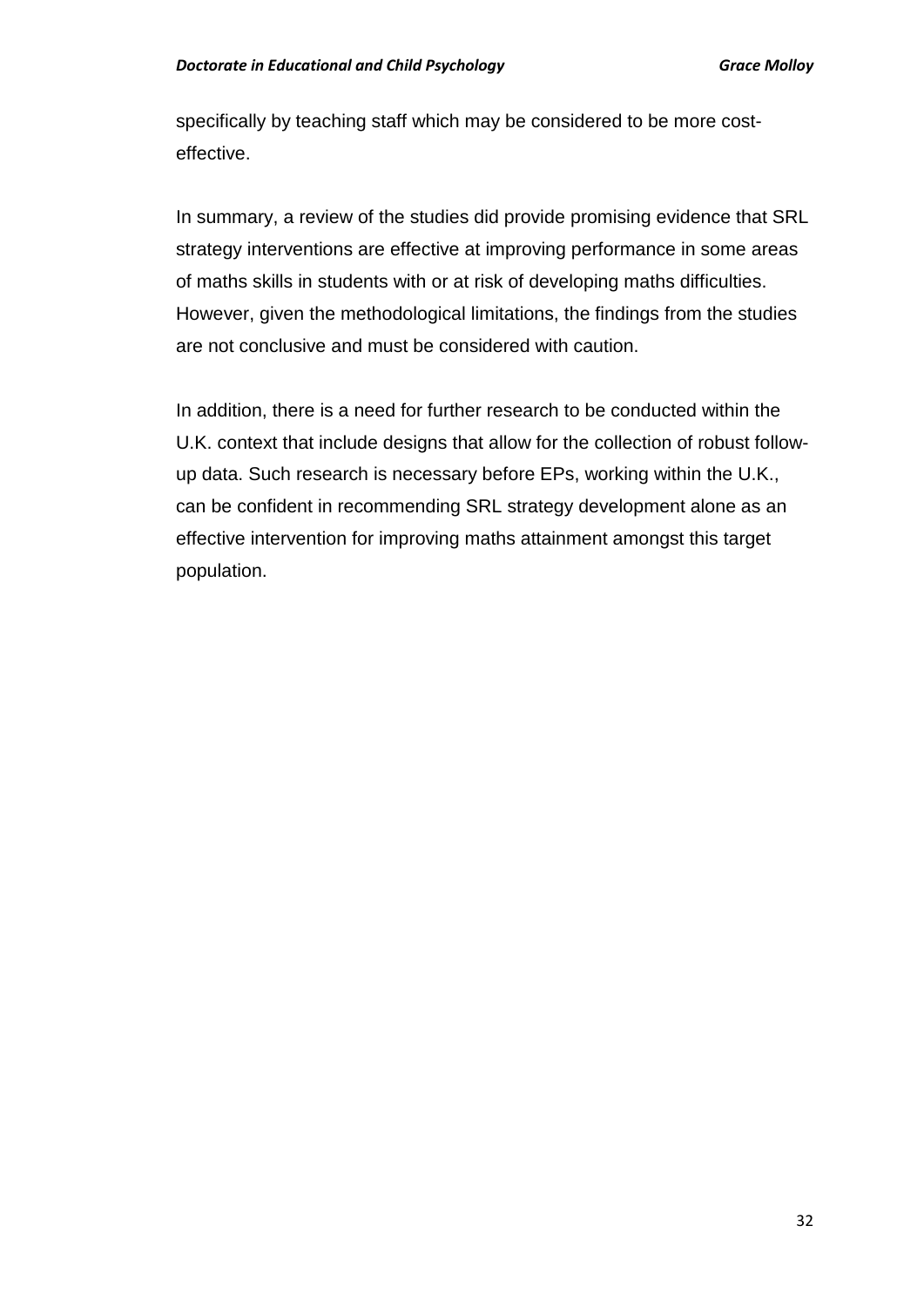specifically by teaching staff which may be considered to be more cost-effective.

In summary, a review of the studies did provide promising evidence that SRL strategy interventions are effective at improving performance in some areas of maths skills in students with or at risk of developing maths difficulties. However, given the methodological limitations, the findings from the studies are not conclusive and must be considered with caution.

In addition, there is a need for further research to be conducted within the U.K. context that include designs that allow for the collection of robust follow-up data. Such research is necessary before EPs, working within the U.K., can be confident in recommending SRL strategy development alone as an effective intervention for improving maths attainment amongst this target population.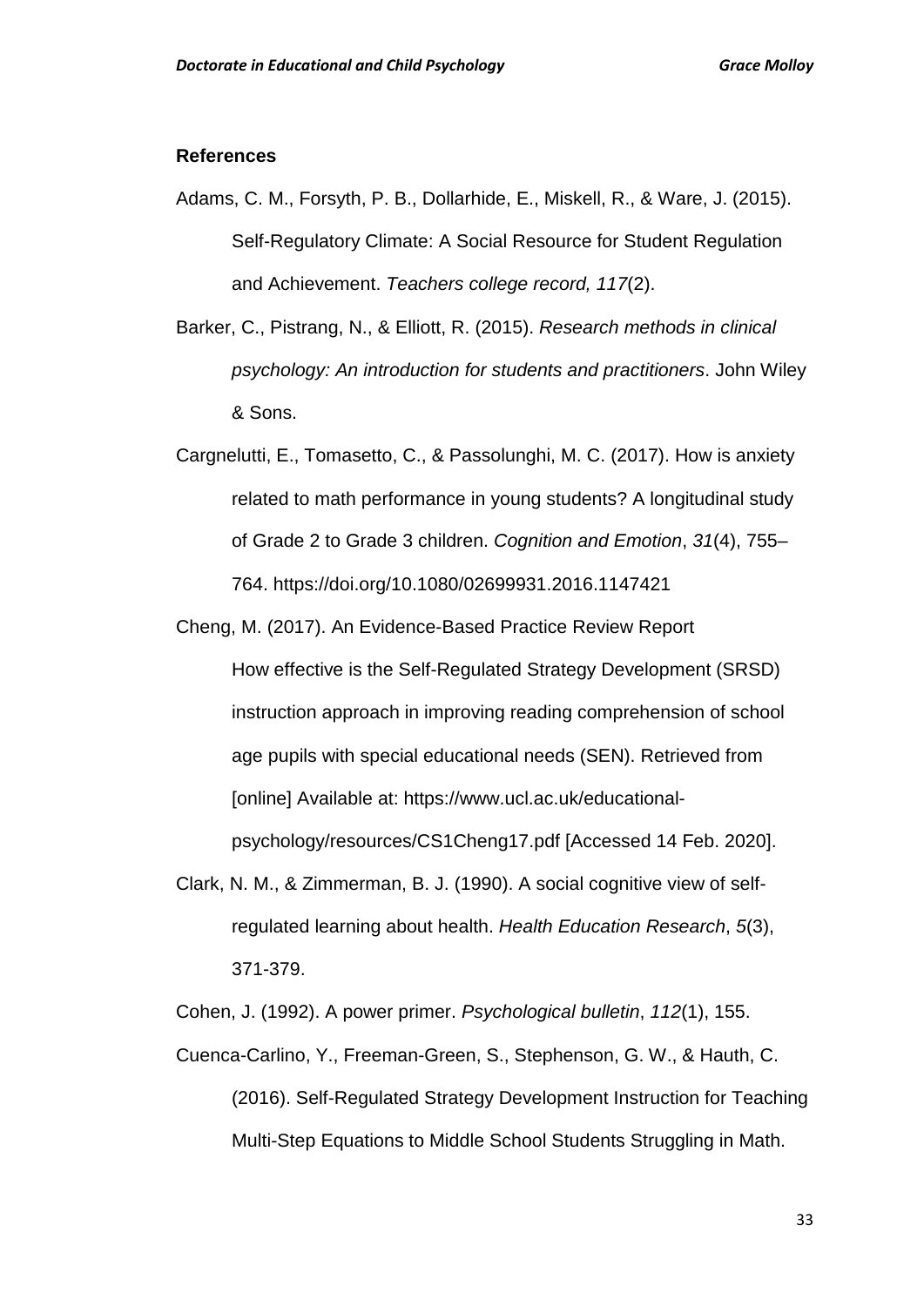**References**

Adams, C. M., Forsyth, P. B., Dollarhide, E., Miskell, R., & Ware, J. (2015). Self-Regulatory Climate: A Social Resource for Student Regulation and Achievement. *Teachers college record, 117*(2).

Barker, C., Pistrang, N., & Elliott, R. (2015). *Research methods in clinical psychology: An introduction for students and practitioners*. John Wiley & Sons.

Cargnelutti, E., Tomasetto, C., & Passolunghi, M. C. (2017). How is anxiety related to math performance in young students? A longitudinal study of Grade 2 to Grade 3 children. *Cognition and Emotion*, *31*(4), 755–764. https://doi.org/10.1080/02699931.2016.1147421

Cheng, M. (2017). An Evidence-Based Practice Review Report How effective is the Self-Regulated Strategy Development (SRSD) instruction approach in improving reading comprehension of school age pupils with special educational needs (SEN). Retrieved from [online] Available at: https://www.ucl.ac.uk/educational-psychology/resources/CS1Cheng17.pdf [Accessed 14 Feb. 2020].

Clark, N. M., & Zimmerman, B. J. (1990). A social cognitive view of self-regulated learning about health. *Health Education Research*, *5*(3), 371-379.

Cohen, J. (1992). A power primer. *Psychological bulletin*, *112*(1), 155.

Cuenca-Carlino, Y., Freeman-Green, S., Stephenson, G. W., & Hauth, C. (2016). Self-Regulated Strategy Development Instruction for Teaching Multi-Step Equations to Middle School Students Struggling in Math.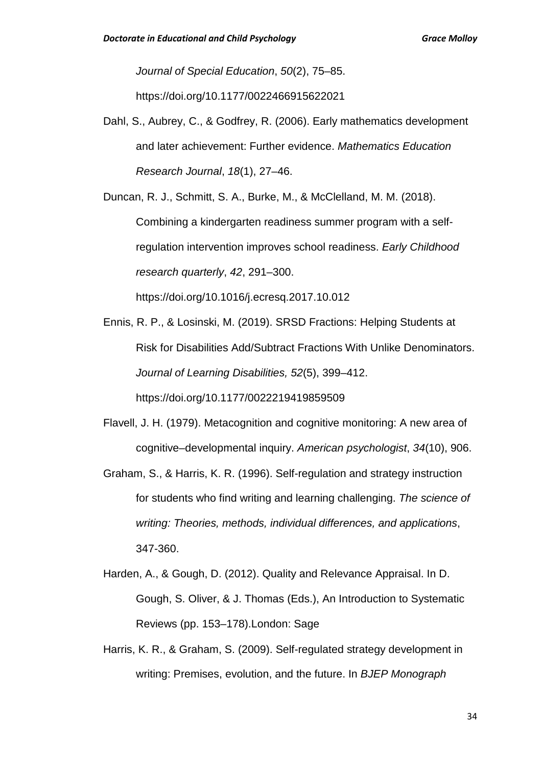*Journal of Special Education*, *50*(2), 75–85. https://doi.org/10.1177/0022466915622021

Dahl, S., Aubrey, C., & Godfrey, R. (2006). Early mathematics development and later achievement: Further evidence. *Mathematics Education Research Journal*, *18*(1), 27–46.

Duncan, R. J., Schmitt, S. A., Burke, M., & McClelland, M. M. (2018). Combining a kindergarten readiness summer program with a self-regulation intervention improves school readiness. *Early Childhood research quarterly*, *42*, 291–300. https://doi.org/10.1016/j.ecresq.2017.10.012

Ennis, R. P., & Losinski, M. (2019). SRSD Fractions: Helping Students at Risk for Disabilities Add/Subtract Fractions With Unlike Denominators. *Journal of Learning Disabilities, 52*(5), 399–412. https://doi.org/10.1177/0022219419859509

Flavell, J. H. (1979). Metacognition and cognitive monitoring: A new area of cognitive–developmental inquiry. *American psychologist*, *34*(10), 906.

Graham, S., & Harris, K. R. (1996). Self-regulation and strategy instruction for students who find writing and learning challenging. *The science of writing: Theories, methods, individual differences, and applications*, 347-360.

Harden, A., & Gough, D. (2012). Quality and Relevance Appraisal. In D. Gough, S. Oliver, & J. Thomas (Eds.), An Introduction to Systematic Reviews (pp. 153–178).London: Sage

Harris, K. R., & Graham, S. (2009). Self-regulated strategy development in writing: Premises, evolution, and the future. In *BJEP Monograph*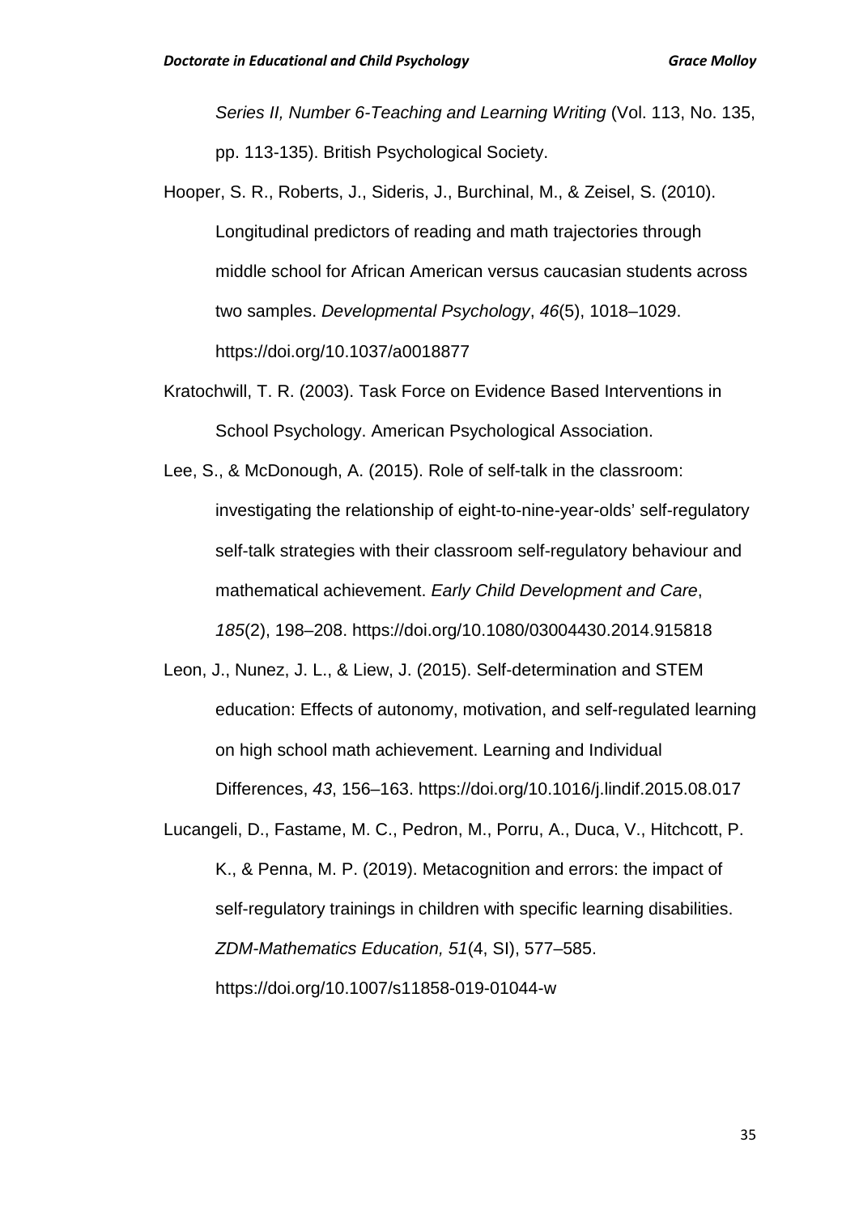*Series II, Number 6-Teaching and Learning Writing* (Vol. 113, No. 135, pp. 113-135). British Psychological Society.

Hooper, S. R., Roberts, J., Sideris, J., Burchinal, M., & Zeisel, S. (2010). Longitudinal predictors of reading and math trajectories through middle school for African American versus caucasian students across two samples. *Developmental Psychology*, *46*(5), 1018–1029. https://doi.org/10.1037/a0018877

Kratochwill, T. R. (2003). Task Force on Evidence Based Interventions in School Psychology. American Psychological Association.

Lee, S., & McDonough, A. (2015). Role of self-talk in the classroom: investigating the relationship of eight-to-nine-year-olds' self-regulatory self-talk strategies with their classroom self-regulatory behaviour and mathematical achievement. *Early Child Development and Care*, *185*(2), 198–208. https://doi.org/10.1080/03004430.2014.915818

Leon, J., Nunez, J. L., & Liew, J. (2015). Self-determination and STEM education: Effects of autonomy, motivation, and self-regulated learning on high school math achievement. Learning and Individual Differences, *43*, 156–163. https://doi.org/10.1016/j.lindif.2015.08.017

Lucangeli, D., Fastame, M. C., Pedron, M., Porru, A., Duca, V., Hitchcott, P. K., & Penna, M. P. (2019). Metacognition and errors: the impact of self-regulatory trainings in children with specific learning disabilities. *ZDM-Mathematics Education, 51*(4, SI), 577–585. https://doi.org/10.1007/s11858-019-01044-w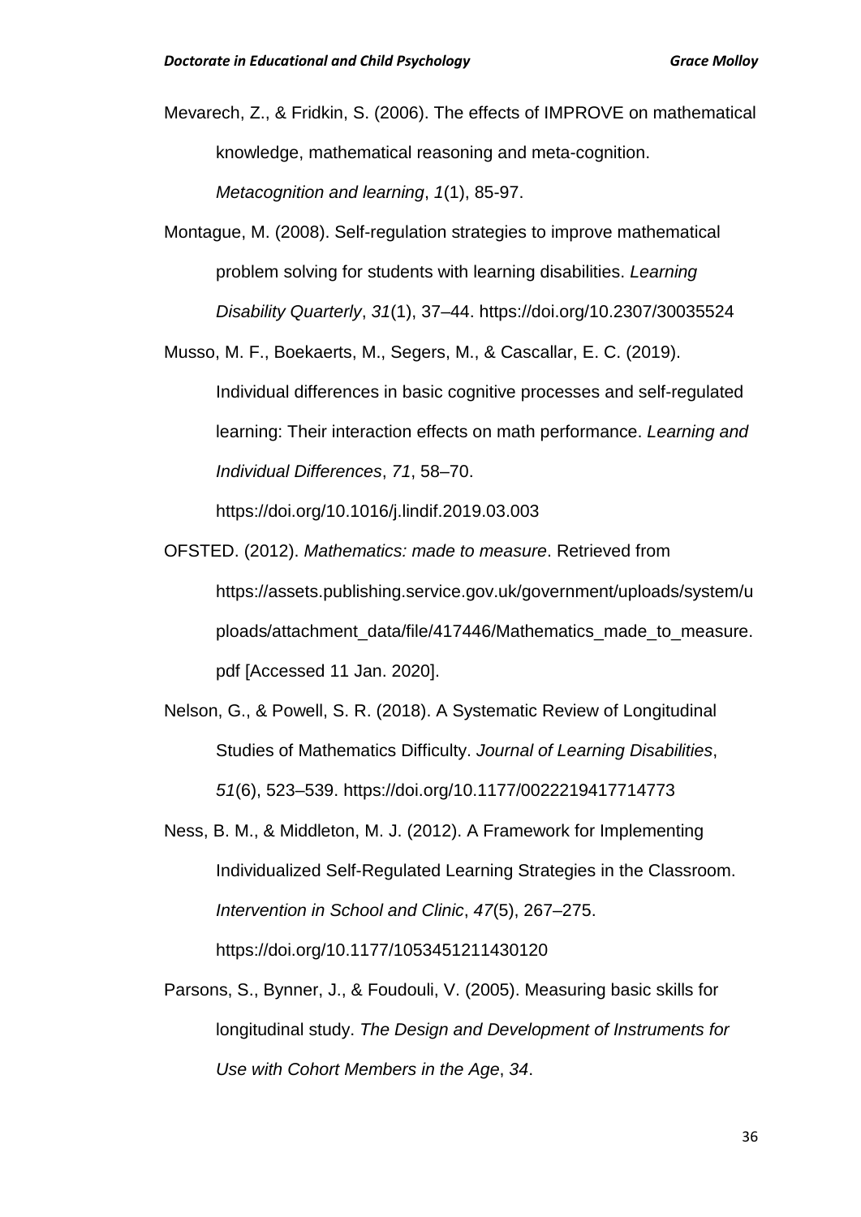Mevarech, Z., & Fridkin, S. (2006). The effects of IMPROVE on mathematical knowledge, mathematical reasoning and meta-cognition. *Metacognition and learning*, *1*(1), 85-97.

Montague, M. (2008). Self-regulation strategies to improve mathematical problem solving for students with learning disabilities. *Learning Disability Quarterly*, *31*(1), 37–44. https://doi.org/10.2307/30035524

Musso, M. F., Boekaerts, M., Segers, M., & Cascallar, E. C. (2019). Individual differences in basic cognitive processes and self-regulated learning: Their interaction effects on math performance. *Learning and Individual Differences*, *71*, 58–70. https://doi.org/10.1016/j.lindif.2019.03.003

OFSTED. (2012). *Mathematics: made to measure*. Retrieved from https://assets.publishing.service.gov.uk/government/uploads/system/uploads/attachment_data/file/417446/Mathematics_made_to_measure.pdf [Accessed 11 Jan. 2020].

Nelson, G., & Powell, S. R. (2018). A Systematic Review of Longitudinal Studies of Mathematics Difficulty. *Journal of Learning Disabilities*, *51*(6), 523–539. https://doi.org/10.1177/0022219417714773

Ness, B. M., & Middleton, M. J. (2012). A Framework for Implementing Individualized Self-Regulated Learning Strategies in the Classroom. *Intervention in School and Clinic*, *47*(5), 267–275. https://doi.org/10.1177/1053451211430120

Parsons, S., Bynner, J., & Foudouli, V. (2005). Measuring basic skills for longitudinal study. *The Design and Development of Instruments for Use with Cohort Members in the Age*, *34*.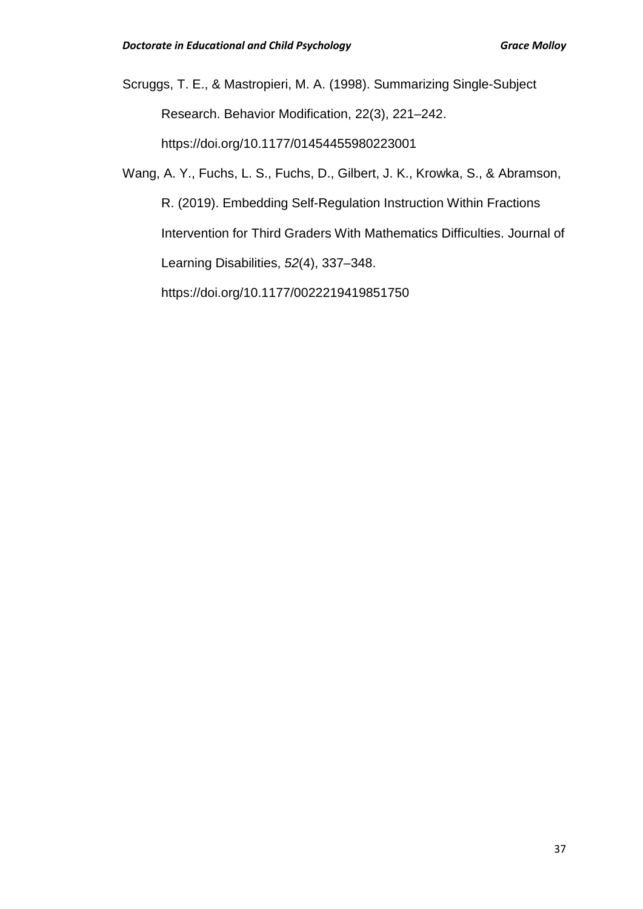Scruggs, T. E., & Mastropieri, M. A. (1998). Summarizing Single-Subject Research. Behavior Modification, 22(3), 221–242. https://doi.org/10.1177/01454455980223001

Wang, A. Y., Fuchs, L. S., Fuchs, D., Gilbert, J. K., Krowka, S., & Abramson, R. (2019). Embedding Self-Regulation Instruction Within Fractions Intervention for Third Graders With Mathematics Difficulties. Journal of Learning Disabilities, *52*(4), 337–348. https://doi.org/10.1177/0022219419851750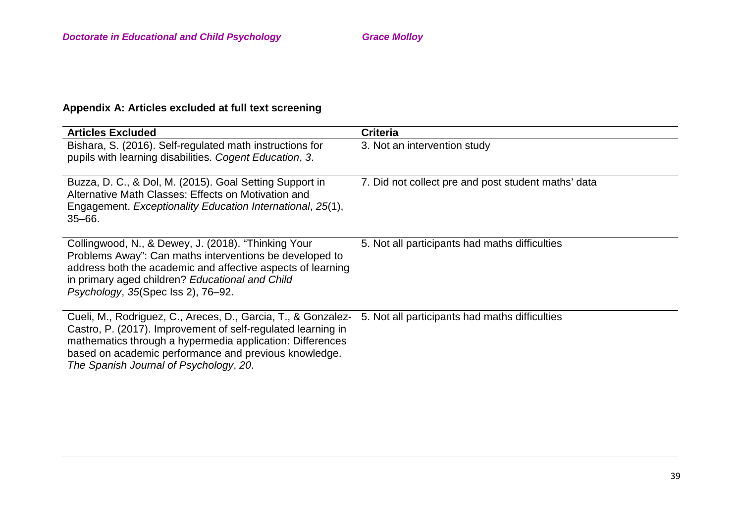**Appendix A: Articles excluded at full text screening**

| Articles Excluded | Criteria |
| --- | --- |
| Bishara, S. (2016). Self-regulated math instructions for pupils with learning disabilities. *Cogent Education*, *3*. | 3. Not an intervention study |
| Buzza, D. C., & Dol, M. (2015). Goal Setting Support in Alternative Math Classes: Effects on Motivation and Engagement. *Exceptionality Education International*, *25*(1), 35–66. | 7. Did not collect pre and post student maths' data |
| Collingwood, N., & Dewey, J. (2018). "Thinking Your Problems Away": Can maths interventions be developed to address both the academic and affective aspects of learning in primary aged children? *Educational and Child Psychology*, *35*(Spec Iss 2), 76–92. | 5. Not all participants had maths difficulties |
| Cueli, M., Rodriguez, C., Areces, D., Garcia, T., & Gonzalez-Castro, P. (2017). Improvement of self-regulated learning in mathematics through a hypermedia application: Differences based on academic performance and previous knowledge. *The Spanish Journal of Psychology*, *20*. | 5. Not all participants had maths difficulties |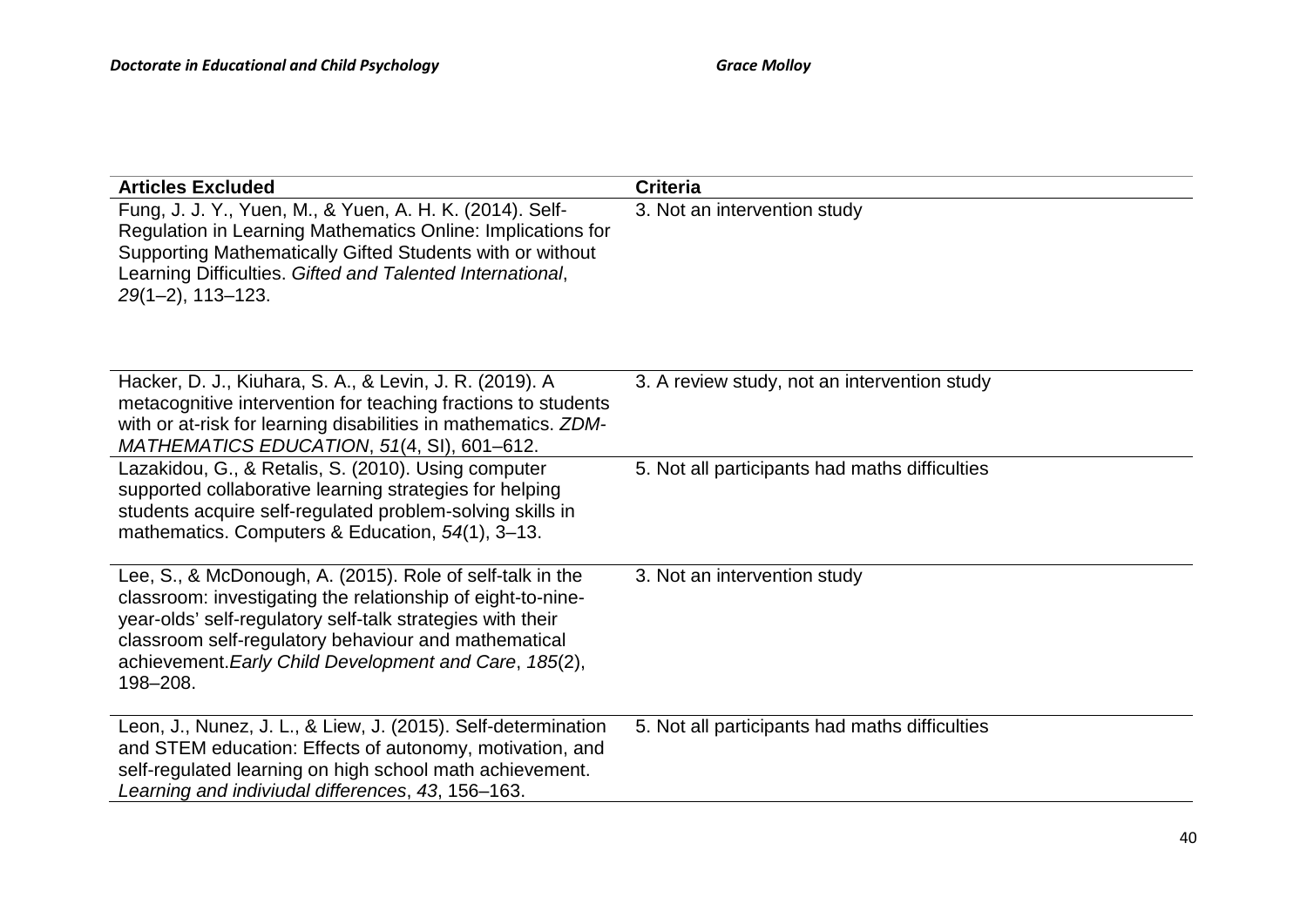| **Articles Excluded** | **Criteria** |
|---|---|
| Fung, J. J. Y., Yuen, M., & Yuen, A. H. K. (2014). Self-Regulation in Learning Mathematics Online: Implications for Supporting Mathematically Gifted Students with or without Learning Difficulties. *Gifted and Talented International*, *29*(1–2), 113–123. | 3. Not an intervention study |
| Hacker, D. J., Kiuhara, S. A., & Levin, J. R. (2019). A metacognitive intervention for teaching fractions to students with or at-risk for learning disabilities in mathematics. *ZDM-MATHEMATICS EDUCATION*, *51*(4, SI), 601–612. | 3. A review study, not an intervention study |
| Lazakidou, G., & Retalis, S. (2010). Using computer supported collaborative learning strategies for helping students acquire self-regulated problem-solving skills in mathematics. Computers & Education, *54*(1), 3–13. | 5. Not all participants had maths difficulties |
| Lee, S., & McDonough, A. (2015). Role of self-talk in the classroom: investigating the relationship of eight-to-nine-year-olds' self-regulatory self-talk strategies with their classroom self-regulatory behaviour and mathematical achievement.*Early Child Development and Care*, *185*(2), 198–208. | 3. Not an intervention study |
| Leon, J., Nunez, J. L., & Liew, J. (2015). Self-determination and STEM education: Effects of autonomy, motivation, and self-regulated learning on high school math achievement. *Learning and indiviudal differences*, *43*, 156–163. | 5. Not all participants had maths difficulties |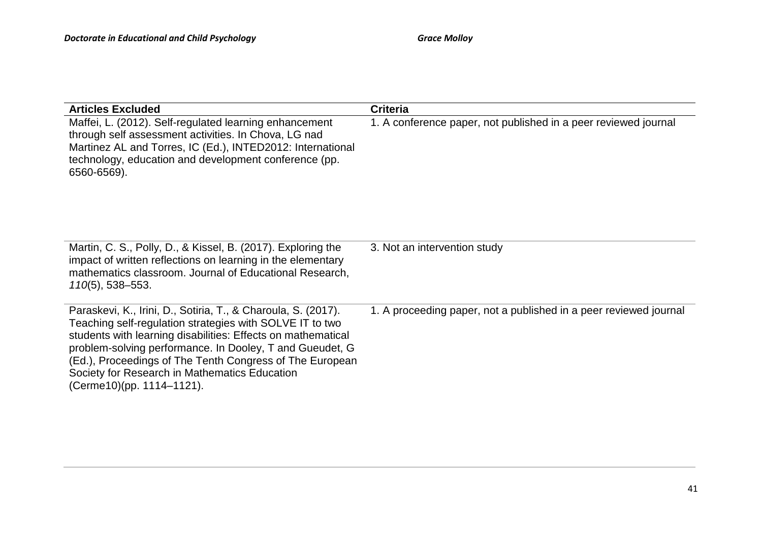| Articles Excluded | Criteria |
|---|---|
| Maffei, L. (2012). Self-regulated learning enhancement through self assessment activities. In Chova, LG nad Martinez AL and Torres, IC (Ed.), INTED2012: International technology, education and development conference (pp. 6560-6569). | 1. A conference paper, not published in a peer reviewed journal |
| Martin, C. S., Polly, D., & Kissel, B. (2017). Exploring the impact of written reflections on learning in the elementary mathematics classroom. Journal of Educational Research, *110*(5), 538–553. | 3. Not an intervention study |
| Paraskevi, K., Irini, D., Sotiria, T., & Charoula, S. (2017). Teaching self-regulation strategies with SOLVE IT to two students with learning disabilities: Effects on mathematical problem-solving performance. In Dooley, T and Gueudet, G (Ed.), Proceedings of The Tenth Congress of The European Society for Research in Mathematics Education (Cerme10)(pp. 1114–1121). | 1. A proceeding paper, not a published in a peer reviewed journal |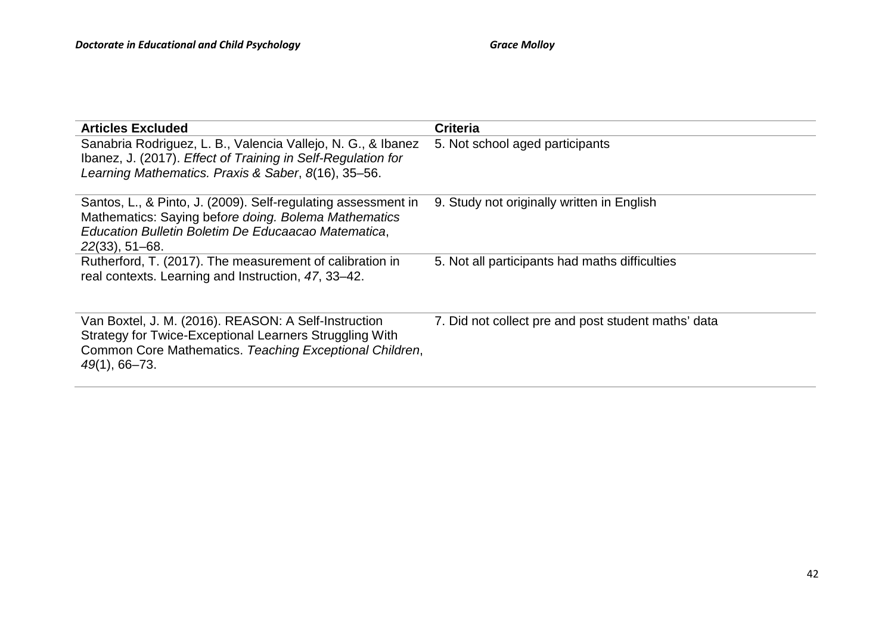| Articles Excluded | Criteria |
|---|---|
| Sanabria Rodriguez, L. B., Valencia Vallejo, N. G., & Ibanez Ibanez, J. (2017). *Effect of Training in Self-Regulation for Learning Mathematics. Praxis & Saber*, *8*(16), 35–56. | 5. Not school aged participants |
| Santos, L., & Pinto, J. (2009). Self-regulating assessment in Mathematics: Saying bef*ore doing. Bolema Mathematics Education Bulletin Boletim De Educaacao Matematica*, *22*(33), 51–68. | 9. Study not originally written in English |
| Rutherford, T. (2017). The measurement of calibration in real contexts. Learning and Instruction, *47*, 33–42. | 5. Not all participants had maths difficulties |
| Van Boxtel, J. M. (2016). REASON: A Self-Instruction Strategy for Twice-Exceptional Learners Struggling With Common Core Mathematics. *Teaching Exceptional Children*, *49*(1), 66–73. | 7. Did not collect pre and post student maths' data |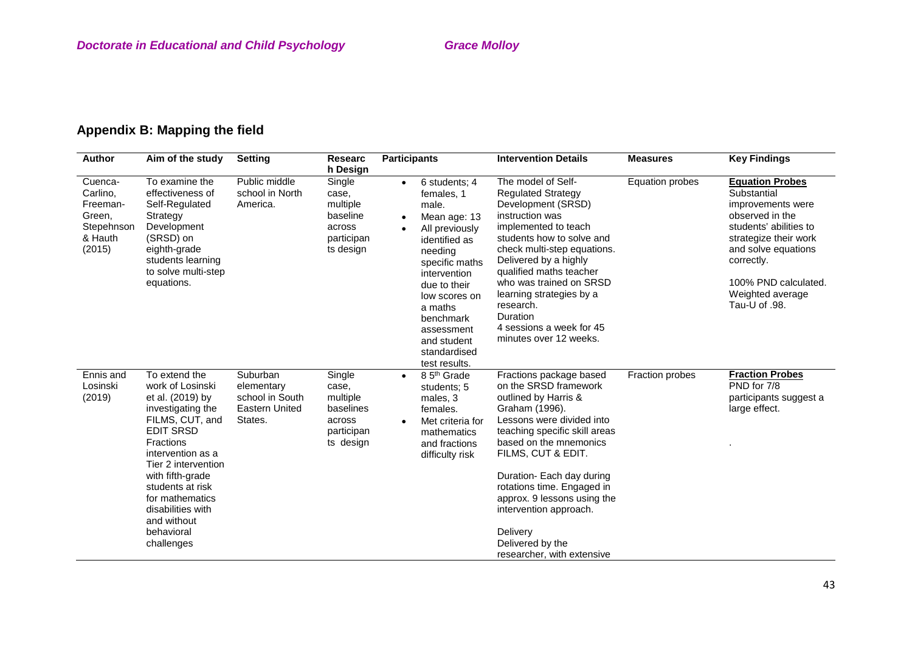## Appendix B: Mapping the field

| Author | Aim of the study | Setting | Research Design | Participants | Intervention Details | Measures | Key Findings |
|---|---|---|---|---|---|---|---|
| Cuenca-Carlino, Freeman-Green, Stepehnson & Hauth (2015) | To examine the effectiveness of Self-Regulated Strategy Development (SRSD) on eighth-grade students learning to solve multi-step equations. | Public middle school in North America. | Single case, multiple baseline across participants design | • 6 students; 4 females, 1 male.<br>• Mean age: 13<br>• All previously identified as needing specific maths intervention due to their low scores on a maths benchmark assessment and student standardised test results. | The model of Self-Regulated Strategy Development (SRSD) instruction was implemented to teach students how to solve and check multi-step equations. Delivered by a highly qualified maths teacher who was trained on SRSD learning strategies by a research.<br>Duration<br>4 sessions a week for 45 minutes over 12 weeks. | Equation probes | **Equation Probes**<br>Substantial improvements were observed in the students' abilities to strategize their work and solve equations correctly.<br><br>100% PND calculated. Weighted average Tau-U of .98. |
| Ennis and Losinski (2019) | To extend the work of Losinski et al. (2019) by investigating the FILMS, CUT, and EDIT SRSD Fractions intervention as a Tier 2 intervention with fifth-grade students at risk for mathematics disabilities with and without behavioral challenges | Suburban elementary school in South Eastern United States. | Single case, multiple baselines across participants design | • 8 5th Grade students; 5 males, 3 females.<br>• Met criteria for mathematics and fractions difficulty risk | Fractions package based on the SRSD framework outlined by Harris & Graham (1996).<br>Lessons were divided into teaching specific skill areas based on the mnemonics FILMS, CUT & EDIT.<br><br>Duration- Each day during rotations time. Engaged in approx. 9 lessons using the intervention approach.<br><br>Delivery<br>Delivered by the researcher, with extensive | Fraction probes | **Fraction Probes**<br>PND for 7/8 participants suggest a large effect.<br><br>. |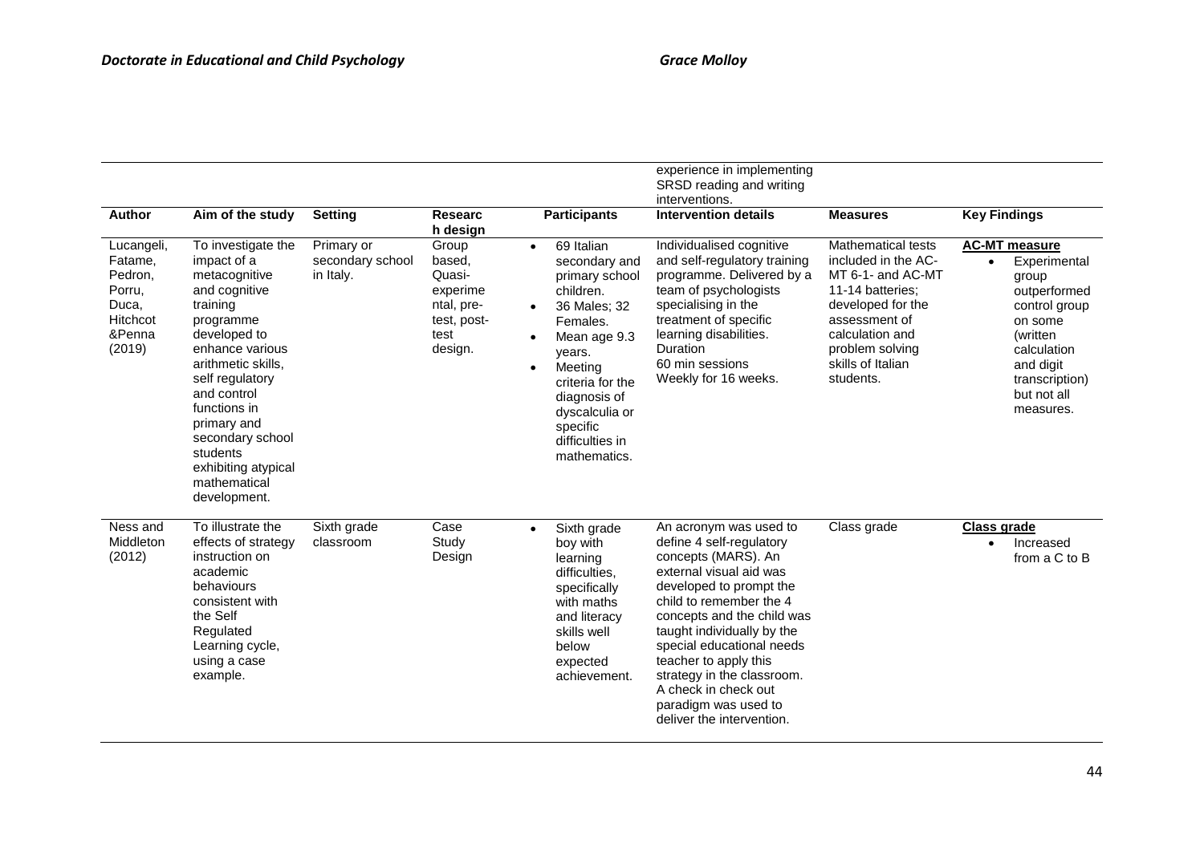| | | | | | experience in implementing SRSD reading and writing interventions. | | |
|---|---|---|---|---|---|---|---|
| **Author** | **Aim of the study** | **Setting** | **Research design** | **Participants** | **Intervention details** | **Measures** | **Key Findings** |
| Lucangeli, Fatame, Pedron, Porru, Duca, Hitchcot &Penna (2019) | To investigate the impact of a metacognitive and cognitive training programme developed to enhance various arithmetic skills, self regulatory and control functions in primary and secondary school students exhibiting atypical mathematical development. | Primary or secondary school in Italy. | Group based, Quasi-experimental, pre-test, post-test design. | • 69 Italian secondary and primary school children. • 36 Males; 32 Females. • Mean age 9.3 years. • Meeting criteria for the diagnosis of dyscalculia or specific difficulties in mathematics. | Individualised cognitive and self-regulatory training programme. Delivered by a team of psychologists specialising in the treatment of specific learning disabilities. Duration 60 min sessions Weekly for 16 weeks. | Mathematical tests included in the AC-MT 6-1- and AC-MT 11-14 batteries; developed for the assessment of calculation and problem solving skills of Italian students. | **<u>AC-MT measure</u>** • Experimental group outperformed control group on some (written calculation and digit transcription) but not all measures. |
| Ness and Middleton (2012) | To illustrate the effects of strategy instruction on academic behaviours consistent with the Self Regulated Learning cycle, using a case example. | Sixth grade classroom | Case Study Design | • Sixth grade boy with learning difficulties, specifically with maths and literacy skills well below expected achievement. | An acronym was used to define 4 self-regulatory concepts (MARS). An external visual aid was developed to prompt the child to remember the 4 concepts and the child was taught individually by the special educational needs teacher to apply this strategy in the classroom. A check in check out paradigm was used to deliver the intervention. | Class grade | **<u>Class grade</u>** • Increased from a C to B |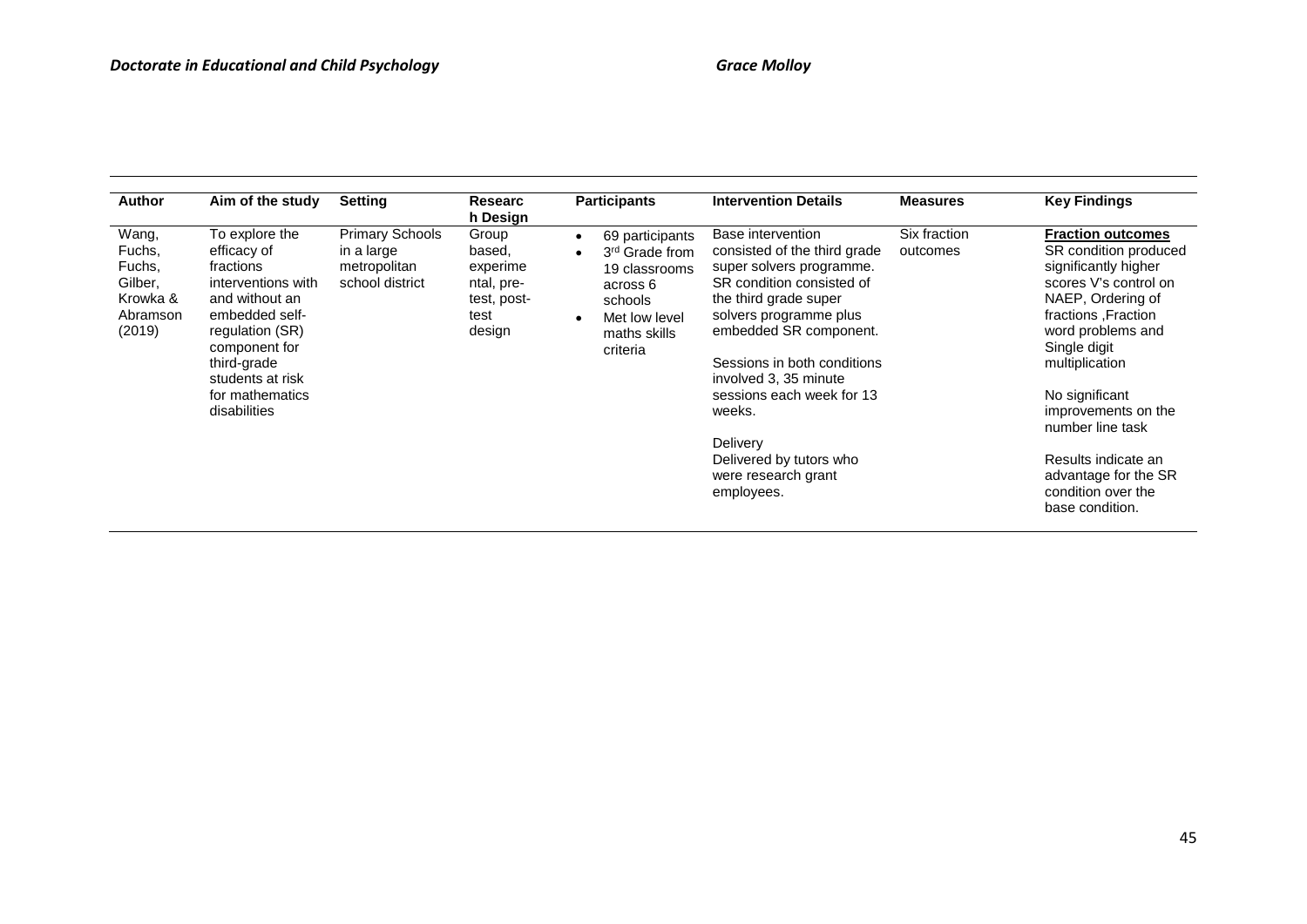| Author | Aim of the study | Setting | Research Design | Participants | Intervention Details | Measures | Key Findings |
|---|---|---|---|---|---|---|---|
| Wang, Fuchs, Fuchs, Gilber, Krowka & Abramson (2019) | To explore the efficacy of fractions interventions with and without an embedded self-regulation (SR) component for third-grade students at risk for mathematics disabilities | Primary Schools in a large metropolitan school district | Group based, experimental, pre-test, post-test design | • 69 participants<br>• 3rd Grade from 19 classrooms across 6 schools<br>• Met low level maths skills criteria | Base intervention consisted of the third grade super solvers programme. SR condition consisted of the third grade super solvers programme plus embedded SR component.<br><br>Sessions in both conditions involved 3, 35 minute sessions each week for 13 weeks.<br><br>Delivery<br>Delivered by tutors who were research grant employees. | Six fraction outcomes | **<u>Fraction outcomes</u>**<br>SR condition produced significantly higher scores V's control on NAEP, Ordering of fractions ,Fraction word problems and Single digit multiplication<br><br>No significant improvements on the number line task<br><br>Results indicate an advantage for the SR condition over the base condition. |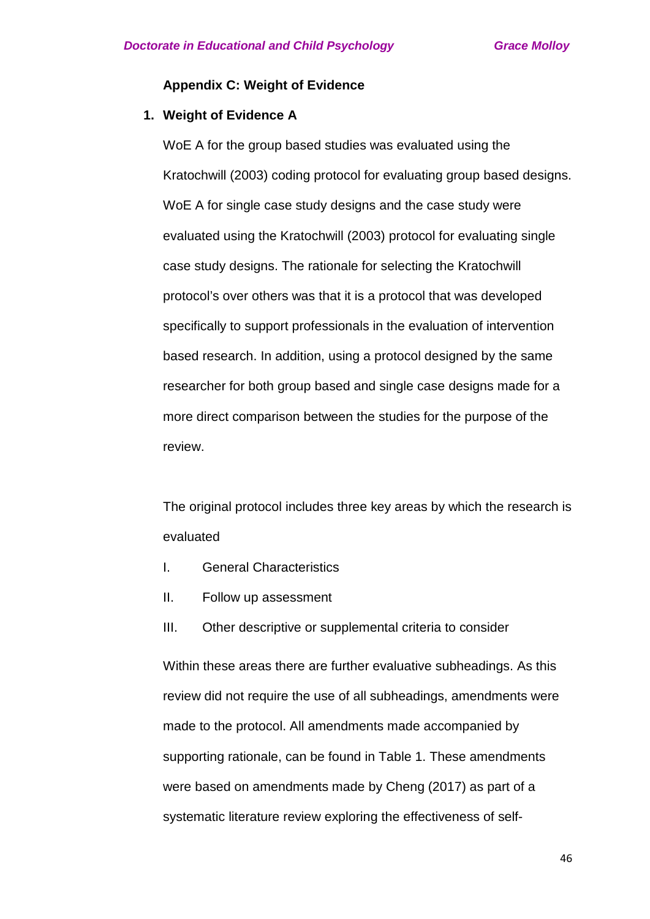## Appendix C: Weight of Evidence

### 1. Weight of Evidence A

WoE A for the group based studies was evaluated using the Kratochwill (2003) coding protocol for evaluating group based designs. WoE A for single case study designs and the case study were evaluated using the Kratochwill (2003) protocol for evaluating single case study designs. The rationale for selecting the Kratochwill protocol's over others was that it is a protocol that was developed specifically to support professionals in the evaluation of intervention based research. In addition, using a protocol designed by the same researcher for both group based and single case designs made for a more direct comparison between the studies for the purpose of the review.

The original protocol includes three key areas by which the research is evaluated

I. General Characteristics

II. Follow up assessment

III. Other descriptive or supplemental criteria to consider

Within these areas there are further evaluative subheadings. As this review did not require the use of all subheadings, amendments were made to the protocol. All amendments made accompanied by supporting rationale, can be found in Table 1. These amendments were based on amendments made by Cheng (2017) as part of a systematic literature review exploring the effectiveness of self-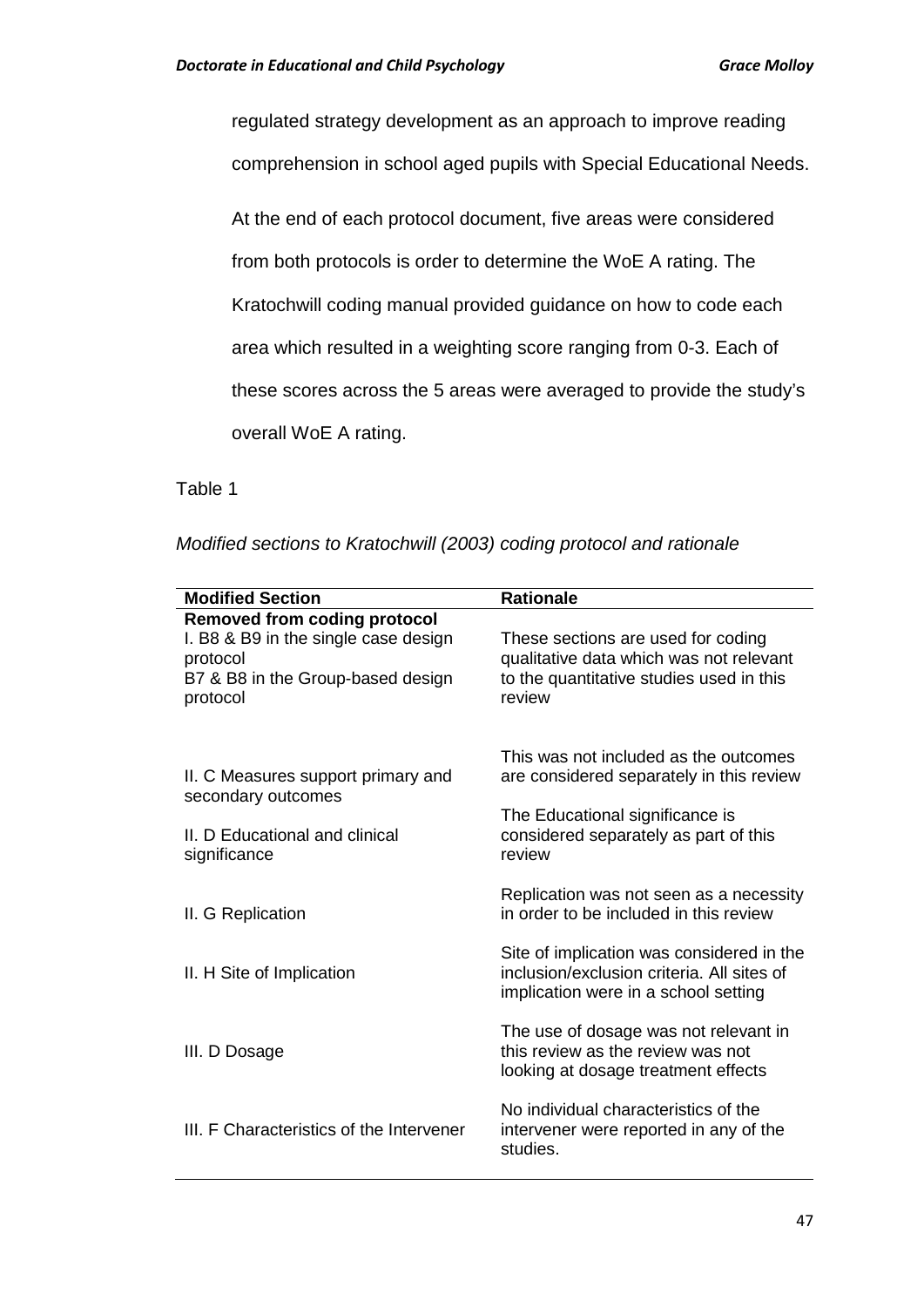regulated strategy development as an approach to improve reading comprehension in school aged pupils with Special Educational Needs.

At the end of each protocol document, five areas were considered from both protocols is order to determine the WoE A rating. The Kratochwill coding manual provided guidance on how to code each area which resulted in a weighting score ranging from 0-3. Each of these scores across the 5 areas were averaged to provide the study's overall WoE A rating.

Table 1

*Modified sections to Kratochwill (2003) coding protocol and rationale*

| Modified Section | Rationale |
|---|---|
| **Removed from coding protocol** | |
| I. B8 & B9 in the single case design protocol<br>B7 & B8 in the Group-based design protocol | These sections are used for coding qualitative data which was not relevant to the quantitative studies used in this review |
| II. C Measures support primary and secondary outcomes | This was not included as the outcomes are considered separately in this review |
| II. D Educational and clinical significance | The Educational significance is considered separately as part of this review |
| II. G Replication | Replication was not seen as a necessity in order to be included in this review |
| II. H Site of Implication | Site of implication was considered in the inclusion/exclusion criteria. All sites of implication were in a school setting |
| III. D Dosage | The use of dosage was not relevant in this review as the review was not looking at dosage treatment effects |
| III. F Characteristics of the Intervener | No individual characteristics of the intervener were reported in any of the studies. |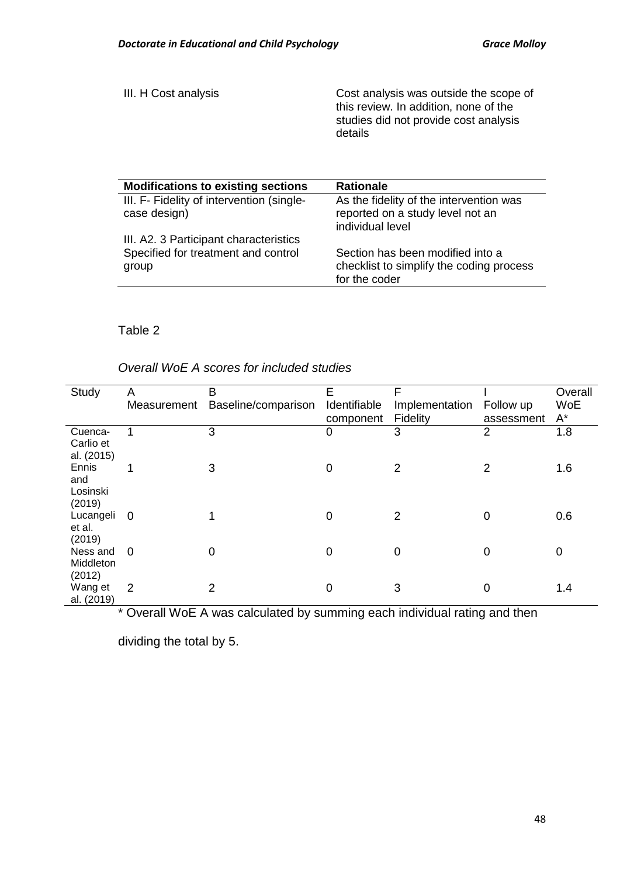| | |
|---|---|
| III. H Cost analysis | Cost analysis was outside the scope of this review. In addition, none of the studies did not provide cost analysis details |

| Modifications to existing sections | Rationale |
|---|---|
| III. F- Fidelity of intervention (single-case design) | As the fidelity of the intervention was reported on a study level not an individual level |
| III. A2. 3 Participant characteristics Specified for treatment and control group | Section has been modified into a checklist to simplify the coding process for the coder |

Table 2

*Overall WoE A scores for included studies*

| Study | A Measurement | B Baseline/comparison | E Identifiable component | F Implementation Fidelity | I Follow up assessment | Overall WoE A* |
|---|---|---|---|---|---|---|
| Cuenca-Carlio et al. (2015) | 1 | 3 | 0 | 3 | 2 | 1.8 |
| Ennis and Losinski (2019) | 1 | 3 | 0 | 2 | 2 | 1.6 |
| Lucangeli et al. (2019) | 0 | 1 | 0 | 2 | 0 | 0.6 |
| Ness and Middleton (2012) | 0 | 0 | 0 | 0 | 0 | 0 |
| Wang et al. (2019) | 2 | 2 | 0 | 3 | 0 | 1.4 |

* Overall WoE A was calculated by summing each individual rating and then dividing the total by 5.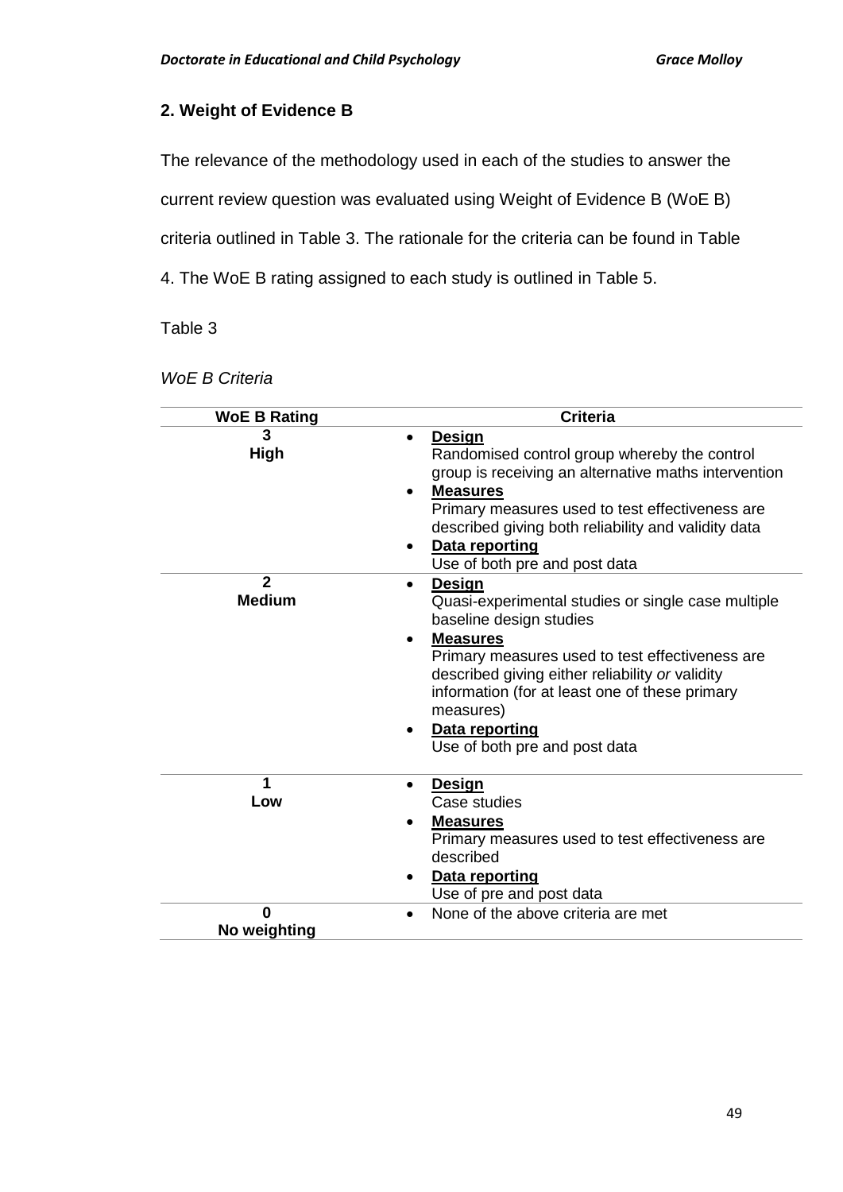## 2. Weight of Evidence B

The relevance of the methodology used in each of the studies to answer the current review question was evaluated using Weight of Evidence B (WoE B) criteria outlined in Table 3. The rationale for the criteria can be found in Table 4. The WoE B rating assigned to each study is outlined in Table 5.

Table 3

*WoE B Criteria*

| WoE B Rating | Criteria |
|---|---|
| **3**<br>**High** | • **Design**<br>Randomised control group whereby the control group is receiving an alternative maths intervention<br>• **Measures**<br>Primary measures used to test effectiveness are described giving both reliability and validity data<br>• **Data reporting**<br>Use of both pre and post data |
| **2**<br>**Medium** | • **Design**<br>Quasi-experimental studies or single case multiple baseline design studies<br>• **Measures**<br>Primary measures used to test effectiveness are described giving either reliability *or* validity information (for at least one of these primary measures)<br>• **Data reporting**<br>Use of both pre and post data |
| **1**<br>**Low** | • **Design**<br>Case studies<br>• **Measures**<br>Primary measures used to test effectiveness are described<br>• **Data reporting**<br>Use of pre and post data |
| **0**<br>**No weighting** | • None of the above criteria are met |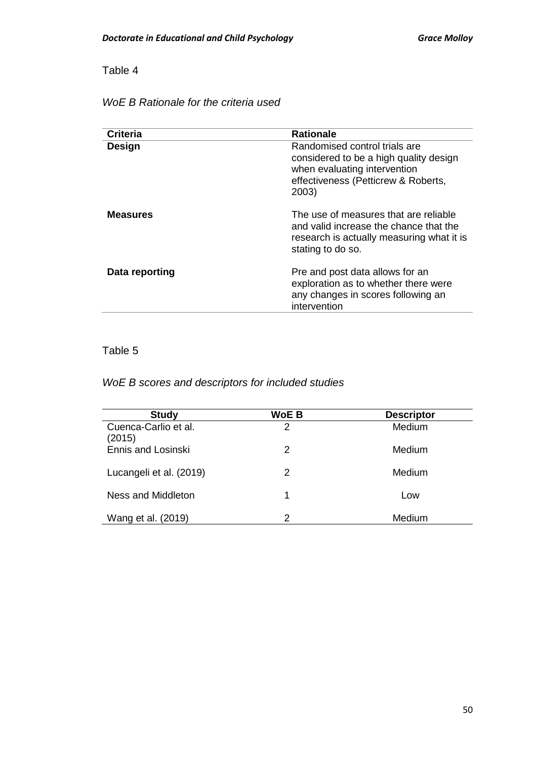Table 4

*WoE B Rationale for the criteria used*

| Criteria | Rationale |
|---|---|
| **Design** | Randomised control trials are considered to be a high quality design when evaluating intervention effectiveness (Petticrew & Roberts, 2003) |
| **Measures** | The use of measures that are reliable and valid increase the chance that the research is actually measuring what it is stating to do so. |
| **Data reporting** | Pre and post data allows for an exploration as to whether there were any changes in scores following an intervention |

Table 5

*WoE B scores and descriptors for included studies*

| Study | WoE B | Descriptor |
|---|---|---|
| Cuenca-Carlio et al. (2015) | 2 | Medium |
| Ennis and Losinski | 2 | Medium |
| Lucangeli et al. (2019) | 2 | Medium |
| Ness and Middleton | 1 | Low |
| Wang et al. (2019) | 2 | Medium |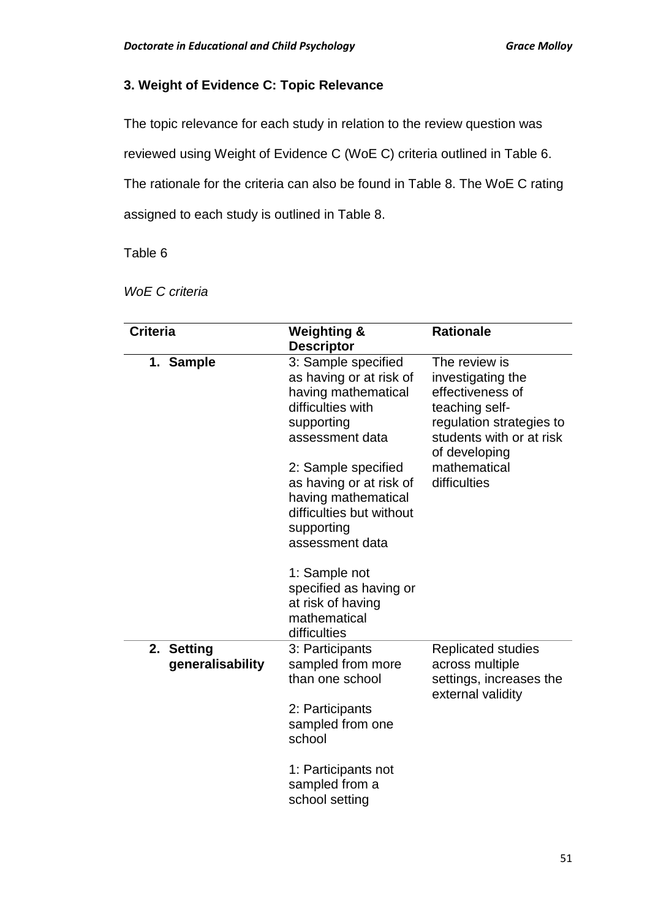### 3. Weight of Evidence C: Topic Relevance

The topic relevance for each study in relation to the review question was reviewed using Weight of Evidence C (WoE C) criteria outlined in Table 6. The rationale for the criteria can also be found in Table 8. The WoE C rating assigned to each study is outlined in Table 8.

Table 6

*WoE C criteria*

| Criteria | Weighting & Descriptor | Rationale |
|---|---|---|
| **1. Sample** | 3: Sample specified as having or at risk of having mathematical difficulties with supporting assessment data<br><br>2: Sample specified as having or at risk of having mathematical difficulties but without supporting assessment data<br><br>1: Sample not specified as having or at risk of having mathematical difficulties | The review is investigating the effectiveness of teaching self-regulation strategies to students with or at risk of developing mathematical difficulties |
| **2. Setting generalisability** | 3: Participants sampled from more than one school<br><br>2: Participants sampled from one school<br><br>1: Participants not sampled from a school setting | Replicated studies across multiple settings, increases the external validity |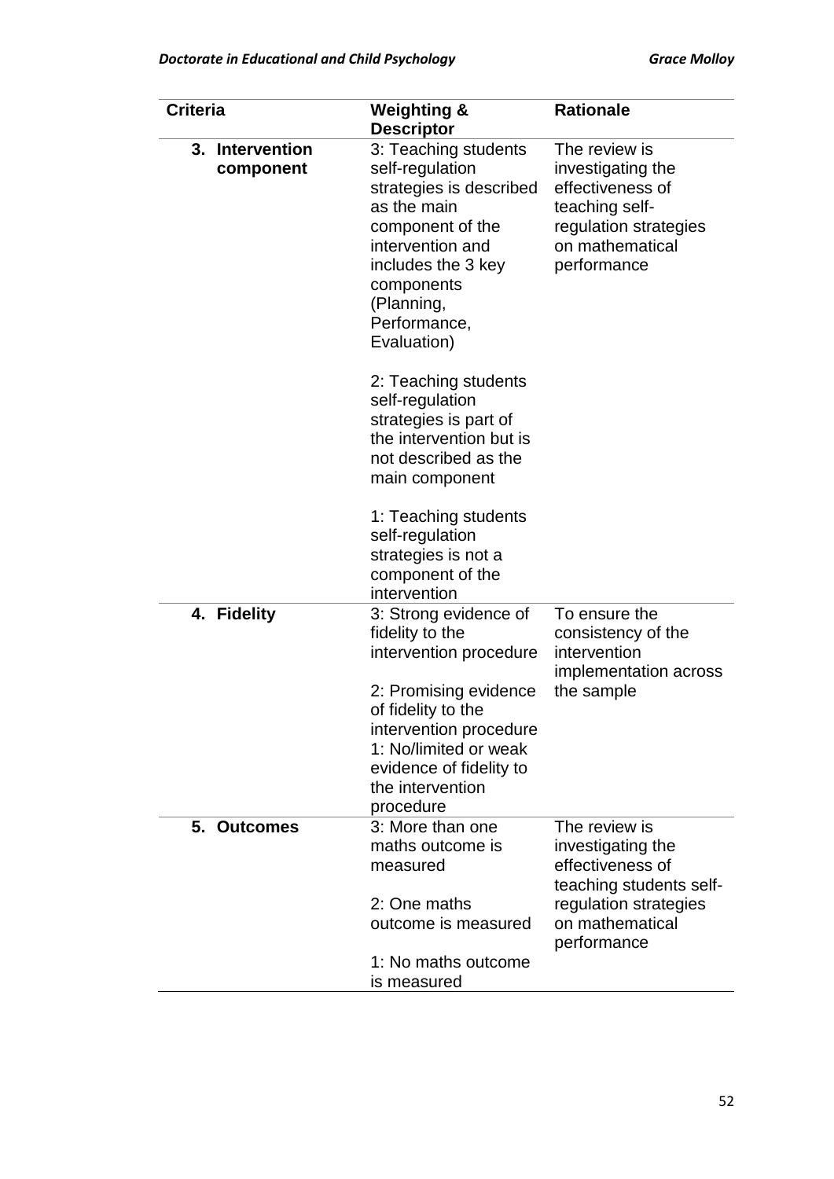| Criteria | Weighting & Descriptor | Rationale |
|---|---|---|
| **3. Intervention component** | 3: Teaching students self-regulation strategies is described as the main component of the intervention and includes the 3 key components (Planning, Performance, Evaluation)<br><br>2: Teaching students self-regulation strategies is part of the intervention but is not described as the main component<br><br>1: Teaching students self-regulation strategies is not a component of the intervention | The review is investigating the effectiveness of teaching self-regulation strategies on mathematical performance |
| **4. Fidelity** | 3: Strong evidence of fidelity to the intervention procedure<br><br>2: Promising evidence of fidelity to the intervention procedure<br>1: No/limited or weak evidence of fidelity to the intervention procedure | To ensure the consistency of the intervention implementation across the sample |
| **5. Outcomes** | 3: More than one maths outcome is measured<br><br>2: One maths outcome is measured<br><br>1: No maths outcome is measured | The review is investigating the effectiveness of teaching students self-regulation strategies on mathematical performance |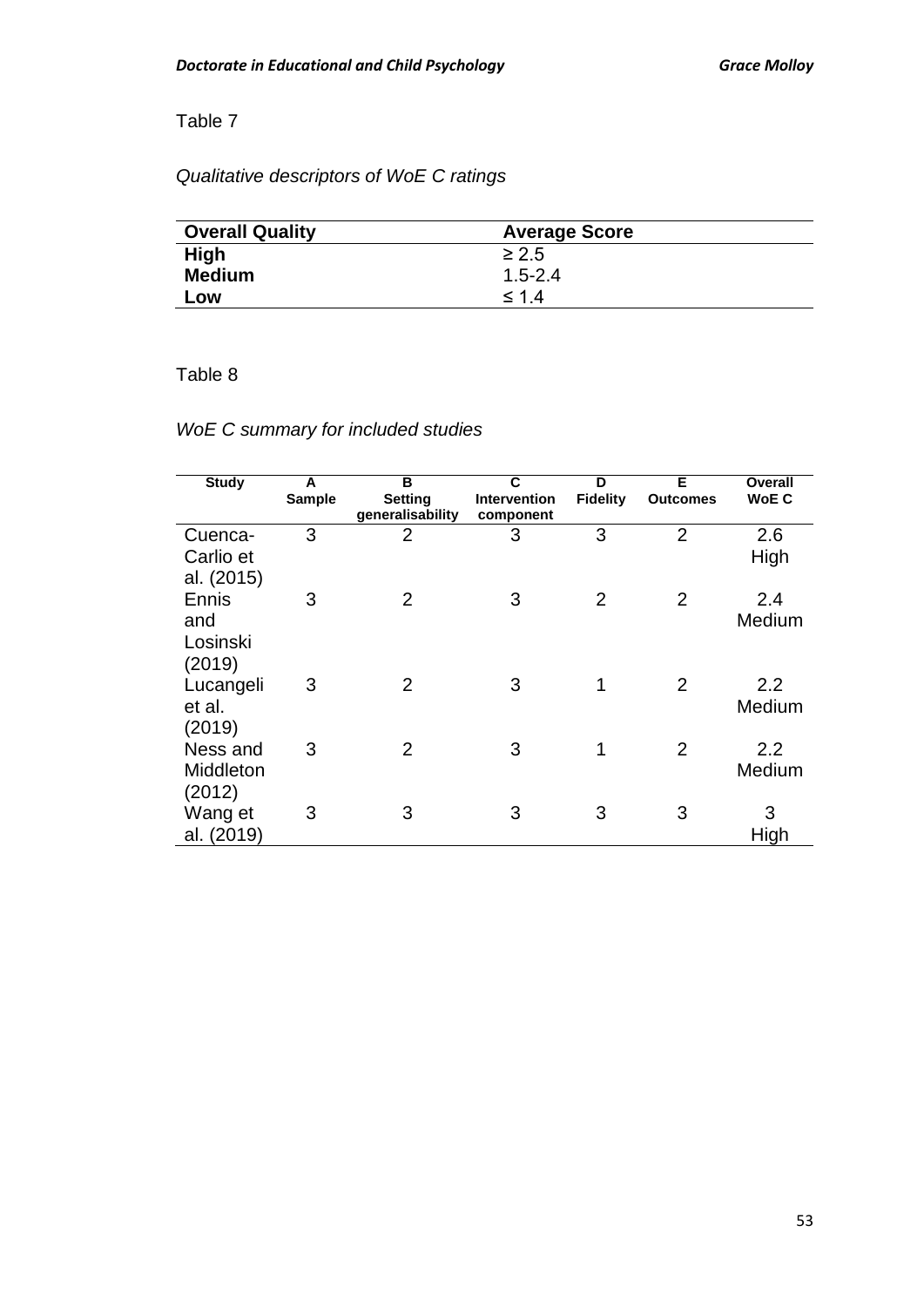Table 7

*Qualitative descriptors of WoE C ratings*

| Overall Quality | Average Score |
| --- | --- |
| **High** | ≥ 2.5 |
| **Medium** | 1.5-2.4 |
| **Low** | ≤ 1.4 |

Table 8

*WoE C summary for included studies*

| Study | A Sample | B Setting generalisability | C Intervention component | D Fidelity | E Outcomes | Overall WoE C |
| --- | --- | --- | --- | --- | --- | --- |
| Cuenca-Carlio et al. (2015) | 3 | 2 | 3 | 3 | 2 | 2.6 High |
| Ennis and Losinski (2019) | 3 | 2 | 3 | 2 | 2 | 2.4 Medium |
| Lucangeli et al. (2019) | 3 | 2 | 3 | 1 | 2 | 2.2 Medium |
| Ness and Middleton (2012) | 3 | 2 | 3 | 1 | 2 | 2.2 Medium |
| Wang et al. (2019) | 3 | 3 | 3 | 3 | 3 | 3 High |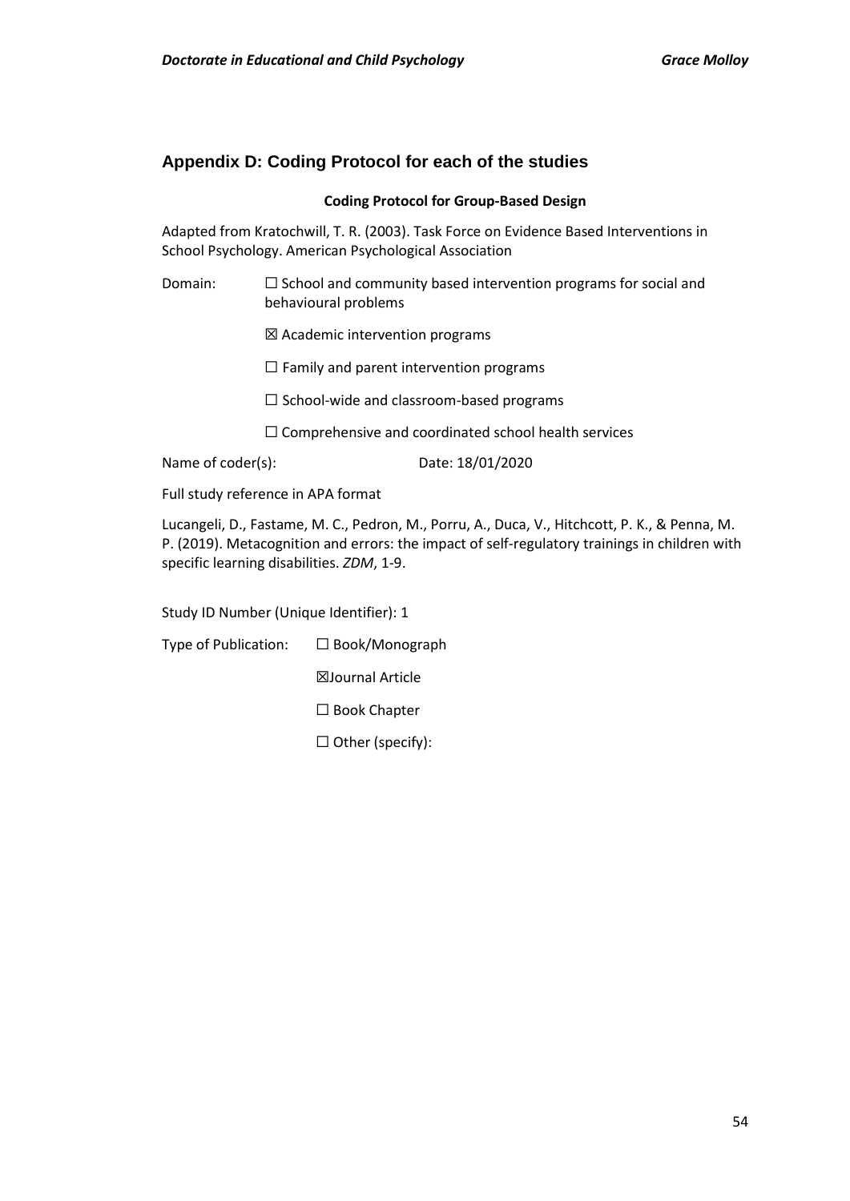## Appendix D: Coding Protocol for each of the studies

**Coding Protocol for Group-Based Design**

Adapted from Kratochwill, T. R. (2003). Task Force on Evidence Based Interventions in School Psychology. American Psychological Association

Domain:

☐ School and community based intervention programs for social and behavioural problems

☒ Academic intervention programs

☐ Family and parent intervention programs

☐ School-wide and classroom-based programs

☐ Comprehensive and coordinated school health services

Name of coder(s): Date: 18/01/2020

Full study reference in APA format

Lucangeli, D., Fastame, M. C., Pedron, M., Porru, A., Duca, V., Hitchcott, P. K., & Penna, M. P. (2019). Metacognition and errors: the impact of self-regulatory trainings in children with specific learning disabilities. *ZDM*, 1-9.

Study ID Number (Unique Identifier): 1

Type of Publication:

☐ Book/Monograph

☒Journal Article

☐ Book Chapter

☐ Other (specify):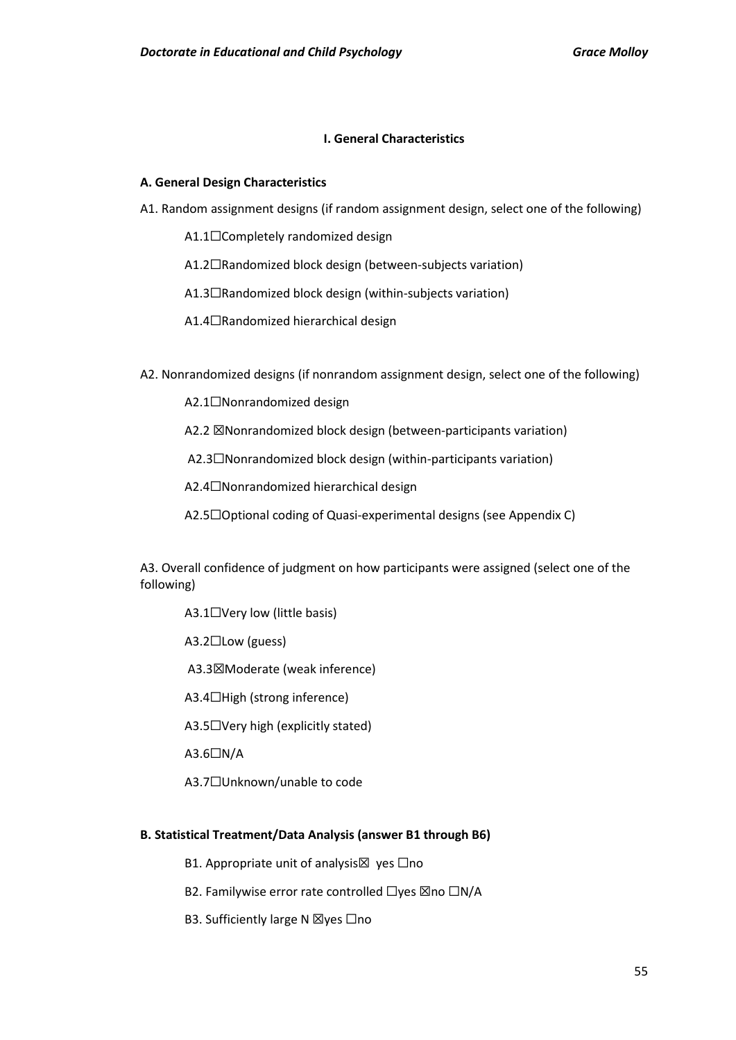#### I. General Characteristics

**A. General Design Characteristics**

A1. Random assignment designs (if random assignment design, select one of the following)

A1.1☐Completely randomized design

A1.2☐Randomized block design (between-subjects variation)

A1.3☐Randomized block design (within-subjects variation)

A1.4☐Randomized hierarchical design

A2. Nonrandomized designs (if nonrandom assignment design, select one of the following)

A2.1☐Nonrandomized design

A2.2 ☒Nonrandomized block design (between-participants variation)

A2.3☐Nonrandomized block design (within-participants variation)

A2.4☐Nonrandomized hierarchical design

A2.5☐Optional coding of Quasi-experimental designs (see Appendix C)

A3. Overall confidence of judgment on how participants were assigned (select one of the following)

A3.1☐Very low (little basis)

A3.2☐Low (guess)

A3.3☒Moderate (weak inference)

A3.4☐High (strong inference)

A3.5☐Very high (explicitly stated)

A3.6☐N/A

A3.7☐Unknown/unable to code

**B. Statistical Treatment/Data Analysis (answer B1 through B6)**

B1. Appropriate unit of analysis☒ yes ☐no

B2. Familywise error rate controlled ☐yes ☒no ☐N/A

B3. Sufficiently large N ☒yes ☐no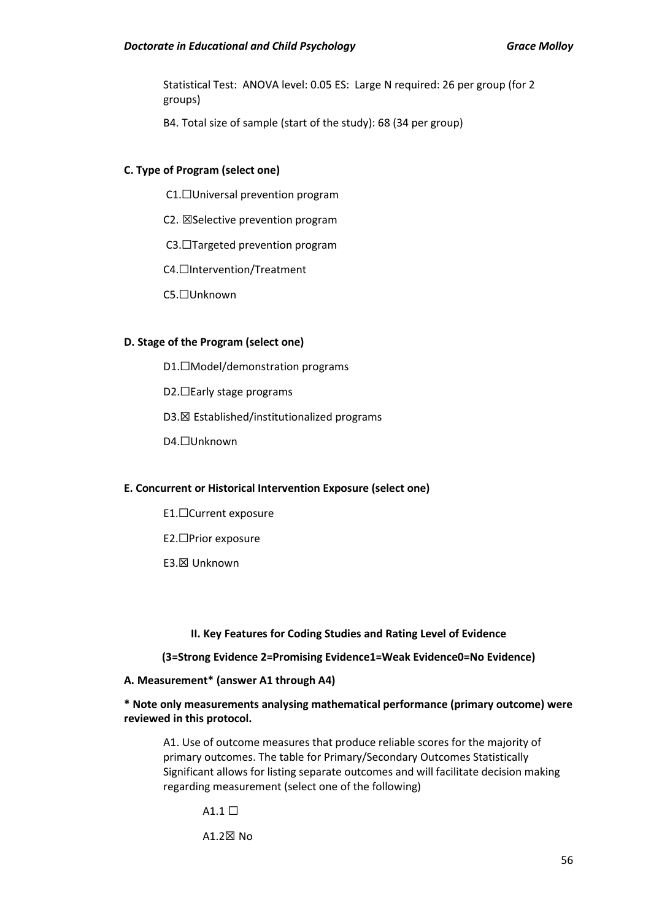Statistical Test: ANOVA level: 0.05 ES: Large N required: 26 per group (for 2 groups)

B4. Total size of sample (start of the study): 68 (34 per group)

**C. Type of Program (select one)**

C1.☐Universal prevention program

C2. ☒Selective prevention program

C3.☐Targeted prevention program

C4.☐Intervention/Treatment

C5.☐Unknown

**D. Stage of the Program (select one)**

D1.☐Model/demonstration programs

D2.☐Early stage programs

D3.☒ Established/institutionalized programs

D4.☐Unknown

**E. Concurrent or Historical Intervention Exposure (select one)**

E1.☐Current exposure

E2.☐Prior exposure

E3.☒ Unknown

**II. Key Features for Coding Studies and Rating Level of Evidence**

**(3=Strong Evidence 2=Promising Evidence1=Weak Evidence0=No Evidence)**

**A. Measurement* (answer A1 through A4)**

*** Note only measurements analysing mathematical performance (primary outcome) were reviewed in this protocol.**

A1. Use of outcome measures that produce reliable scores for the majority of primary outcomes. The table for Primary/Secondary Outcomes Statistically Significant allows for listing separate outcomes and will facilitate decision making regarding measurement (select one of the following)

A1.1 ☐

A1.2☒ No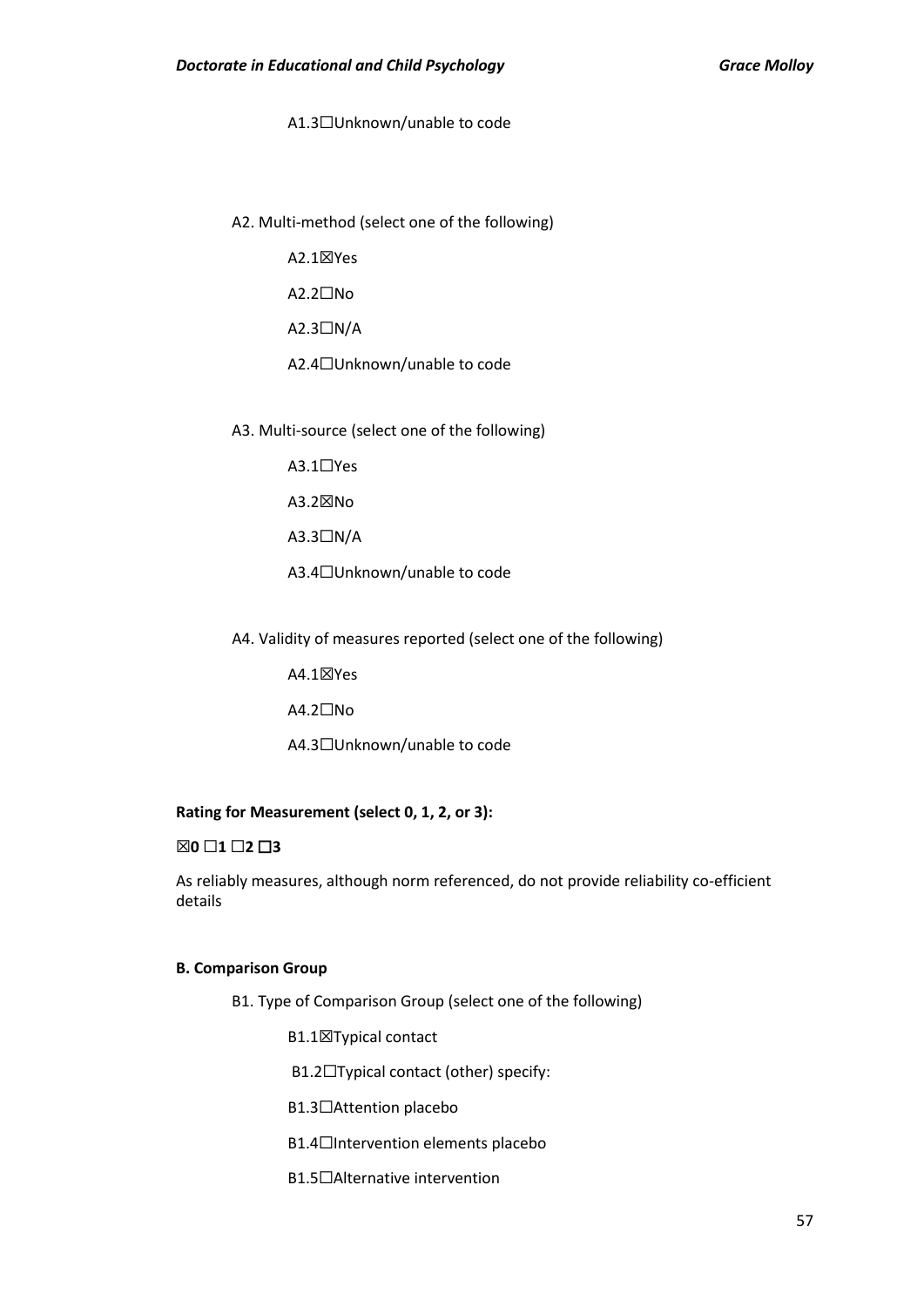A1.3☐Unknown/unable to code

A2. Multi-method (select one of the following)

A2.1☒Yes

A2.2☐No

A2.3☐N/A

A2.4☐Unknown/unable to code

A3. Multi-source (select one of the following)

A3.1☐Yes

A3.2☒No

A3.3☐N/A

A3.4☐Unknown/unable to code

A4. Validity of measures reported (select one of the following)

A4.1☒Yes

A4.2☐No

A4.3☐Unknown/unable to code

**Rating for Measurement (select 0, 1, 2, or 3):**

**☒0 ☐1 ☐2 ☐3**

As reliably measures, although norm referenced, do not provide reliability co-efficient details

**B. Comparison Group**

B1. Type of Comparison Group (select one of the following)

B1.1☒Typical contact

B1.2☐Typical contact (other) specify:

B1.3☐Attention placebo

B1.4☐Intervention elements placebo

B1.5☐Alternative intervention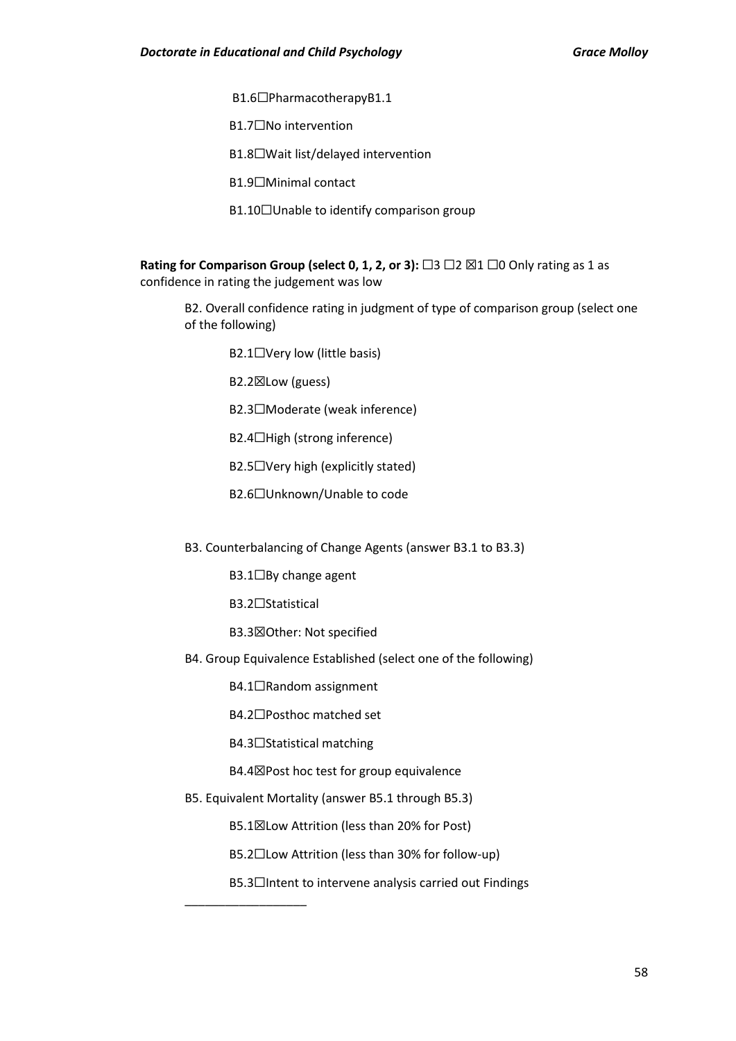B1.6☐PharmacotherapyB1.1

B1.7☐No intervention

B1.8☐Wait list/delayed intervention

B1.9☐Minimal contact

B1.10☐Unable to identify comparison group

**Rating for Comparison Group (select 0, 1, 2, or 3):** ☐3 ☐2 ☒1 ☐0 Only rating as 1 as confidence in rating the judgement was low

B2. Overall confidence rating in judgment of type of comparison group (select one of the following)

B2.1☐Very low (little basis)

B2.2☒Low (guess)

B2.3☐Moderate (weak inference)

B2.4☐High (strong inference)

B2.5☐Very high (explicitly stated)

B2.6☐Unknown/Unable to code

B3. Counterbalancing of Change Agents (answer B3.1 to B3.3)

B3.1☐By change agent

B3.2☐Statistical

B3.3☒Other: Not specified

B4. Group Equivalence Established (select one of the following)

B4.1☐Random assignment

B4.2☐Posthoc matched set

B4.3☐Statistical matching

B4.4☒Post hoc test for group equivalence

B5. Equivalent Mortality (answer B5.1 through B5.3)

B5.1☒Low Attrition (less than 20% for Post)

B5.2☐Low Attrition (less than 30% for follow-up)

B5.3☐Intent to intervene analysis carried out Findings

__________________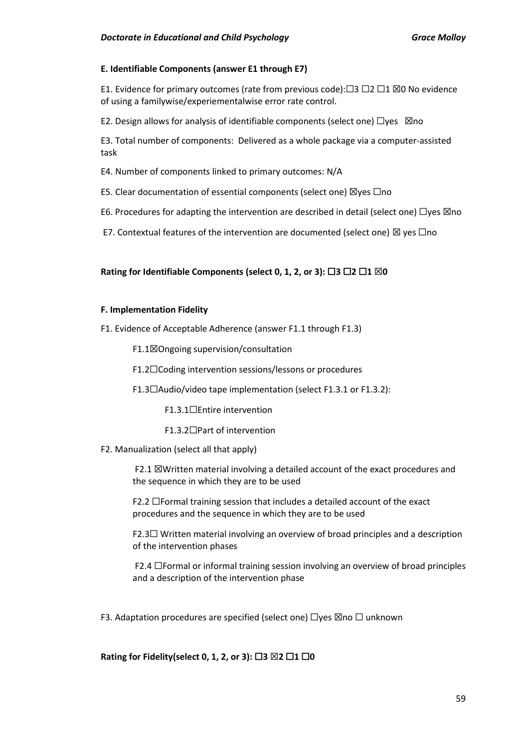**E. Identifiable Components (answer E1 through E7)**

E1. Evidence for primary outcomes (rate from previous code):☐3 ☐2 ☐1 ☒0 No evidence of using a familywise/experiementalwise error rate control.

E2. Design allows for analysis of identifiable components (select one) ☐yes ☒no

E3. Total number of components: Delivered as a whole package via a computer-assisted task

E4. Number of components linked to primary outcomes: N/A

E5. Clear documentation of essential components (select one) ☒yes ☐no

E6. Procedures for adapting the intervention are described in detail (select one) ☐yes ☒no

E7. Contextual features of the intervention are documented (select one) ☒ yes ☐no

**Rating for Identifiable Components (select 0, 1, 2, or 3): ☐3 ☐2 ☐1 ☒0**

**F. Implementation Fidelity**

F1. Evidence of Acceptable Adherence (answer F1.1 through F1.3)

F1.1☒Ongoing supervision/consultation

F1.2☐Coding intervention sessions/lessons or procedures

F1.3☐Audio/video tape implementation (select F1.3.1 or F1.3.2):

F1.3.1☐Entire intervention

F1.3.2☐Part of intervention

F2. Manualization (select all that apply)

F2.1 ☒Written material involving a detailed account of the exact procedures and the sequence in which they are to be used

F2.2 ☐Formal training session that includes a detailed account of the exact procedures and the sequence in which they are to be used

F2.3☐ Written material involving an overview of broad principles and a description of the intervention phases

F2.4 ☐Formal or informal training session involving an overview of broad principles and a description of the intervention phase

F3. Adaptation procedures are specified (select one) ☐yes ☒no ☐ unknown

**Rating for Fidelity(select 0, 1, 2, or 3): ☐3 ☒2 ☐1 ☐0**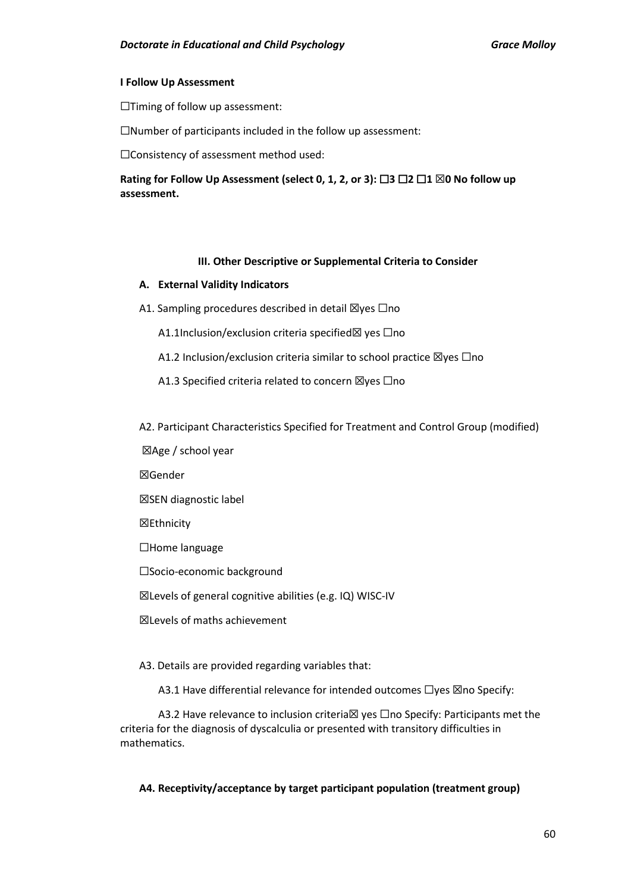**I Follow Up Assessment**

☐Timing of follow up assessment:

☐Number of participants included in the follow up assessment:

☐Consistency of assessment method used:

**Rating for Follow Up Assessment (select 0, 1, 2, or 3): ☐3 ☐2 ☐1 ☒0 No follow up assessment.**

**III. Other Descriptive or Supplemental Criteria to Consider**

**A. External Validity Indicators**

A1. Sampling procedures described in detail ☒yes ☐no

A1.1Inclusion/exclusion criteria specified☒ yes ☐no

A1.2 Inclusion/exclusion criteria similar to school practice ☒yes ☐no

A1.3 Specified criteria related to concern ☒yes ☐no

A2. Participant Characteristics Specified for Treatment and Control Group (modified)

☒Age / school year

☒Gender

☒SEN diagnostic label

☒Ethnicity

☐Home language

☐Socio-economic background

☒Levels of general cognitive abilities (e.g. IQ) WISC-IV

☒Levels of maths achievement

A3. Details are provided regarding variables that:

A3.1 Have differential relevance for intended outcomes ☐yes ☒no Specify:

A3.2 Have relevance to inclusion criteria☒ yes ☐no Specify: Participants met the criteria for the diagnosis of dyscalculia or presented with transitory difficulties in mathematics.

**A4. Receptivity/acceptance by target participant population (treatment group)**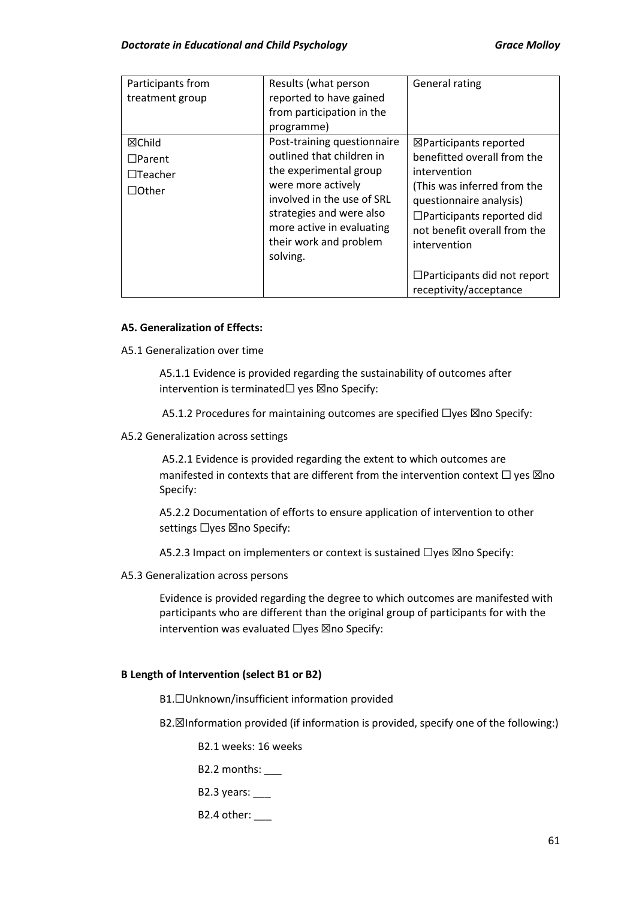| Participants from treatment group | Results (what person reported to have gained from participation in the programme) | General rating |
|---|---|---|
| ☒Child<br>☐Parent<br>☐Teacher<br>☐Other | Post-training questionnaire outlined that children in the experimental group were more actively involved in the use of SRL strategies and were also more active in evaluating their work and problem solving. | ☒Participants reported benefitted overall from the intervention<br>(This was inferred from the questionnaire analysis)<br>☐Participants reported did not benefit overall from the intervention<br><br>☐Participants did not report receptivity/acceptance |

**A5. Generalization of Effects:**

A5.1 Generalization over time

A5.1.1 Evidence is provided regarding the sustainability of outcomes after intervention is terminated☐ yes ☒no Specify:

A5.1.2 Procedures for maintaining outcomes are specified ☐yes ☒no Specify:

A5.2 Generalization across settings

A5.2.1 Evidence is provided regarding the extent to which outcomes are manifested in contexts that are different from the intervention context ☐ yes ☒no Specify:

A5.2.2 Documentation of efforts to ensure application of intervention to other settings ☐yes ☒no Specify:

A5.2.3 Impact on implementers or context is sustained ☐yes ☒no Specify:

A5.3 Generalization across persons

Evidence is provided regarding the degree to which outcomes are manifested with participants who are different than the original group of participants for with the intervention was evaluated ☐yes ☒no Specify:

**B Length of Intervention (select B1 or B2)**

B1.☐Unknown/insufficient information provided

B2.☒Information provided (if information is provided, specify one of the following:)

B2.1 weeks: 16 weeks

B2.2 months: ___

B2.3 years: ___

B2.4 other: ___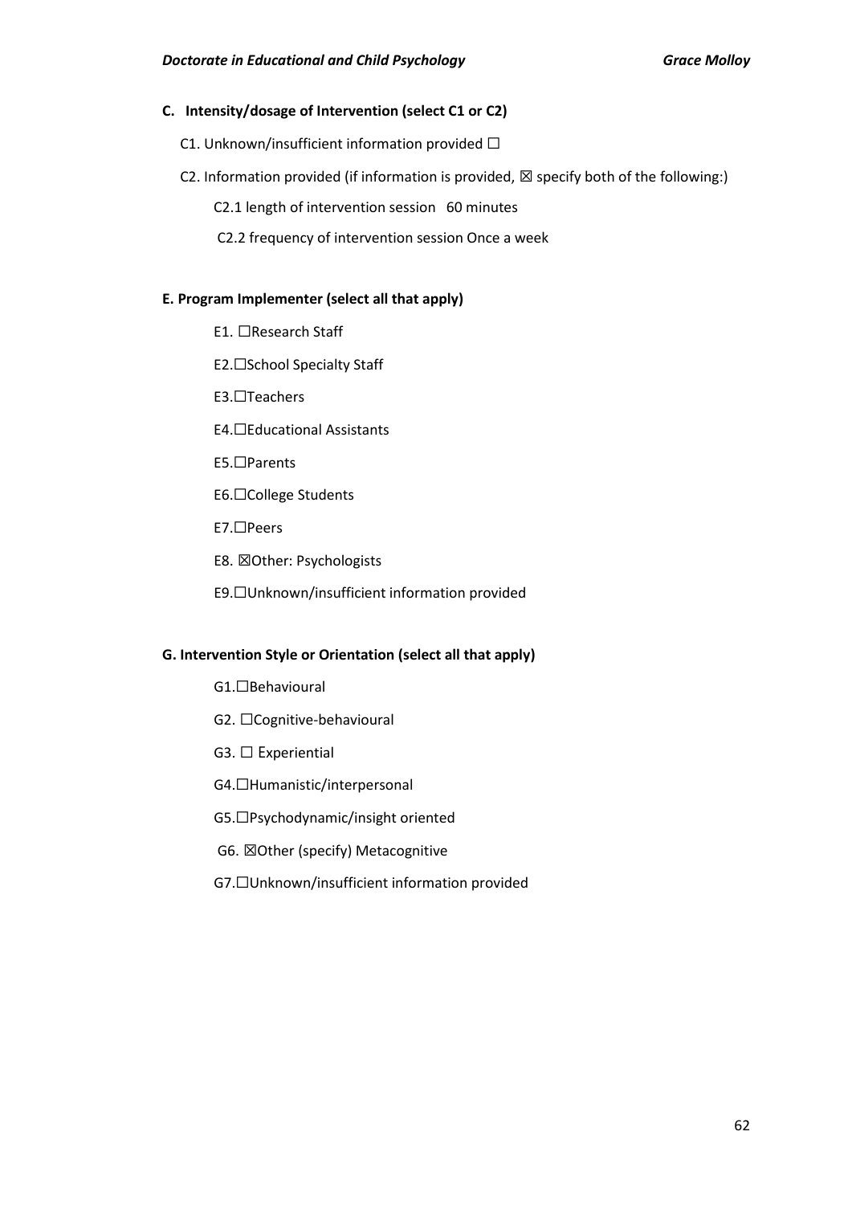**C. Intensity/dosage of Intervention (select C1 or C2)**

C1. Unknown/insufficient information provided ☐

C2. Information provided (if information is provided, ☒ specify both of the following:)

C2.1 length of intervention session 60 minutes

C2.2 frequency of intervention session Once a week

**E. Program Implementer (select all that apply)**

E1. ☐Research Staff

E2.☐School Specialty Staff

E3.☐Teachers

E4.☐Educational Assistants

E5.☐Parents

E6.☐College Students

E7.☐Peers

E8. ☒Other: Psychologists

E9.☐Unknown/insufficient information provided

**G. Intervention Style or Orientation (select all that apply)**

G1.☐Behavioural

G2. ☐Cognitive-behavioural

G3. ☐ Experiential

G4.☐Humanistic/interpersonal

G5.☐Psychodynamic/insight oriented

G6. ☒Other (specify) Metacognitive

G7.☐Unknown/insufficient information provided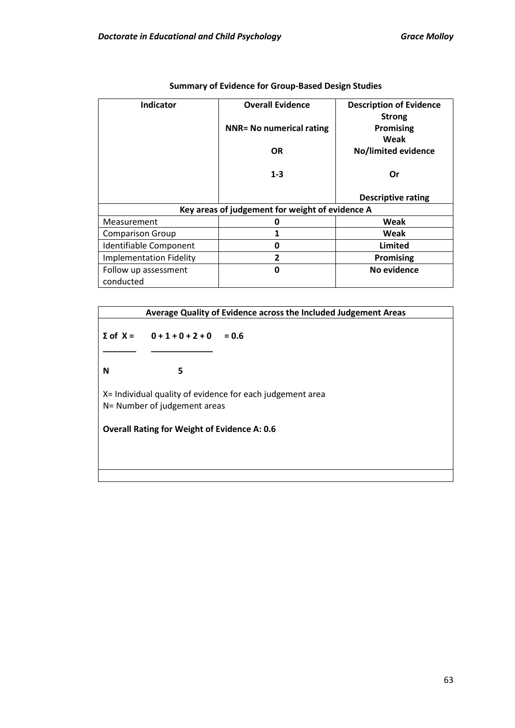**Summary of Evidence for Group-Based Design Studies**

| Indicator | Overall Evidence<br><br>NNR= No numerical rating<br><br>OR<br><br>1-3 | Description of Evidence<br>Strong<br>Promising<br>Weak<br>No/limited evidence<br><br>Or<br><br>Descriptive rating |
|---|---|---|
| **Key areas of judgement for weight of evidence A** | | |
| Measurement | **0** | **Weak** |
| Comparison Group | **1** | **Weak** |
| Identifiable Component | **0** | **Limited** |
| Implementation Fidelity | **2** | **Promising** |
| Follow up assessment conducted | **0** | **No evidence** |

**Average Quality of Evidence across the Included Judgement Areas**

$$\frac{\Sigma \text{ of } X}{N} = \frac{0+1+0+2+0}{5} = 0.6$$

X= Individual quality of evidence for each judgement area
N= Number of judgement areas

**Overall Rating for Weight of Evidence A: 0.6**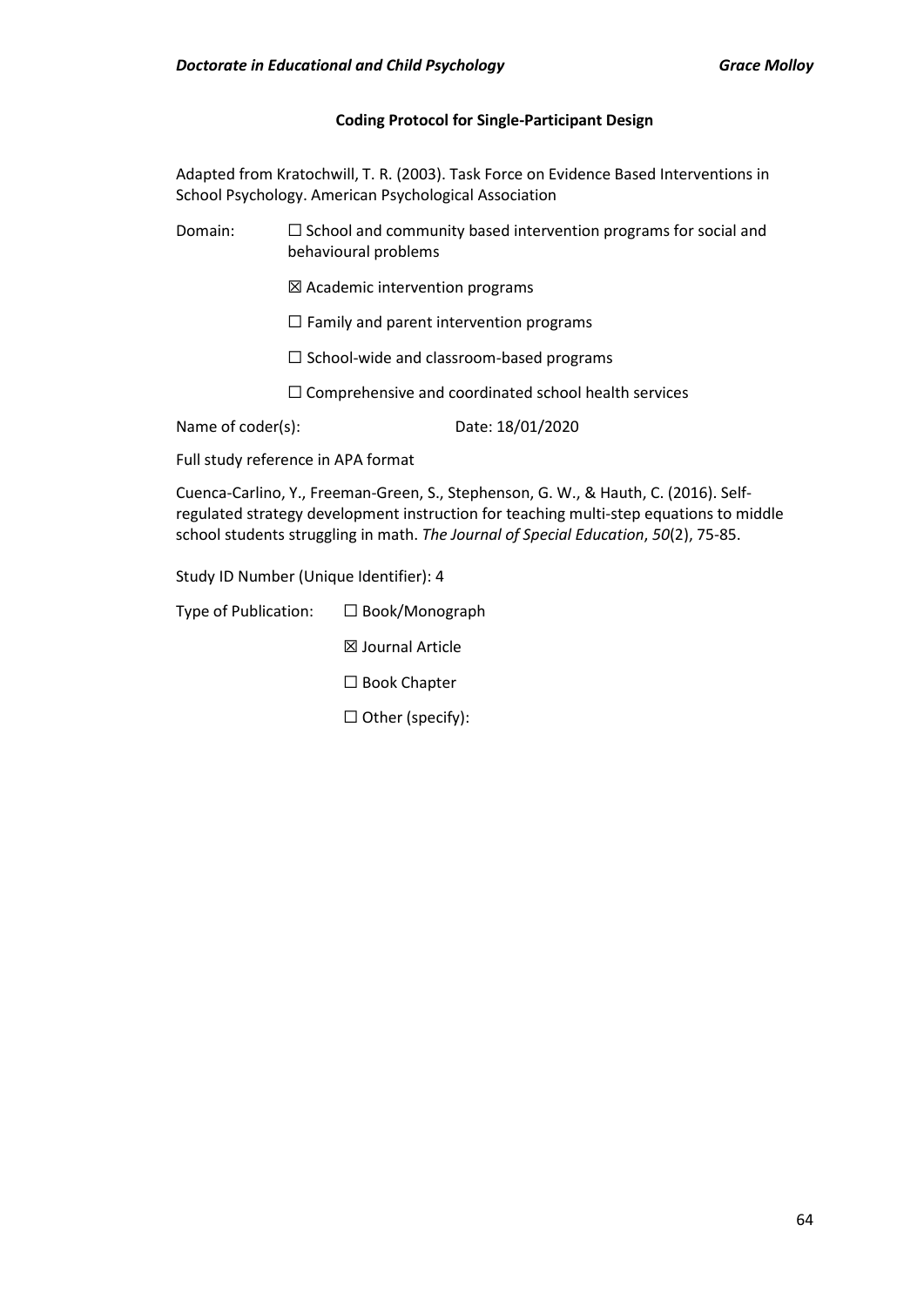**Coding Protocol for Single-Participant Design**

Adapted from Kratochwill, T. R. (2003). Task Force on Evidence Based Interventions in School Psychology. American Psychological Association

Domain:

☐ School and community based intervention programs for social and behavioural problems

☒ Academic intervention programs

☐ Family and parent intervention programs

☐ School-wide and classroom-based programs

☐ Comprehensive and coordinated school health services

Name of coder(s): Date: 18/01/2020

Full study reference in APA format

Cuenca-Carlino, Y., Freeman-Green, S., Stephenson, G. W., & Hauth, C. (2016). Self-regulated strategy development instruction for teaching multi-step equations to middle school students struggling in math. *The Journal of Special Education*, *50*(2), 75-85.

Study ID Number (Unique Identifier): 4

Type of Publication:

☐ Book/Monograph

☒ Journal Article

☐ Book Chapter

☐ Other (specify):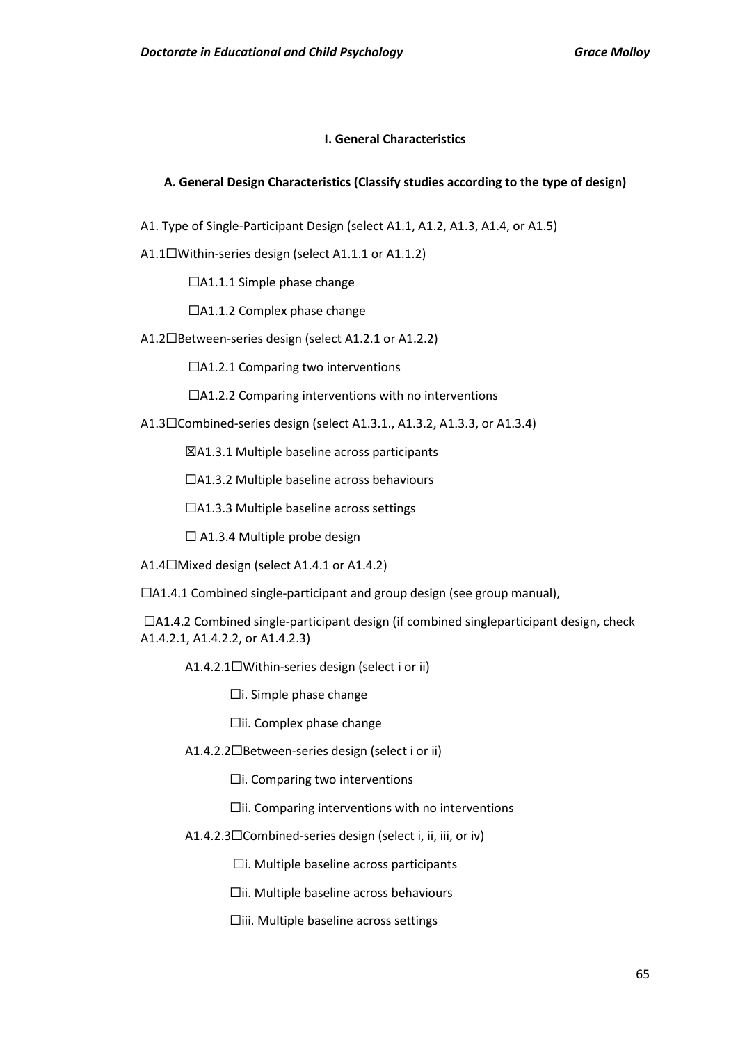**I. General Characteristics**

**A. General Design Characteristics (Classify studies according to the type of design)**

A1. Type of Single-Participant Design (select A1.1, A1.2, A1.3, A1.4, or A1.5)

A1.1☐Within-series design (select A1.1.1 or A1.1.2)

☐A1.1.1 Simple phase change

☐A1.1.2 Complex phase change

A1.2☐Between-series design (select A1.2.1 or A1.2.2)

☐A1.2.1 Comparing two interventions

☐A1.2.2 Comparing interventions with no interventions

A1.3☐Combined-series design (select A1.3.1., A1.3.2, A1.3.3, or A1.3.4)

☒A1.3.1 Multiple baseline across participants

☐A1.3.2 Multiple baseline across behaviours

☐A1.3.3 Multiple baseline across settings

☐ A1.3.4 Multiple probe design

A1.4☐Mixed design (select A1.4.1 or A1.4.2)

☐A1.4.1 Combined single-participant and group design (see group manual),

☐A1.4.2 Combined single-participant design (if combined singleparticipant design, check A1.4.2.1, A1.4.2.2, or A1.4.2.3)

A1.4.2.1☐Within-series design (select i or ii)

☐i. Simple phase change

☐ii. Complex phase change

A1.4.2.2☐Between-series design (select i or ii)

☐i. Comparing two interventions

☐ii. Comparing interventions with no interventions

A1.4.2.3☐Combined-series design (select i, ii, iii, or iv)

☐i. Multiple baseline across participants

☐ii. Multiple baseline across behaviours

☐iii. Multiple baseline across settings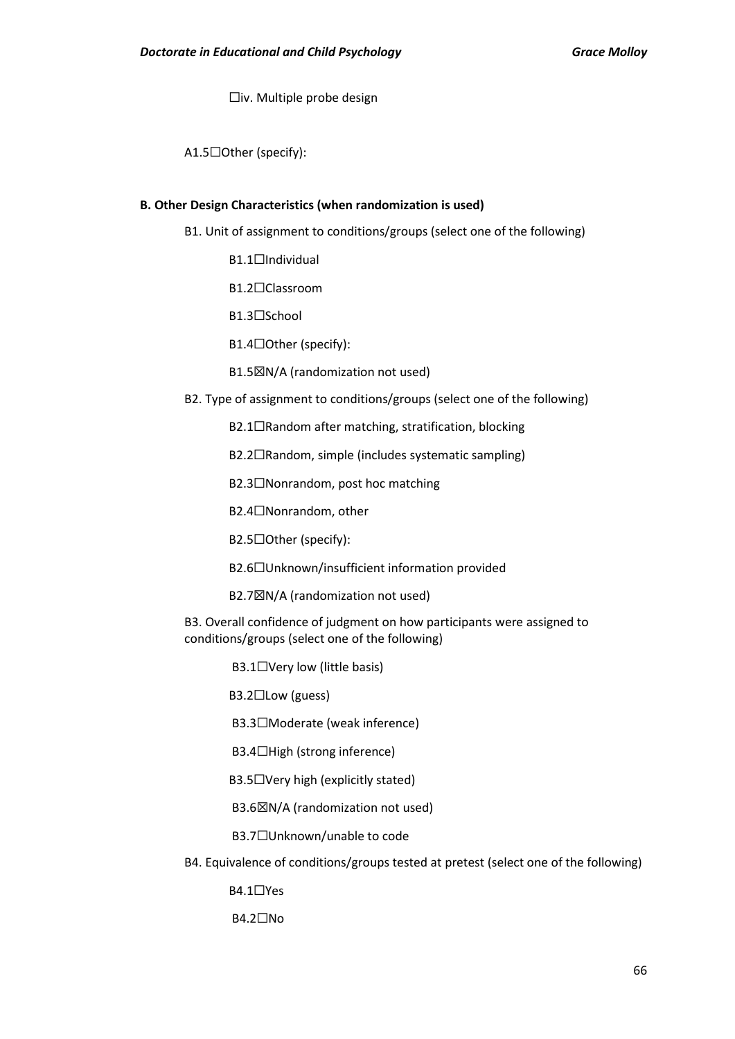☐iv. Multiple probe design

A1.5☐Other (specify):

**B. Other Design Characteristics (when randomization is used)**

B1. Unit of assignment to conditions/groups (select one of the following)

B1.1☐Individual

B1.2☐Classroom

B1.3☐School

B1.4☐Other (specify):

B1.5☒N/A (randomization not used)

B2. Type of assignment to conditions/groups (select one of the following)

B2.1☐Random after matching, stratification, blocking

B2.2☐Random, simple (includes systematic sampling)

B2.3☐Nonrandom, post hoc matching

B2.4☐Nonrandom, other

B2.5☐Other (specify):

B2.6☐Unknown/insufficient information provided

B2.7☒N/A (randomization not used)

B3. Overall confidence of judgment on how participants were assigned to conditions/groups (select one of the following)

B3.1☐Very low (little basis)

B3.2☐Low (guess)

B3.3☐Moderate (weak inference)

B3.4☐High (strong inference)

B3.5☐Very high (explicitly stated)

B3.6☒N/A (randomization not used)

B3.7☐Unknown/unable to code

B4. Equivalence of conditions/groups tested at pretest (select one of the following)

B4.1☐Yes

B4.2☐No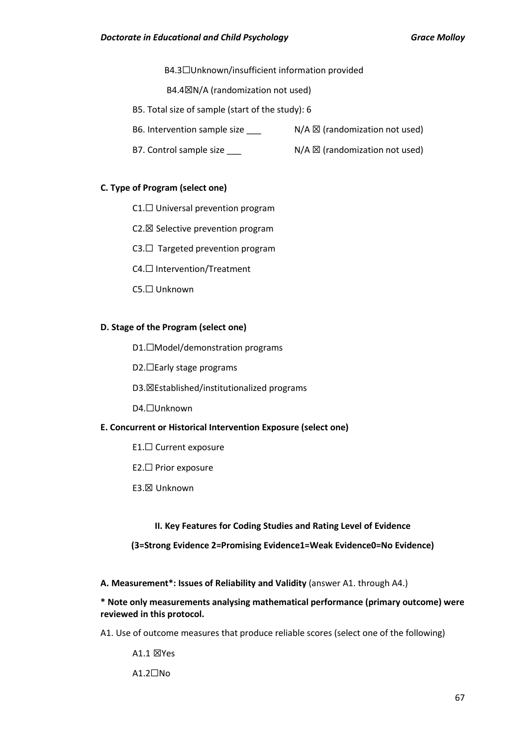B4.3☐Unknown/insufficient information provided

B4.4☒N/A (randomization not used)

B5. Total size of sample (start of the study): 6

B6. Intervention sample size ___ N/A ☒ (randomization not used)

B7. Control sample size ___ N/A ☒ (randomization not used)

**C. Type of Program (select one)**

C1.☐ Universal prevention program

C2.☒ Selective prevention program

C3.☐ Targeted prevention program

C4.☐ Intervention/Treatment

C5.☐ Unknown

**D. Stage of the Program (select one)**

D1.☐Model/demonstration programs

D2.☐Early stage programs

D3.☒Established/institutionalized programs

D4.☐Unknown

**E. Concurrent or Historical Intervention Exposure (select one)**

E1.☐ Current exposure

E2.☐ Prior exposure

E3.☒ Unknown

**II. Key Features for Coding Studies and Rating Level of Evidence**

**(3=Strong Evidence 2=Promising Evidence1=Weak Evidence0=No Evidence)**

**A. Measurement*: Issues of Reliability and Validity** (answer A1. through A4.)

**\* Note only measurements analysing mathematical performance (primary outcome) were reviewed in this protocol.**

A1. Use of outcome measures that produce reliable scores (select one of the following)

A1.1 ☒Yes

A1.2☐No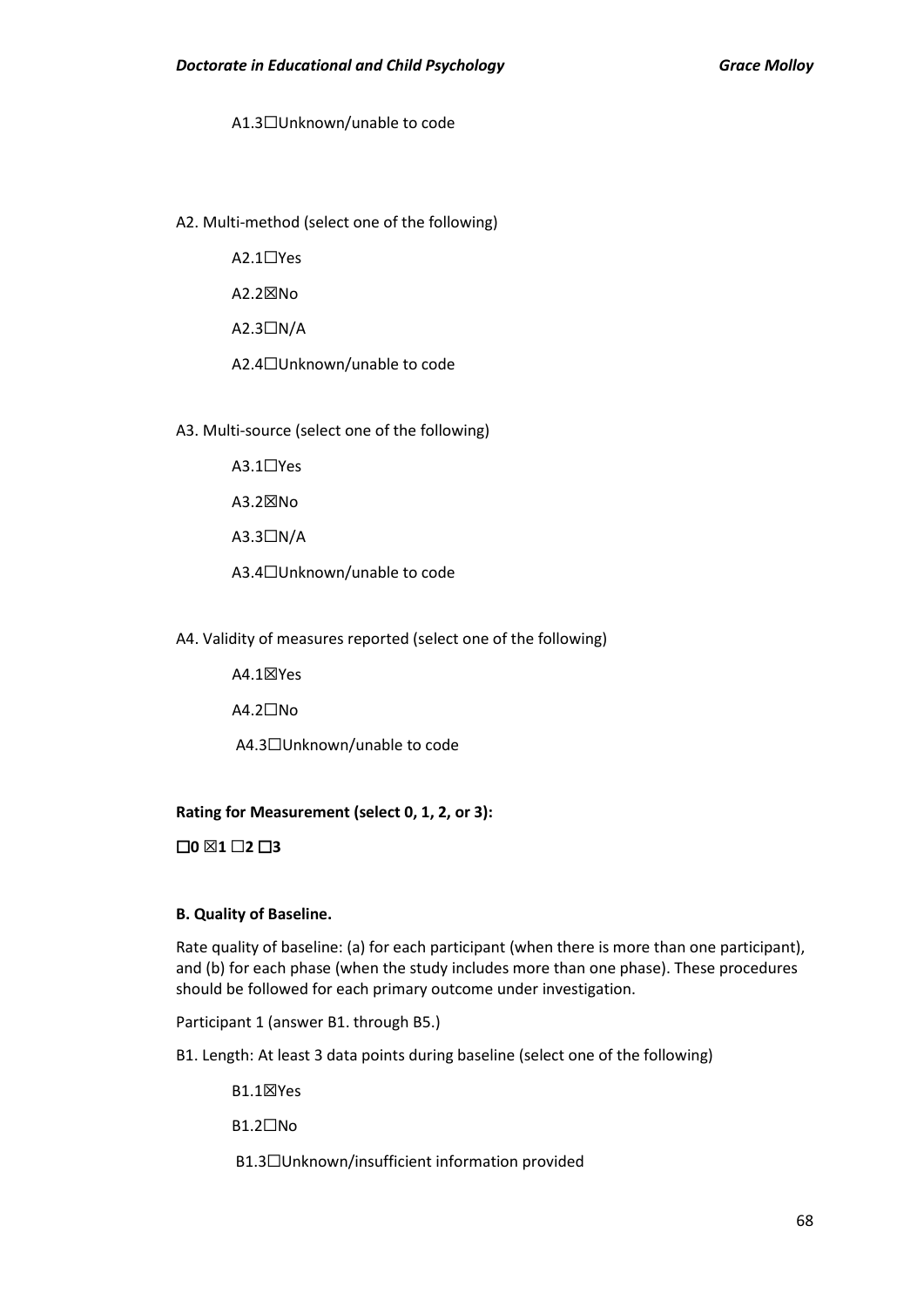A1.3☐Unknown/unable to code

A2. Multi-method (select one of the following)

A2.1☐Yes

A2.2☒No

A2.3☐N/A

A2.4☐Unknown/unable to code

A3. Multi-source (select one of the following)

A3.1☐Yes

A3.2☒No

A3.3☐N/A

A3.4☐Unknown/unable to code

A4. Validity of measures reported (select one of the following)

A4.1☒Yes

A4.2☐No

A4.3☐Unknown/unable to code

**Rating for Measurement (select 0, 1, 2, or 3):**

**☐0 ☒1 ☐2 ☐3**

**B. Quality of Baseline.**

Rate quality of baseline: (a) for each participant (when there is more than one participant), and (b) for each phase (when the study includes more than one phase). These procedures should be followed for each primary outcome under investigation.

Participant 1 (answer B1. through B5.)

B1. Length: At least 3 data points during baseline (select one of the following)

B1.1☒Yes

B1.2☐No

B1.3☐Unknown/insufficient information provided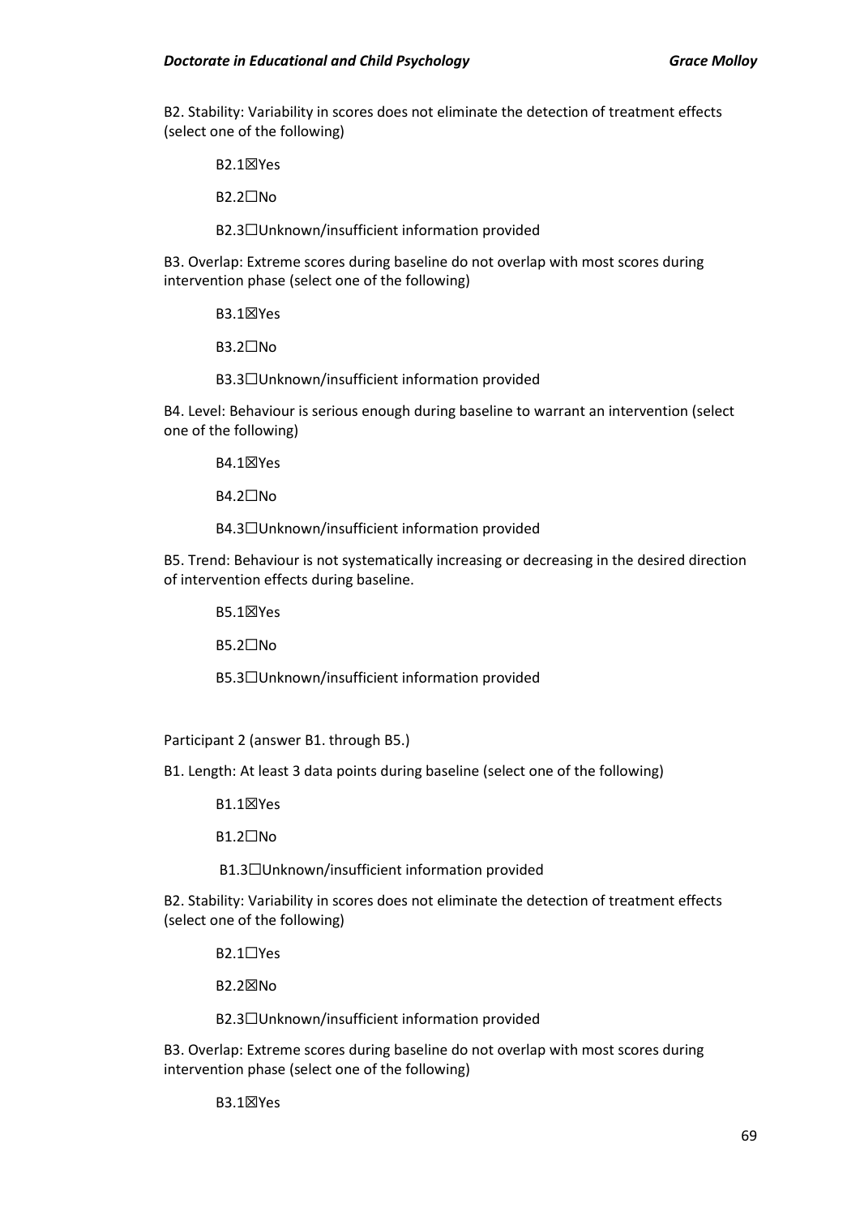B2. Stability: Variability in scores does not eliminate the detection of treatment effects (select one of the following)

B2.1☒Yes

B2.2☐No

B2.3☐Unknown/insufficient information provided

B3. Overlap: Extreme scores during baseline do not overlap with most scores during intervention phase (select one of the following)

B3.1☒Yes

B3.2☐No

B3.3☐Unknown/insufficient information provided

B4. Level: Behaviour is serious enough during baseline to warrant an intervention (select one of the following)

B4.1☒Yes

B4.2☐No

B4.3☐Unknown/insufficient information provided

B5. Trend: Behaviour is not systematically increasing or decreasing in the desired direction of intervention effects during baseline.

B5.1☒Yes

B5.2☐No

B5.3☐Unknown/insufficient information provided

Participant 2 (answer B1. through B5.)

B1. Length: At least 3 data points during baseline (select one of the following)

B1.1☒Yes

B1.2☐No

B1.3☐Unknown/insufficient information provided

B2. Stability: Variability in scores does not eliminate the detection of treatment effects (select one of the following)

B2.1☐Yes

B2.2☒No

B2.3☐Unknown/insufficient information provided

B3. Overlap: Extreme scores during baseline do not overlap with most scores during intervention phase (select one of the following)

B3.1☒Yes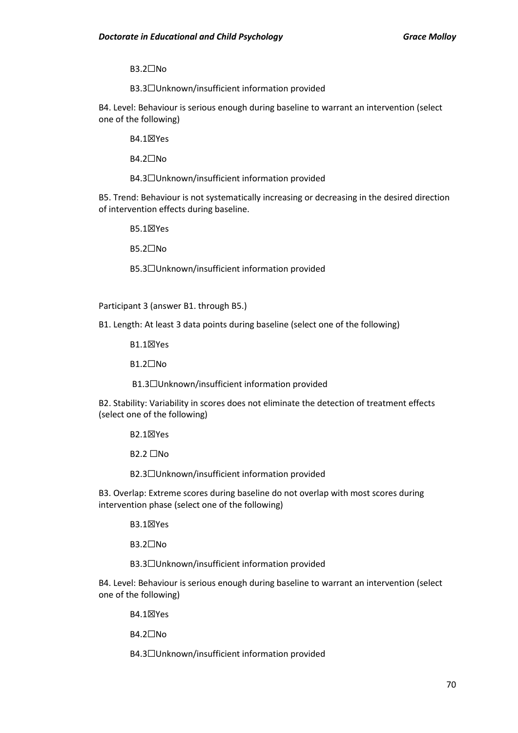B3.2☐No

B3.3☐Unknown/insufficient information provided

B4. Level: Behaviour is serious enough during baseline to warrant an intervention (select one of the following)

B4.1☒Yes

B4.2☐No

B4.3☐Unknown/insufficient information provided

B5. Trend: Behaviour is not systematically increasing or decreasing in the desired direction of intervention effects during baseline.

B5.1☒Yes

B5.2☐No

B5.3☐Unknown/insufficient information provided

Participant 3 (answer B1. through B5.)

B1. Length: At least 3 data points during baseline (select one of the following)

B1.1☒Yes

B1.2☐No

B1.3☐Unknown/insufficient information provided

B2. Stability: Variability in scores does not eliminate the detection of treatment effects (select one of the following)

B2.1☒Yes

B2.2 ☐No

B2.3☐Unknown/insufficient information provided

B3. Overlap: Extreme scores during baseline do not overlap with most scores during intervention phase (select one of the following)

B3.1☒Yes

B3.2☐No

B3.3☐Unknown/insufficient information provided

B4. Level: Behaviour is serious enough during baseline to warrant an intervention (select one of the following)

B4.1☒Yes

B4.2☐No

B4.3☐Unknown/insufficient information provided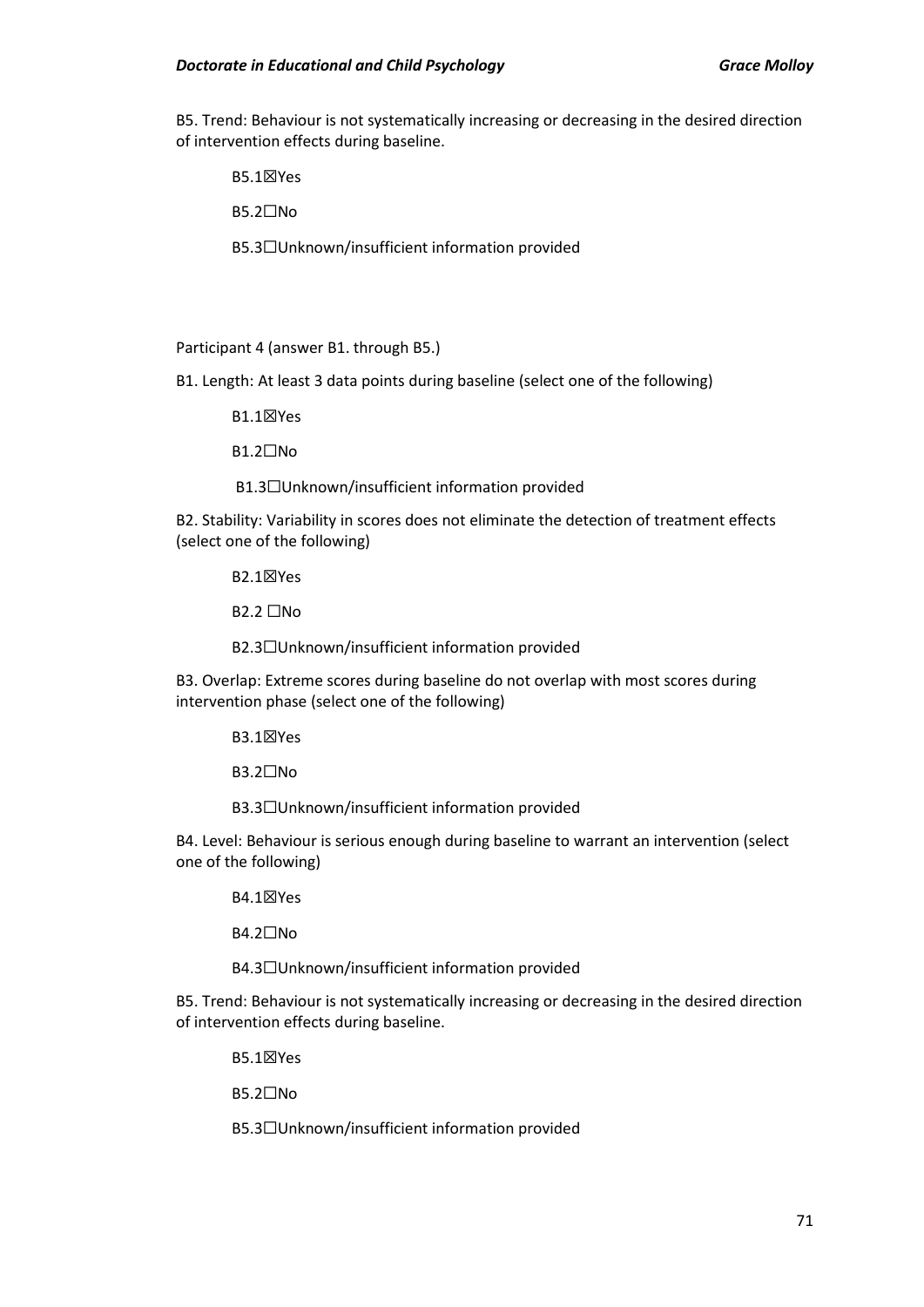B5. Trend: Behaviour is not systematically increasing or decreasing in the desired direction of intervention effects during baseline.

B5.1☒Yes

B5.2☐No

B5.3☐Unknown/insufficient information provided

Participant 4 (answer B1. through B5.)

B1. Length: At least 3 data points during baseline (select one of the following)

B1.1☒Yes

B1.2☐No

B1.3☐Unknown/insufficient information provided

B2. Stability: Variability in scores does not eliminate the detection of treatment effects (select one of the following)

B2.1☒Yes

B2.2 ☐No

B2.3☐Unknown/insufficient information provided

B3. Overlap: Extreme scores during baseline do not overlap with most scores during intervention phase (select one of the following)

B3.1☒Yes

B3.2☐No

B3.3☐Unknown/insufficient information provided

B4. Level: Behaviour is serious enough during baseline to warrant an intervention (select one of the following)

B4.1☒Yes

B4.2☐No

B4.3☐Unknown/insufficient information provided

B5. Trend: Behaviour is not systematically increasing or decreasing in the desired direction of intervention effects during baseline.

B5.1☒Yes

B5.2☐No

B5.3☐Unknown/insufficient information provided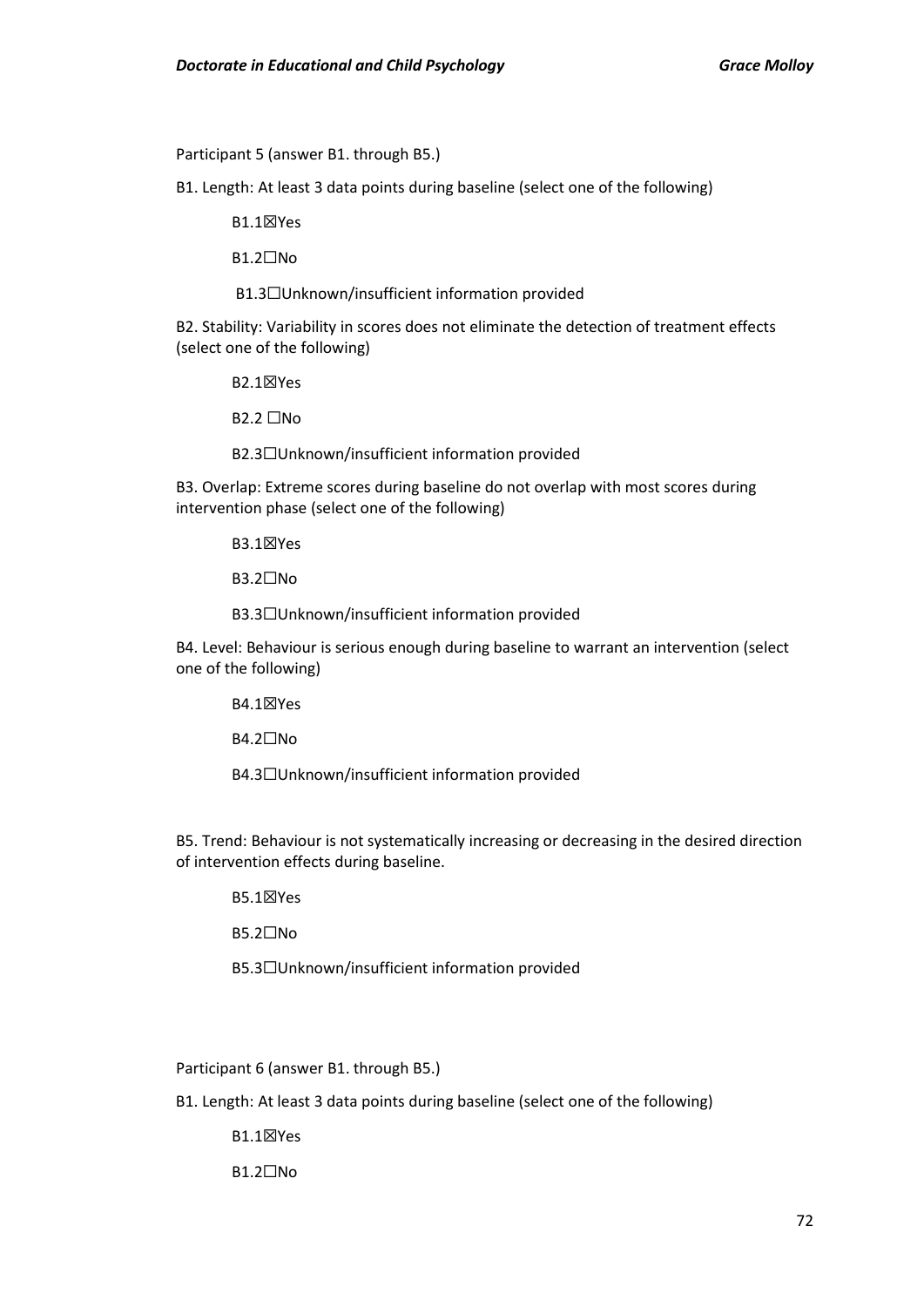Participant 5 (answer B1. through B5.)

B1. Length: At least 3 data points during baseline (select one of the following)

B1.1☒Yes

B1.2☐No

B1.3☐Unknown/insufficient information provided

B2. Stability: Variability in scores does not eliminate the detection of treatment effects (select one of the following)

B2.1☒Yes

B2.2 ☐No

B2.3☐Unknown/insufficient information provided

B3. Overlap: Extreme scores during baseline do not overlap with most scores during intervention phase (select one of the following)

B3.1☒Yes

B3.2☐No

B3.3☐Unknown/insufficient information provided

B4. Level: Behaviour is serious enough during baseline to warrant an intervention (select one of the following)

B4.1☒Yes

B4.2☐No

B4.3☐Unknown/insufficient information provided

B5. Trend: Behaviour is not systematically increasing or decreasing in the desired direction of intervention effects during baseline.

B5.1☒Yes

B5.2☐No

B5.3☐Unknown/insufficient information provided

Participant 6 (answer B1. through B5.)

B1. Length: At least 3 data points during baseline (select one of the following)

B1.1☒Yes

B1.2☐No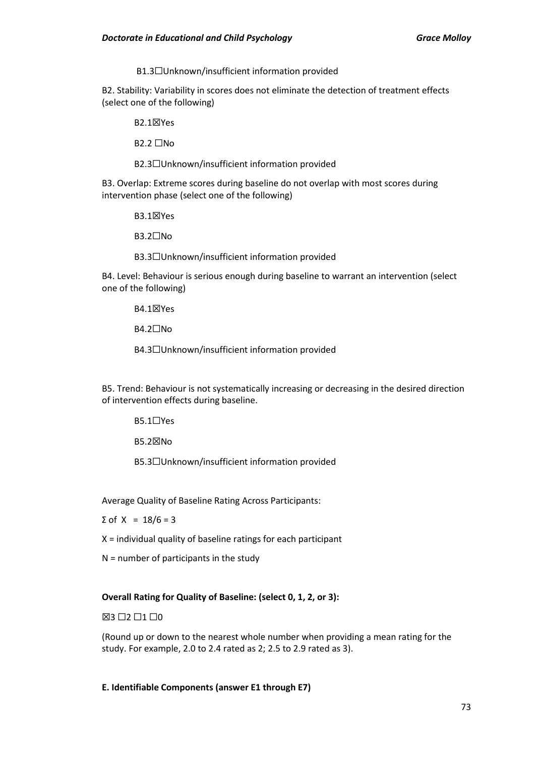B1.3☐Unknown/insufficient information provided

B2. Stability: Variability in scores does not eliminate the detection of treatment effects (select one of the following)

B2.1☒Yes

B2.2 ☐No

B2.3☐Unknown/insufficient information provided

B3. Overlap: Extreme scores during baseline do not overlap with most scores during intervention phase (select one of the following)

B3.1☒Yes

B3.2☐No

B3.3☐Unknown/insufficient information provided

B4. Level: Behaviour is serious enough during baseline to warrant an intervention (select one of the following)

B4.1☒Yes

B4.2☐No

B4.3☐Unknown/insufficient information provided

B5. Trend: Behaviour is not systematically increasing or decreasing in the desired direction of intervention effects during baseline.

B5.1☐Yes

B5.2☒No

B5.3☐Unknown/insufficient information provided

Average Quality of Baseline Rating Across Participants:

$\Sigma$ of $X = 18/6 = 3$

X = individual quality of baseline ratings for each participant

N = number of participants in the study

**Overall Rating for Quality of Baseline: (select 0, 1, 2, or 3):**

☒3 ☐2 ☐1 ☐0

(Round up or down to the nearest whole number when providing a mean rating for the study. For example, 2.0 to 2.4 rated as 2; 2.5 to 2.9 rated as 3).

**E. Identifiable Components (answer E1 through E7)**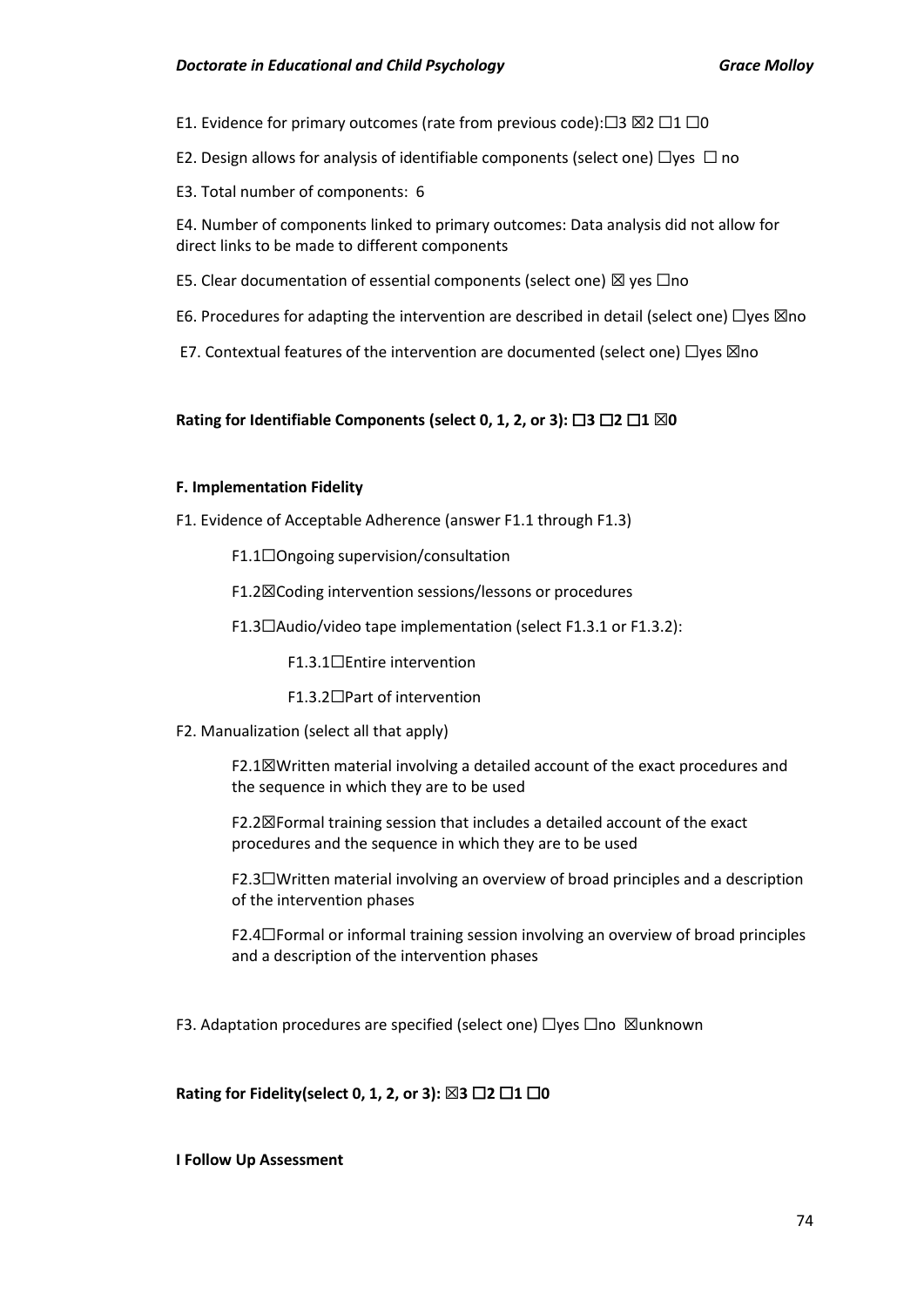E1. Evidence for primary outcomes (rate from previous code):☐3 ☒2 ☐1 ☐0

E2. Design allows for analysis of identifiable components (select one) ☐yes ☐ no

E3. Total number of components: 6

E4. Number of components linked to primary outcomes: Data analysis did not allow for direct links to be made to different components

E5. Clear documentation of essential components (select one) ☒ yes ☐no

E6. Procedures for adapting the intervention are described in detail (select one) ☐yes ☒no

E7. Contextual features of the intervention are documented (select one) ☐yes ☒no

**Rating for Identifiable Components (select 0, 1, 2, or 3): ☐3 ☐2 ☐1 ☒0**

**F. Implementation Fidelity**

F1. Evidence of Acceptable Adherence (answer F1.1 through F1.3)

- F1.1☐Ongoing supervision/consultation
- F1.2☒Coding intervention sessions/lessons or procedures
- F1.3☐Audio/video tape implementation (select F1.3.1 or F1.3.2):
  - F1.3.1☐Entire intervention
  - F1.3.2☐Part of intervention

F2. Manualization (select all that apply)

- F2.1☒Written material involving a detailed account of the exact procedures and the sequence in which they are to be used
- F2.2☒Formal training session that includes a detailed account of the exact procedures and the sequence in which they are to be used
- F2.3☐Written material involving an overview of broad principles and a description of the intervention phases
- F2.4☐Formal or informal training session involving an overview of broad principles and a description of the intervention phases

F3. Adaptation procedures are specified (select one) ☐yes ☐no ☒unknown

**Rating for Fidelity(select 0, 1, 2, or 3): ☒3 ☐2 ☐1 ☐0**

**I Follow Up Assessment**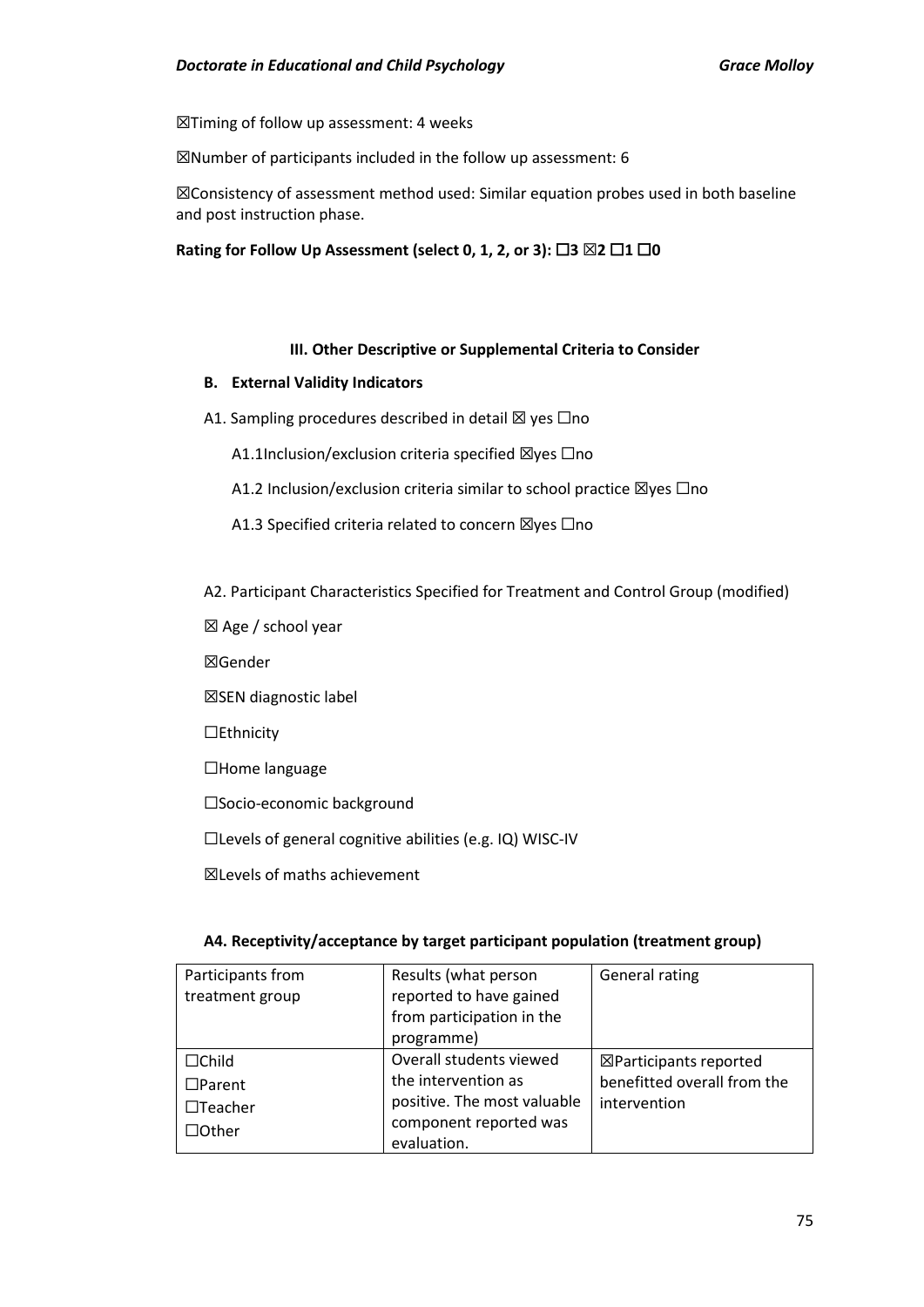☒Timing of follow up assessment: 4 weeks

☒Number of participants included in the follow up assessment: 6

☒Consistency of assessment method used: Similar equation probes used in both baseline and post instruction phase.

**Rating for Follow Up Assessment (select 0, 1, 2, or 3): ☐3 ☒2 ☐1 ☐0**

**III. Other Descriptive or Supplemental Criteria to Consider**

**B. External Validity Indicators**

A1. Sampling procedures described in detail ☒ yes ☐no

A1.1Inclusion/exclusion criteria specified ☒yes ☐no

A1.2 Inclusion/exclusion criteria similar to school practice ☒yes ☐no

A1.3 Specified criteria related to concern ☒yes ☐no

A2. Participant Characteristics Specified for Treatment and Control Group (modified)

☒ Age / school year

☒Gender

☒SEN diagnostic label

☐Ethnicity

☐Home language

☐Socio-economic background

☐Levels of general cognitive abilities (e.g. IQ) WISC-IV

☒Levels of maths achievement

**A4. Receptivity/acceptance by target participant population (treatment group)**

| Participants from treatment group | Results (what person reported to have gained from participation in the programme) | General rating |
|---|---|---|
| ☐Child<br>☐Parent<br>☐Teacher<br>☐Other | Overall students viewed the intervention as positive. The most valuable component reported was evaluation. | ☒Participants reported benefitted overall from the intervention |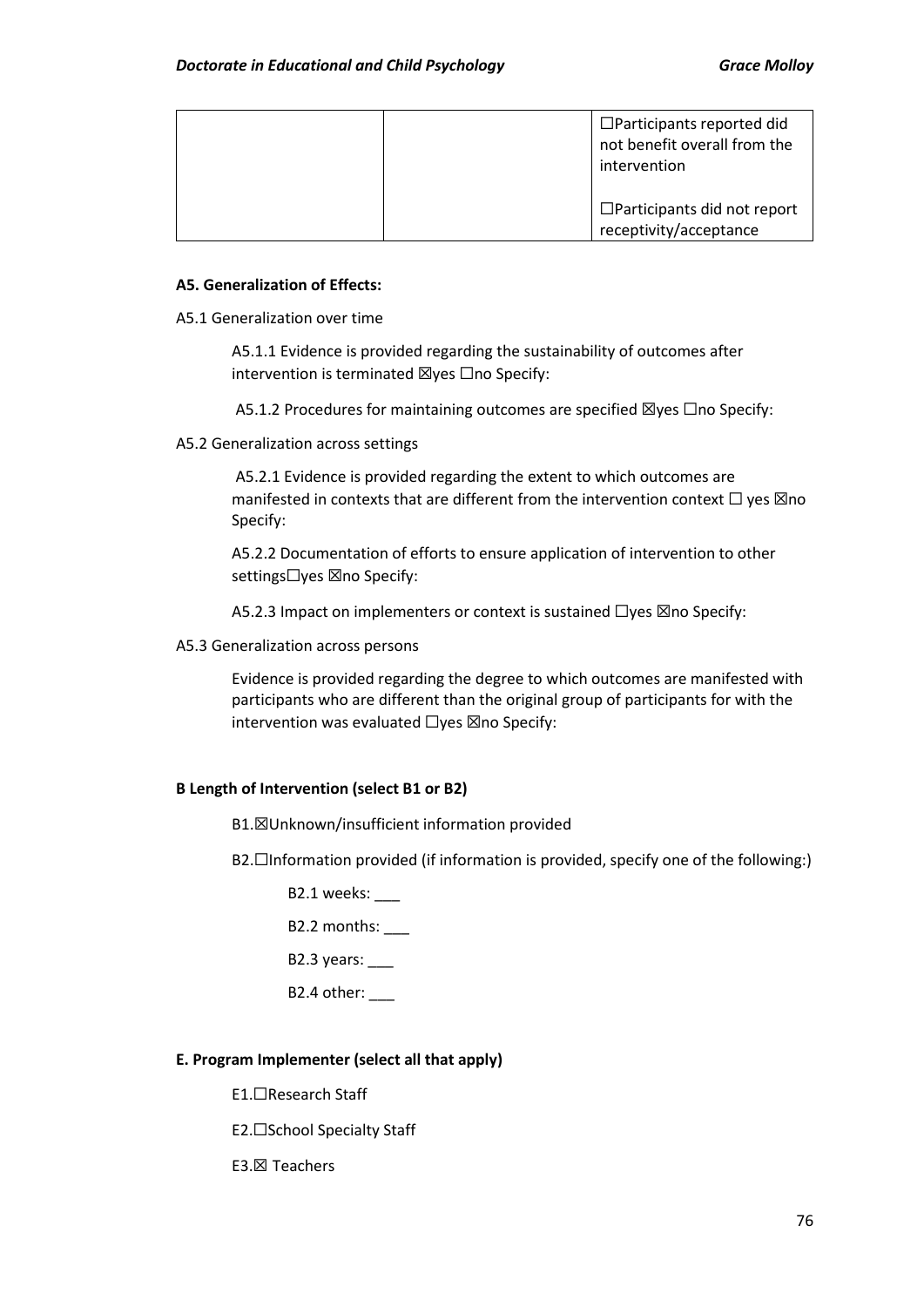| | | ☐Participants reported did not benefit overall from the intervention<br><br>☐Participants did not report receptivity/acceptance |
|---|---|---|

**A5. Generalization of Effects:**

A5.1 Generalization over time

A5.1.1 Evidence is provided regarding the sustainability of outcomes after intervention is terminated ☒yes ☐no Specify:

A5.1.2 Procedures for maintaining outcomes are specified ☒yes ☐no Specify:

A5.2 Generalization across settings

A5.2.1 Evidence is provided regarding the extent to which outcomes are manifested in contexts that are different from the intervention context ☐ yes ☒no Specify:

A5.2.2 Documentation of efforts to ensure application of intervention to other settings☐yes ☒no Specify:

A5.2.3 Impact on implementers or context is sustained ☐yes ☒no Specify:

A5.3 Generalization across persons

Evidence is provided regarding the degree to which outcomes are manifested with participants who are different than the original group of participants for with the intervention was evaluated ☐yes ☒no Specify:

**B Length of Intervention (select B1 or B2)**

B1.☒Unknown/insufficient information provided

B2.☐Information provided (if information is provided, specify one of the following:)

B2.1 weeks: ___

B2.2 months: ___

B2.3 years: ___

B2.4 other: ___

**E. Program Implementer (select all that apply)**

E1.☐Research Staff

E2.☐School Specialty Staff

E3.☒ Teachers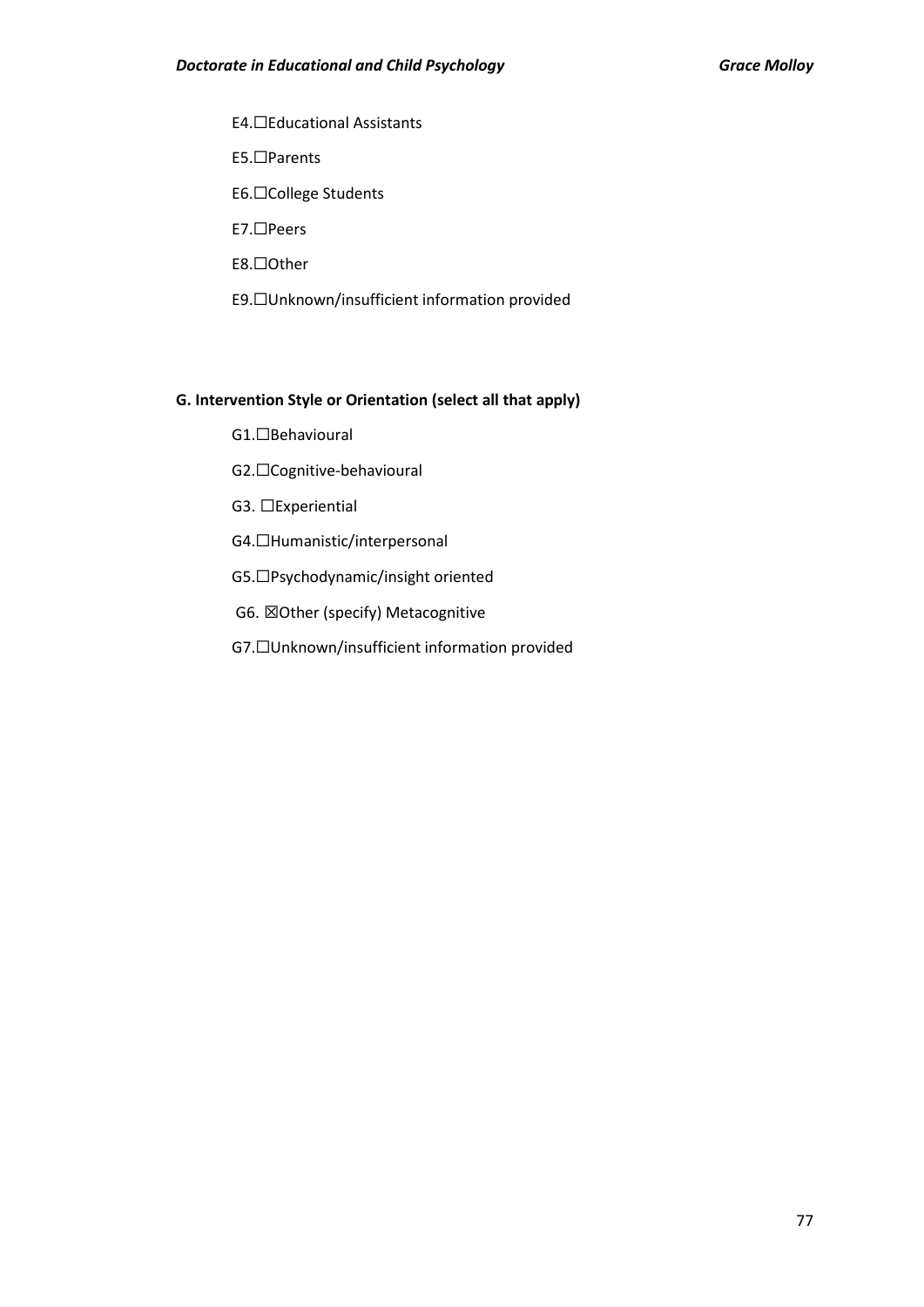E4.☐Educational Assistants

E5.☐Parents

E6.☐College Students

E7.☐Peers

E8.☐Other

E9.☐Unknown/insufficient information provided

**G. Intervention Style or Orientation (select all that apply)**

G1.☐Behavioural

G2.☐Cognitive-behavioural

G3. ☐Experiential

G4.☐Humanistic/interpersonal

G5.☐Psychodynamic/insight oriented

G6. ☒Other (specify) Metacognitive

G7.☐Unknown/insufficient information provided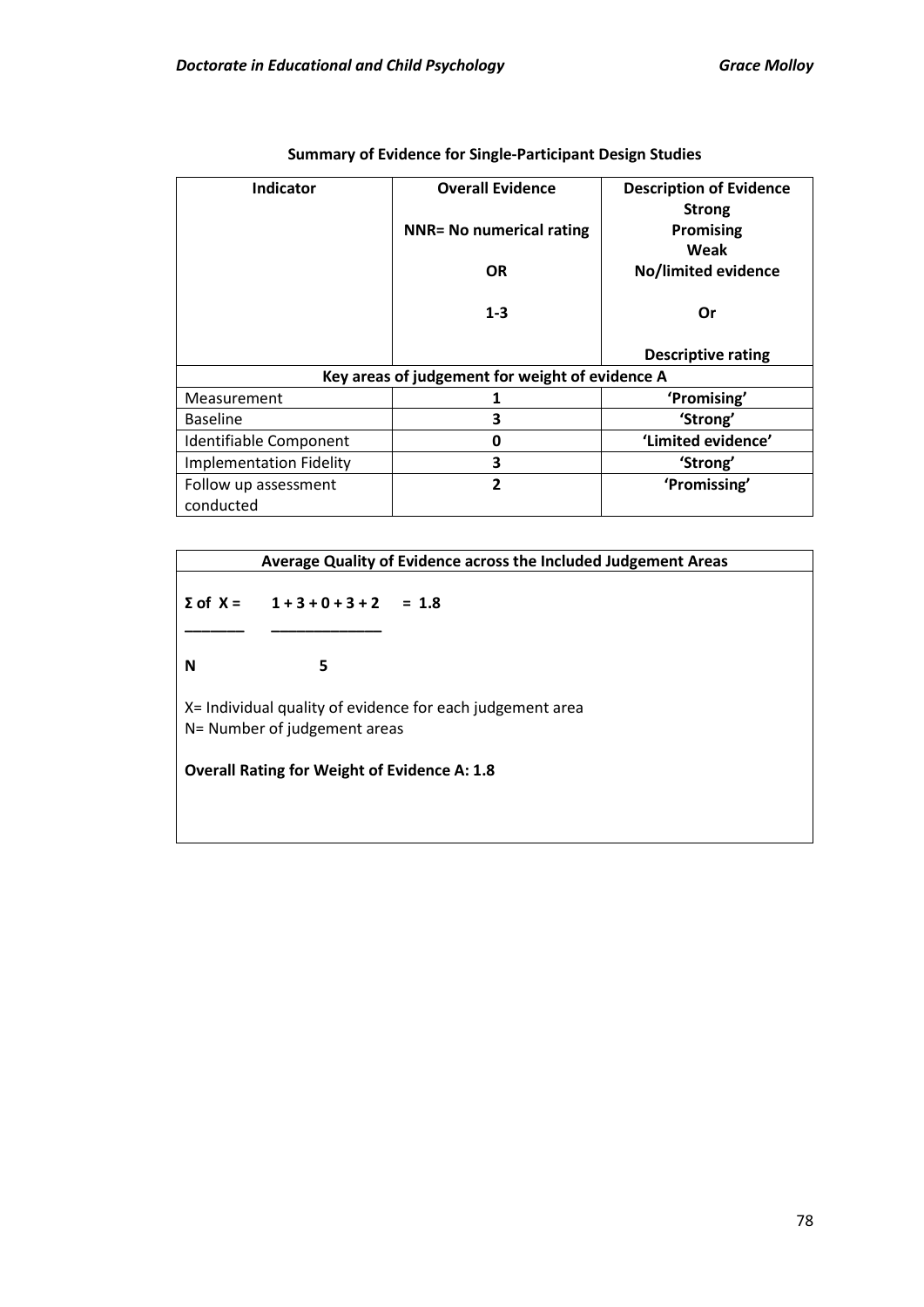**Summary of Evidence for Single-Participant Design Studies**

| Indicator | Overall Evidence<br><br>NNR= No numerical rating<br><br>OR<br><br>1-3 | Description of Evidence<br>Strong<br>Promising<br>Weak<br>No/limited evidence<br><br>Or<br><br>Descriptive rating |
|---|---|---|
| **Key areas of judgement for weight of evidence A** | | |
| Measurement | 1 | 'Promising' |
| Baseline | 3 | 'Strong' |
| Identifiable Component | 0 | 'Limited evidence' |
| Implementation Fidelity | 3 | 'Strong' |
| Follow up assessment conducted | 2 | 'Promissing' |

**Average Quality of Evidence across the Included Judgement Areas**

$$\frac{\Sigma \text{ of } X}{N} = \frac{1 + 3 + 0 + 3 + 2}{5} = 1.8$$

X= Individual quality of evidence for each judgement area
N= Number of judgement areas

**Overall Rating for Weight of Evidence A: 1.8**